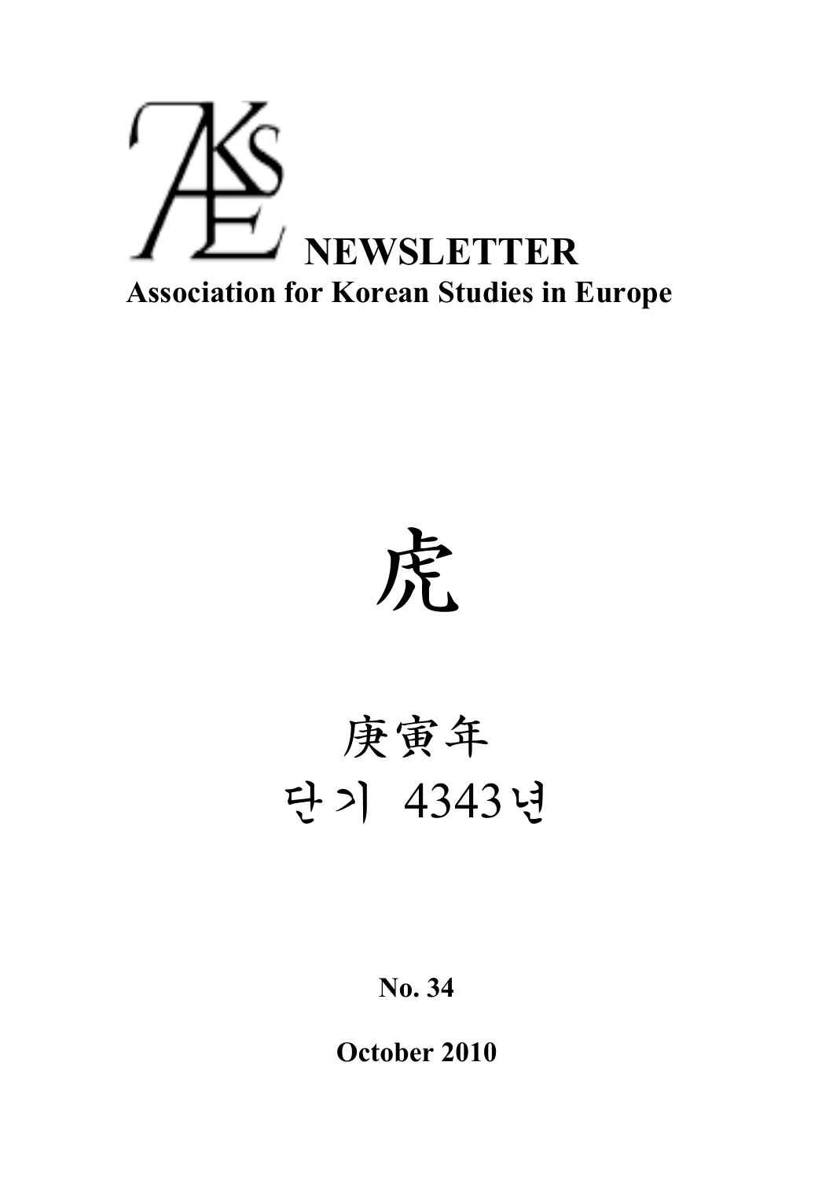AKSE

# NEWSLETTER

**Association for Korean Studies in Europe**

虎

庚寅年

단기 4343년

**No. 34**

**October 2010**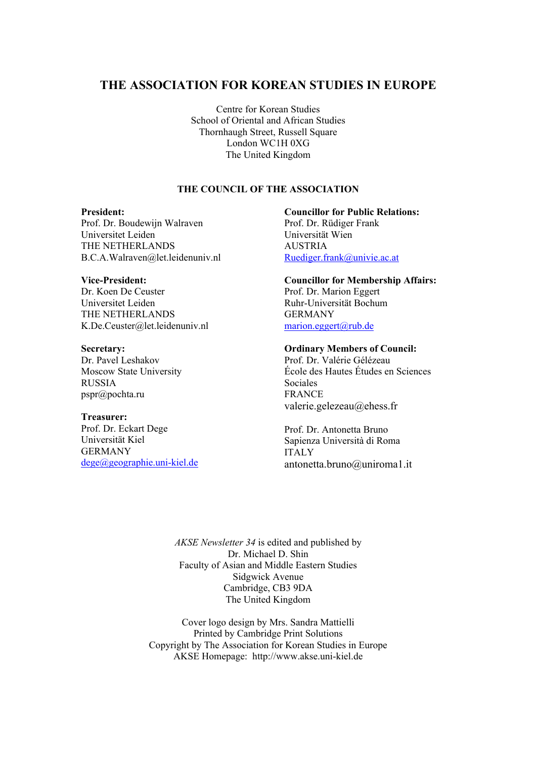# THE ASSOCIATION FOR KOREAN STUDIES IN EUROPE

Centre for Korean Studies
School of Oriental and African Studies
Thornhaugh Street, Russell Square
London WC1H 0XG
The United Kingdom

## THE COUNCIL OF THE ASSOCIATION

**President:**
Prof. Dr. Boudewijn Walraven
Universitet Leiden
THE NETHERLANDS
B.C.A.Walraven@let.leidenuniv.nl

**Vice-President:**
Dr. Koen De Ceuster
Universitet Leiden
THE NETHERLANDS
K.De.Ceuster@let.leidenuniv.nl

**Secretary:**
Dr. Pavel Leshakov
Moscow State University
RUSSIA
pspr@pochta.ru

**Treasurer:**
Prof. Dr. Eckart Dege
Universität Kiel
GERMANY
dege@geographie.uni-kiel.de

**Councillor for Public Relations:**
Prof. Dr. Rüdiger Frank
Universität Wien
AUSTRIA
Ruediger.frank@univie.ac.at

**Councillor for Membership Affairs:**
Prof. Dr. Marion Eggert
Ruhr-Universität Bochum
GERMANY
marion.eggert@rub.de

**Ordinary Members of Council:**
Prof. Dr. Valérie Gélézeau
École des Hautes Études en Sciences Sociales
FRANCE
valerie.gelezeau@ehess.fr

Prof. Dr. Antonetta Bruno
Sapienza Università di Roma
ITALY
antonetta.bruno@uniroma1.it

*AKSE Newsletter 34* is edited and published by
Dr. Michael D. Shin
Faculty of Asian and Middle Eastern Studies
Sidgwick Avenue
Cambridge, CB3 9DA
The United Kingdom

Cover logo design by Mrs. Sandra Mattielli
Printed by Cambridge Print Solutions
Copyright by The Association for Korean Studies in Europe
AKSE Homepage: http://www.akse.uni-kiel.de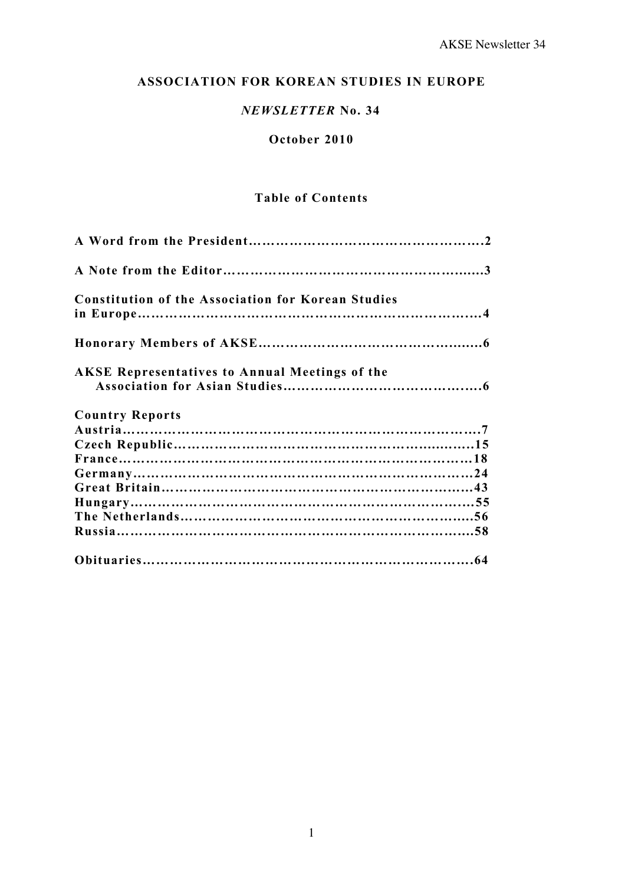**ASSOCIATION FOR KOREAN STUDIES IN EUROPE**

***NEWSLETTER* No. 34**

**October 2010**

**Table of Contents**

**A Word from the President……………………………………………2**

**A Note from the Editor……………………………………………......3**

**Constitution of the Association for Korean Studies in Europe…………………………………………………………….....4**

**Honorary Members of AKSE………………………………….......6**

**AKSE Representatives to Annual Meetings of the Association for Asian Studies…………………………………….6**

**Country Reports**
**Austria……………………………………………………………….7**
**Czech Republic……………………………………………..........15**
**France………………………………………………………………18**
**Germany……………………………………………………………24**
**Great Britain……………………………………………………….43**
**Hungary…………………………………………………………….55**
**The Netherlands………………………………………………….56**
**Russia……………………………………………………………….58**

**Obituaries…………………………………………………………64**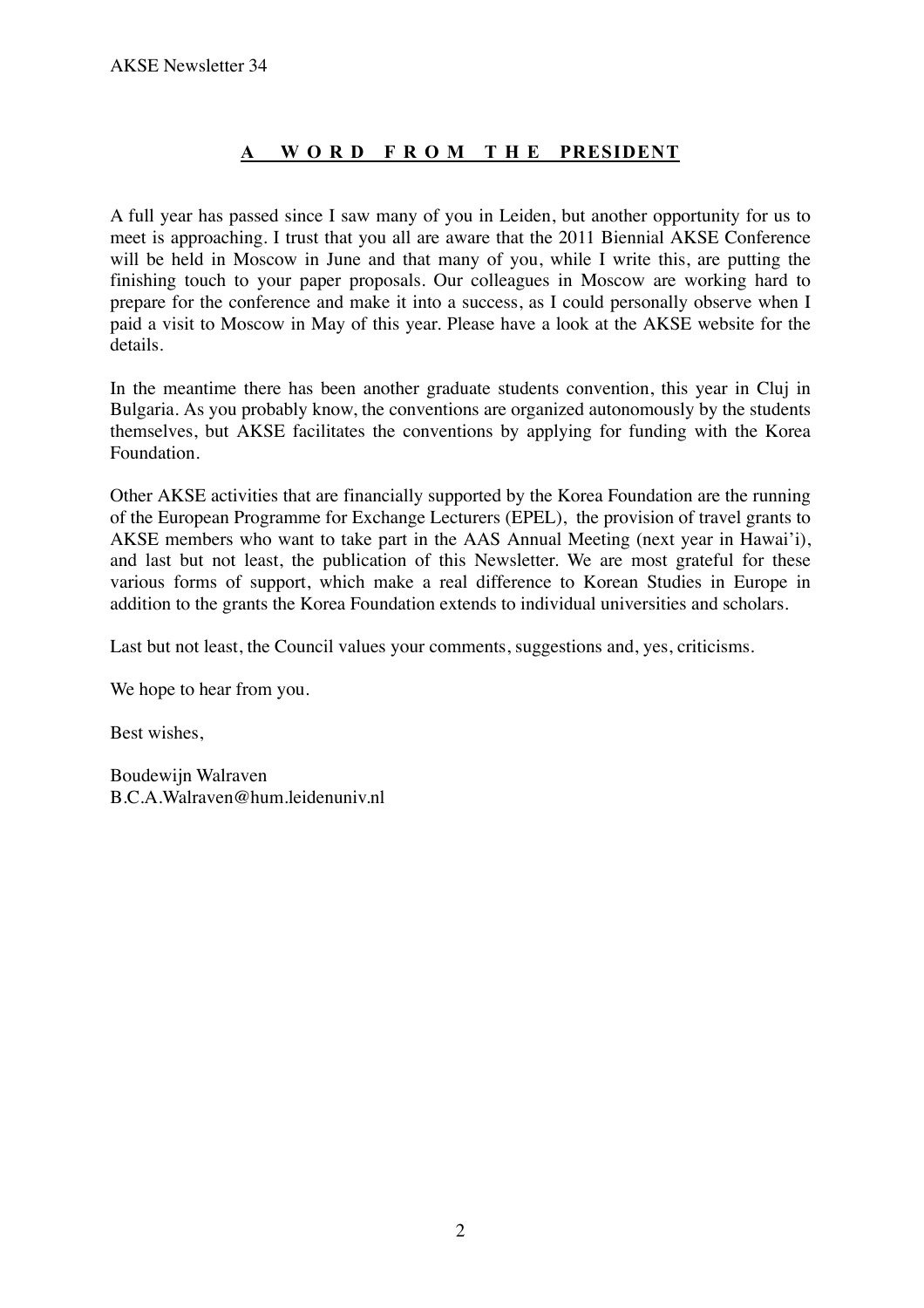## A WORD FROM THE PRESIDENT

A full year has passed since I saw many of you in Leiden, but another opportunity for us to meet is approaching. I trust that you all are aware that the 2011 Biennial AKSE Conference will be held in Moscow in June and that many of you, while I write this, are putting the finishing touch to your paper proposals. Our colleagues in Moscow are working hard to prepare for the conference and make it into a success, as I could personally observe when I paid a visit to Moscow in May of this year. Please have a look at the AKSE website for the details.

In the meantime there has been another graduate students convention, this year in Cluj in Bulgaria. As you probably know, the conventions are organized autonomously by the students themselves, but AKSE facilitates the conventions by applying for funding with the Korea Foundation.

Other AKSE activities that are financially supported by the Korea Foundation are the running of the European Programme for Exchange Lecturers (EPEL), the provision of travel grants to AKSE members who want to take part in the AAS Annual Meeting (next year in Hawai'i), and last but not least, the publication of this Newsletter. We are most grateful for these various forms of support, which make a real difference to Korean Studies in Europe in addition to the grants the Korea Foundation extends to individual universities and scholars.

Last but not least, the Council values your comments, suggestions and, yes, criticisms.

We hope to hear from you.

Best wishes,

Boudewijn Walraven
B.C.A.Walraven@hum.leidenuniv.nl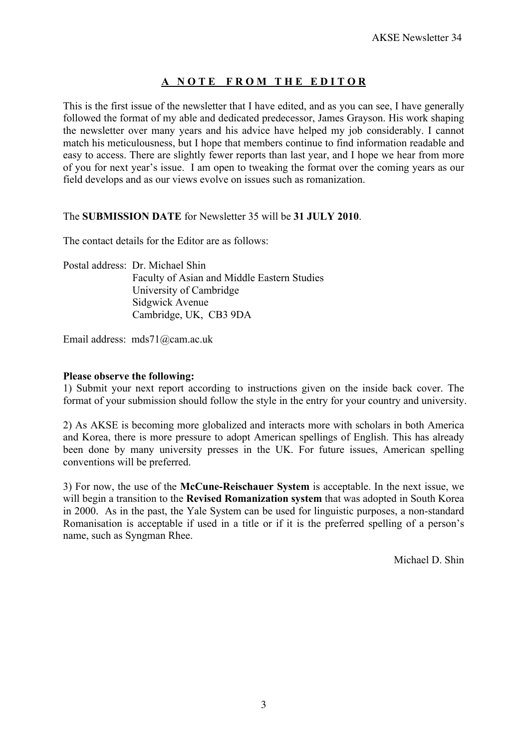## A NOTE FROM THE EDITOR

This is the first issue of the newsletter that I have edited, and as you can see, I have generally followed the format of my able and dedicated predecessor, James Grayson. His work shaping the newsletter over many years and his advice have helped my job considerably. I cannot match his meticulousness, but I hope that members continue to find information readable and easy to access. There are slightly fewer reports than last year, and I hope we hear from more of you for next year's issue. I am open to tweaking the format over the coming years as our field develops and as our views evolve on issues such as romanization.

The **SUBMISSION DATE** for Newsletter 35 will be **31 JULY 2010**.

The contact details for the Editor are as follows:

Postal address: Dr. Michael Shin
Faculty of Asian and Middle Eastern Studies
University of Cambridge
Sidgwick Avenue
Cambridge, UK, CB3 9DA

Email address: mds71@cam.ac.uk

**Please observe the following:**

1) Submit your next report according to instructions given on the inside back cover. The format of your submission should follow the style in the entry for your country and university.

2) As AKSE is becoming more globalized and interacts more with scholars in both America and Korea, there is more pressure to adopt American spellings of English. This has already been done by many university presses in the UK. For future issues, American spelling conventions will be preferred.

3) For now, the use of the **McCune-Reischauer System** is acceptable. In the next issue, we will begin a transition to the **Revised Romanization system** that was adopted in South Korea in 2000. As in the past, the Yale System can be used for linguistic purposes, a non-standard Romanisation is acceptable if used in a title or if it is the preferred spelling of a person's name, such as Syngman Rhee.

Michael D. Shin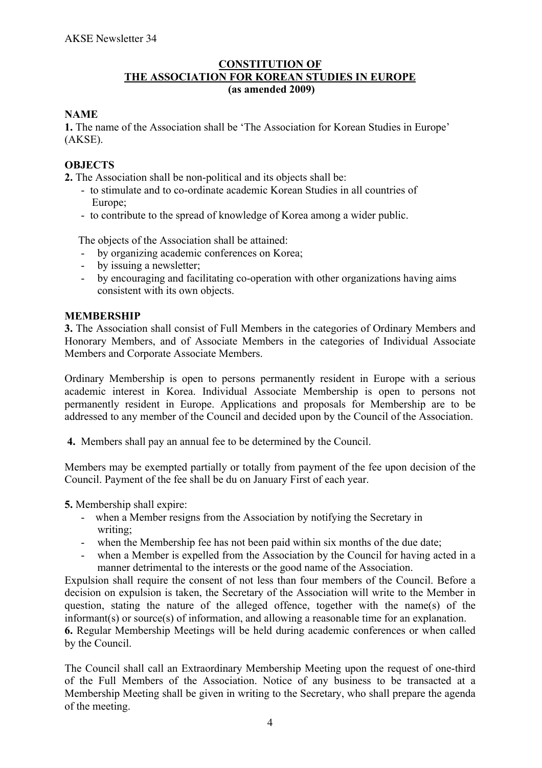## CONSTITUTION OF THE ASSOCIATION FOR KOREAN STUDIES IN EUROPE
**(as amended 2009)**

### NAME

**1.** The name of the Association shall be 'The Association for Korean Studies in Europe' (AKSE).

### OBJECTS

**2.** The Association shall be non-political and its objects shall be:

- to stimulate and to co-ordinate academic Korean Studies in all countries of Europe;
- to contribute to the spread of knowledge of Korea among a wider public.

The objects of the Association shall be attained:

- by organizing academic conferences on Korea;
- by issuing a newsletter;
- by encouraging and facilitating co-operation with other organizations having aims consistent with its own objects.

### MEMBERSHIP

**3.** The Association shall consist of Full Members in the categories of Ordinary Members and Honorary Members, and of Associate Members in the categories of Individual Associate Members and Corporate Associate Members.

Ordinary Membership is open to persons permanently resident in Europe with a serious academic interest in Korea. Individual Associate Membership is open to persons not permanently resident in Europe. Applications and proposals for Membership are to be addressed to any member of the Council and decided upon by the Council of the Association.

**4.** Members shall pay an annual fee to be determined by the Council.

Members may be exempted partially or totally from payment of the fee upon decision of the Council. Payment of the fee shall be du on January First of each year.

**5.** Membership shall expire:

- when a Member resigns from the Association by notifying the Secretary in writing;
- when the Membership fee has not been paid within six months of the due date;
- when a Member is expelled from the Association by the Council for having acted in a manner detrimental to the interests or the good name of the Association.

Expulsion shall require the consent of not less than four members of the Council. Before a decision on expulsion is taken, the Secretary of the Association will write to the Member in question, stating the nature of the alleged offence, together with the name(s) of the informant(s) or source(s) of information, and allowing a reasonable time for an explanation.

**6.** Regular Membership Meetings will be held during academic conferences or when called by the Council.

The Council shall call an Extraordinary Membership Meeting upon the request of one-third of the Full Members of the Association. Notice of any business to be transacted at a Membership Meeting shall be given in writing to the Secretary, who shall prepare the agenda of the meeting.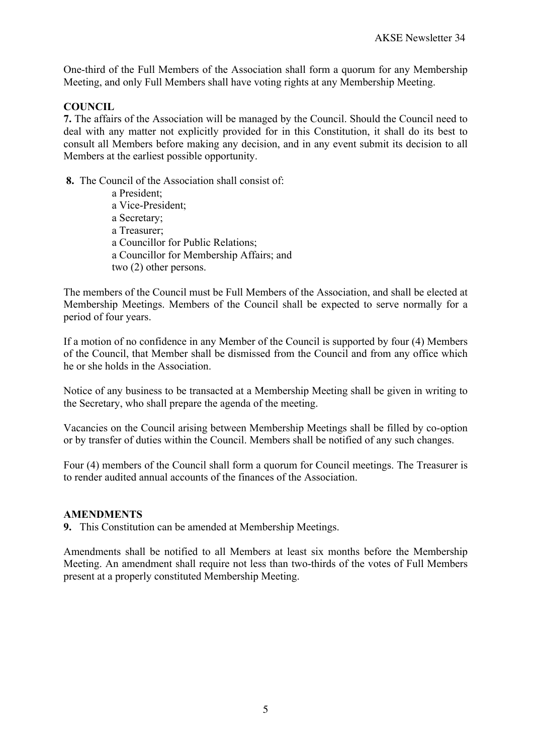One-third of the Full Members of the Association shall form a quorum for any Membership Meeting, and only Full Members shall have voting rights at any Membership Meeting.

**COUNCIL**

**7.** The affairs of the Association will be managed by the Council. Should the Council need to deal with any matter not explicitly provided for in this Constitution, it shall do its best to consult all Members before making any decision, and in any event submit its decision to all Members at the earliest possible opportunity.

**8.** The Council of the Association shall consist of:

a President;
a Vice-President;
a Secretary;
a Treasurer;
a Councillor for Public Relations;
a Councillor for Membership Affairs; and
two (2) other persons.

The members of the Council must be Full Members of the Association, and shall be elected at Membership Meetings. Members of the Council shall be expected to serve normally for a period of four years.

If a motion of no confidence in any Member of the Council is supported by four (4) Members of the Council, that Member shall be dismissed from the Council and from any office which he or she holds in the Association.

Notice of any business to be transacted at a Membership Meeting shall be given in writing to the Secretary, who shall prepare the agenda of the meeting.

Vacancies on the Council arising between Membership Meetings shall be filled by co-option or by transfer of duties within the Council. Members shall be notified of any such changes.

Four (4) members of the Council shall form a quorum for Council meetings. The Treasurer is to render audited annual accounts of the finances of the Association.

**AMENDMENTS**

**9.** This Constitution can be amended at Membership Meetings.

Amendments shall be notified to all Members at least six months before the Membership Meeting. An amendment shall require not less than two-thirds of the votes of Full Members present at a properly constituted Membership Meeting.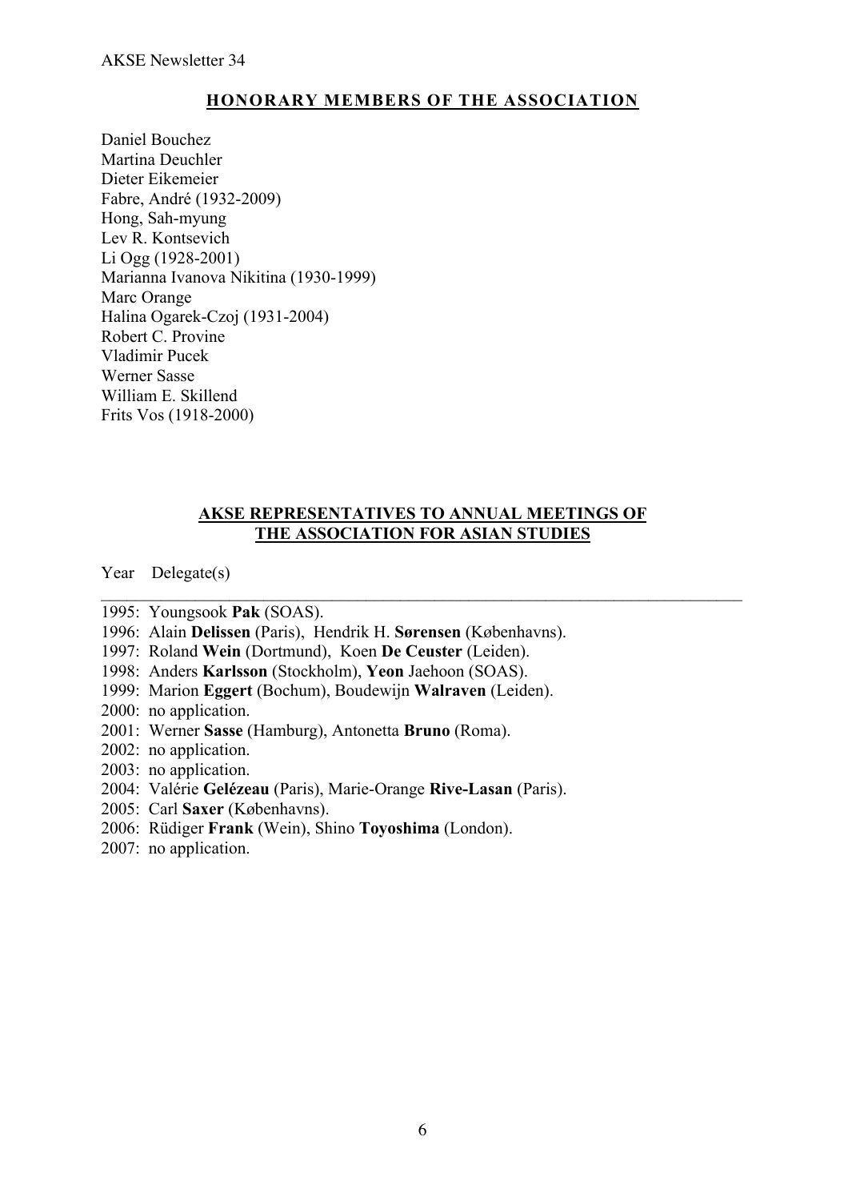## HONORARY MEMBERS OF THE ASSOCIATION

Daniel Bouchez
Martina Deuchler
Dieter Eikemeier
Fabre, André (1932-2009)
Hong, Sah-myung
Lev R. Kontsevich
Li Ogg (1928-2001)
Marianna Ivanova Nikitina (1930-1999)
Marc Orange
Halina Ogarek-Czoj (1931-2004)
Robert C. Provine
Vladimir Pucek
Werner Sasse
William E. Skillend
Frits Vos (1918-2000)

## AKSE REPRESENTATIVES TO ANNUAL MEETINGS OF THE ASSOCIATION FOR ASIAN STUDIES

Year Delegate(s)

---

1995: Youngsook **Pak** (SOAS).
1996: Alain **Delissen** (Paris), Hendrik H. **Sørensen** (Københavns).
1997: Roland **Wein** (Dortmund), Koen **De Ceuster** (Leiden).
1998: Anders **Karlsson** (Stockholm), **Yeon** Jaehoon (SOAS).
1999: Marion **Eggert** (Bochum), Boudewijn **Walraven** (Leiden).
2000: no application.
2001: Werner **Sasse** (Hamburg), Antonetta **Bruno** (Roma).
2002: no application.
2003: no application.
2004: Valérie **Gelézeau** (Paris), Marie-Orange **Rive-Lasan** (Paris).
2005: Carl **Saxer** (Københavns).
2006: Rüdiger **Frank** (Wein), Shino **Toyoshima** (London).
2007: no application.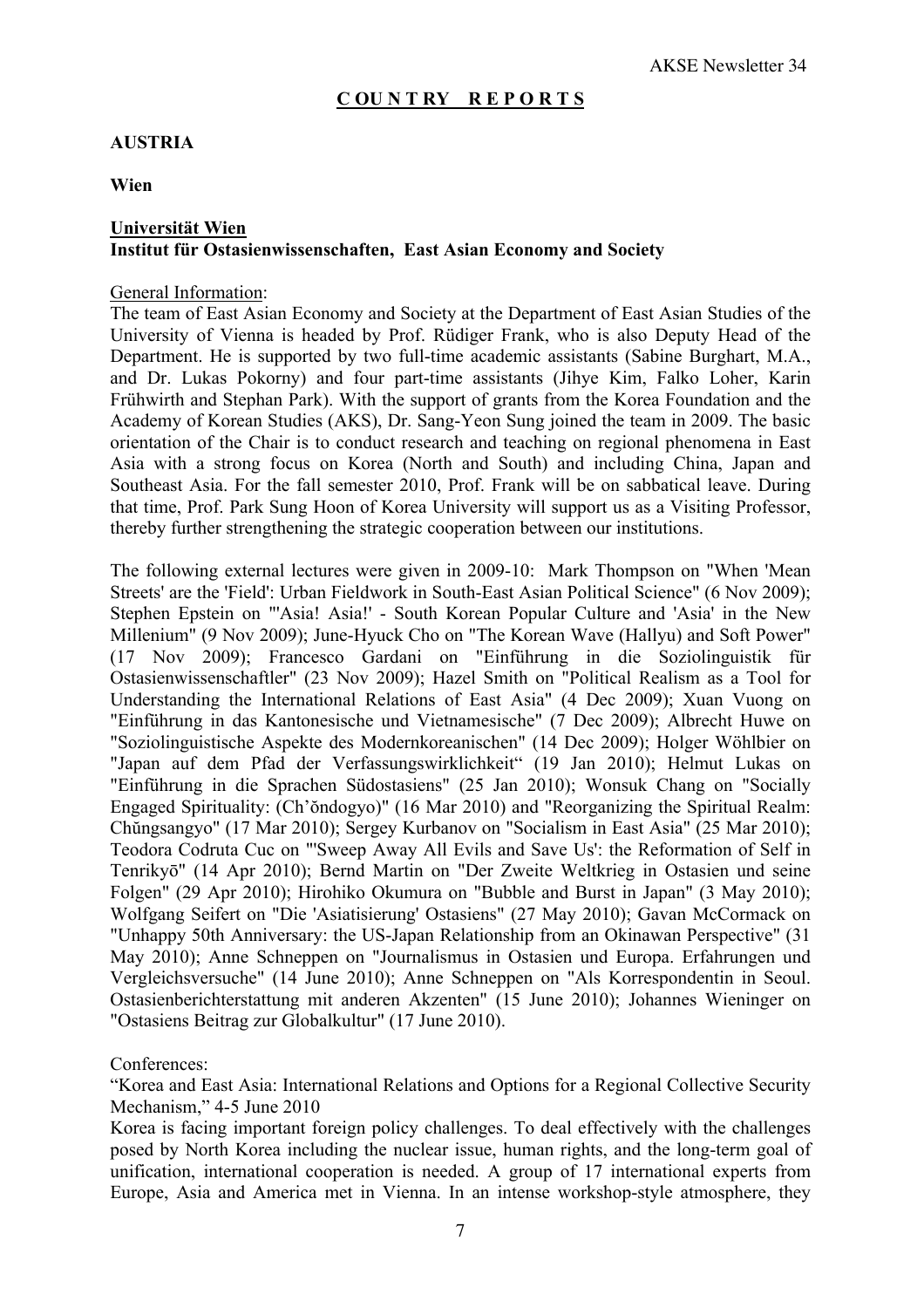# COUNTRY REPORTS

## AUSTRIA

### Wien

**Universität Wien**
**Institut für Ostasienwissenschaften, East Asian Economy and Society**

General Information:
The team of East Asian Economy and Society at the Department of East Asian Studies of the University of Vienna is headed by Prof. Rüdiger Frank, who is also Deputy Head of the Department. He is supported by two full-time academic assistants (Sabine Burghart, M.A., and Dr. Lukas Pokorny) and four part-time assistants (Jihye Kim, Falko Loher, Karin Frühwirth and Stephan Park). With the support of grants from the Korea Foundation and the Academy of Korean Studies (AKS), Dr. Sang-Yeon Sung joined the team in 2009. The basic orientation of the Chair is to conduct research and teaching on regional phenomena in East Asia with a strong focus on Korea (North and South) and including China, Japan and Southeast Asia. For the fall semester 2010, Prof. Frank will be on sabbatical leave. During that time, Prof. Park Sung Hoon of Korea University will support us as a Visiting Professor, thereby further strengthening the strategic cooperation between our institutions.

The following external lectures were given in 2009-10: Mark Thompson on "When 'Mean Streets' are the 'Field': Urban Fieldwork in South-East Asian Political Science" (6 Nov 2009); Stephen Epstein on "'Asia! Asia!' - South Korean Popular Culture and 'Asia' in the New Millenium" (9 Nov 2009); June-Hyuck Cho on "The Korean Wave (Hallyu) and Soft Power" (17 Nov 2009); Francesco Gardani on "Einführung in die Soziolinguistik für Ostasienwissenschaftler" (23 Nov 2009); Hazel Smith on "Political Realism as a Tool for Understanding the International Relations of East Asia" (4 Dec 2009); Xuan Vuong on "Einführung in das Kantonesische und Vietnamesische" (7 Dec 2009); Albrecht Huwe on "Soziolinguistische Aspekte des Modernkoreanischen" (14 Dec 2009); Holger Wöhlbier on "Japan auf dem Pfad der Verfassungswirklichkeit" (19 Jan 2010); Helmut Lukas on "Einführung in die Sprachen Südostasiens" (25 Jan 2010); Wonsuk Chang on "Socially Engaged Spirituality: (Ch'ŏndogyo)" (16 Mar 2010) and "Reorganizing the Spiritual Realm: Chŭngsangyo" (17 Mar 2010); Sergey Kurbanov on "Socialism in East Asia" (25 Mar 2010); Teodora Codruta Cuc on "'Sweep Away All Evils and Save Us': the Reformation of Self in Tenrikyō" (14 Apr 2010); Bernd Martin on "Der Zweite Weltkrieg in Ostasien und seine Folgen" (29 Apr 2010); Hirohiko Okumura on "Bubble and Burst in Japan" (3 May 2010); Wolfgang Seifert on "Die 'Asiatisierung' Ostasiens" (27 May 2010); Gavan McCormack on "Unhappy 50th Anniversary: the US-Japan Relationship from an Okinawan Perspective" (31 May 2010); Anne Schneppen on "Journalismus in Ostasien und Europa. Erfahrungen und Vergleichsversuche" (14 June 2010); Anne Schneppen on "Als Korrespondentin in Seoul. Ostasienberichterstattung mit anderen Akzenten" (15 June 2010); Johannes Wieninger on "Ostasiens Beitrag zur Globalkultur" (17 June 2010).

Conferences:
"Korea and East Asia: International Relations and Options for a Regional Collective Security Mechanism," 4-5 June 2010
Korea is facing important foreign policy challenges. To deal effectively with the challenges posed by North Korea including the nuclear issue, human rights, and the long-term goal of unification, international cooperation is needed. A group of 17 international experts from Europe, Asia and America met in Vienna. In an intense workshop-style atmosphere, they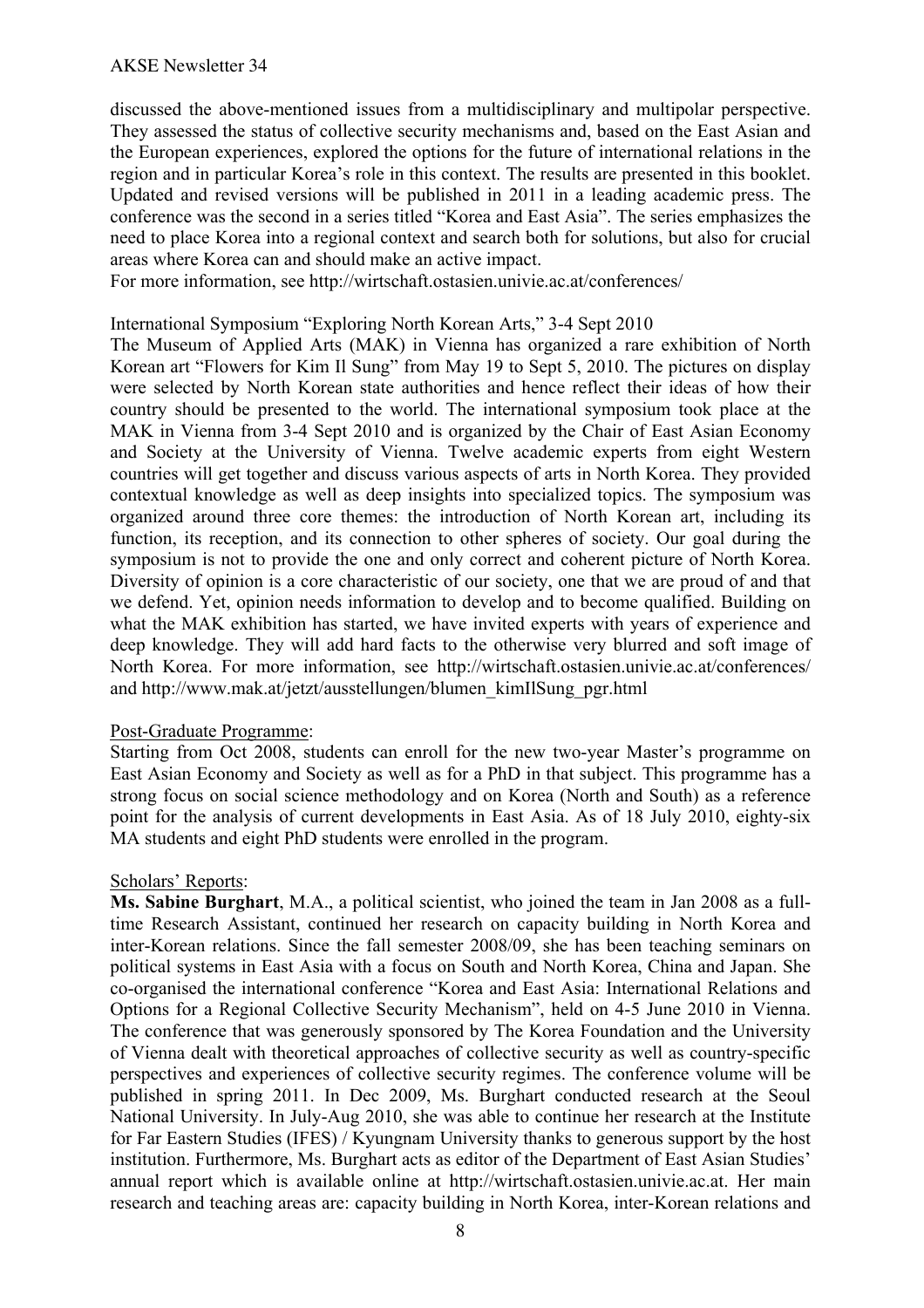discussed the above-mentioned issues from a multidisciplinary and multipolar perspective. They assessed the status of collective security mechanisms and, based on the East Asian and the European experiences, explored the options for the future of international relations in the region and in particular Korea's role in this context. The results are presented in this booklet. Updated and revised versions will be published in 2011 in a leading academic press. The conference was the second in a series titled "Korea and East Asia". The series emphasizes the need to place Korea into a regional context and search both for solutions, but also for crucial areas where Korea can and should make an active impact.
For more information, see http://wirtschaft.ostasien.univie.ac.at/conferences/

International Symposium "Exploring North Korean Arts," 3-4 Sept 2010
The Museum of Applied Arts (MAK) in Vienna has organized a rare exhibition of North Korean art "Flowers for Kim Il Sung" from May 19 to Sept 5, 2010. The pictures on display were selected by North Korean state authorities and hence reflect their ideas of how their country should be presented to the world. The international symposium took place at the MAK in Vienna from 3-4 Sept 2010 and is organized by the Chair of East Asian Economy and Society at the University of Vienna. Twelve academic experts from eight Western countries will get together and discuss various aspects of arts in North Korea. They provided contextual knowledge as well as deep insights into specialized topics. The symposium was organized around three core themes: the introduction of North Korean art, including its function, its reception, and its connection to other spheres of society. Our goal during the symposium is not to provide the one and only correct and coherent picture of North Korea. Diversity of opinion is a core characteristic of our society, one that we are proud of and that we defend. Yet, opinion needs information to develop and to become qualified. Building on what the MAK exhibition has started, we have invited experts with years of experience and deep knowledge. They will add hard facts to the otherwise very blurred and soft image of North Korea. For more information, see http://wirtschaft.ostasien.univie.ac.at/conferences/ and http://www.mak.at/jetzt/ausstellungen/blumen_kimIlSung_pgr.html

Post-Graduate Programme:
Starting from Oct 2008, students can enroll for the new two-year Master's programme on East Asian Economy and Society as well as for a PhD in that subject. This programme has a strong focus on social science methodology and on Korea (North and South) as a reference point for the analysis of current developments in East Asia. As of 18 July 2010, eighty-six MA students and eight PhD students were enrolled in the program.

Scholars' Reports:
**Ms. Sabine Burghart**, M.A., a political scientist, who joined the team in Jan 2008 as a full-time Research Assistant, continued her research on capacity building in North Korea and inter-Korean relations. Since the fall semester 2008/09, she has been teaching seminars on political systems in East Asia with a focus on South and North Korea, China and Japan. She co-organised the international conference "Korea and East Asia: International Relations and Options for a Regional Collective Security Mechanism", held on 4-5 June 2010 in Vienna. The conference that was generously sponsored by The Korea Foundation and the University of Vienna dealt with theoretical approaches of collective security as well as country-specific perspectives and experiences of collective security regimes. The conference volume will be published in spring 2011. In Dec 2009, Ms. Burghart conducted research at the Seoul National University. In July-Aug 2010, she was able to continue her research at the Institute for Far Eastern Studies (IFES) / Kyungnam University thanks to generous support by the host institution. Furthermore, Ms. Burghart acts as editor of the Department of East Asian Studies' annual report which is available online at http://wirtschaft.ostasien.univie.ac.at. Her main research and teaching areas are: capacity building in North Korea, inter-Korean relations and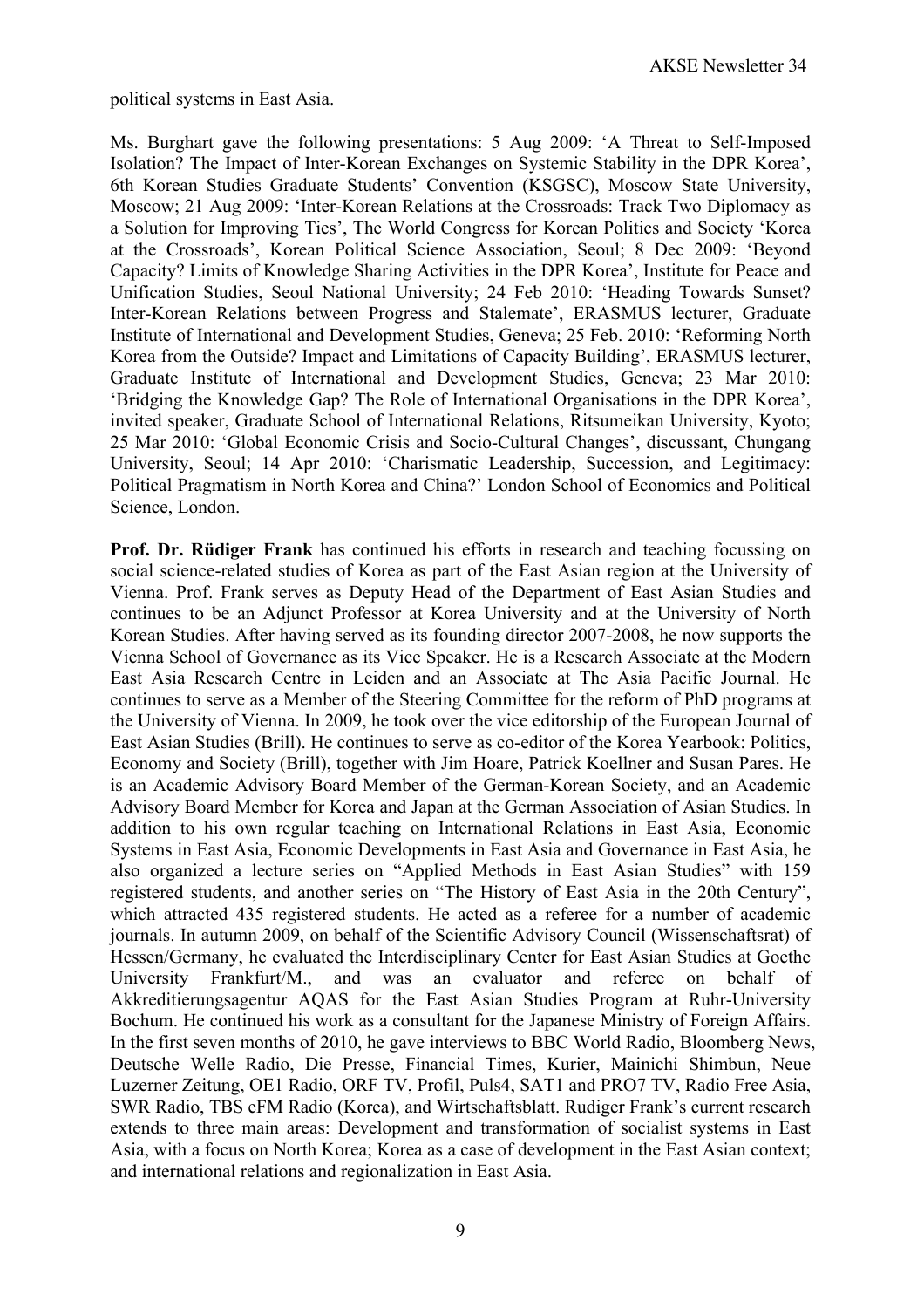political systems in East Asia.

Ms. Burghart gave the following presentations: 5 Aug 2009: 'A Threat to Self-Imposed Isolation? The Impact of Inter-Korean Exchanges on Systemic Stability in the DPR Korea', 6th Korean Studies Graduate Students' Convention (KSGSC), Moscow State University, Moscow; 21 Aug 2009: 'Inter-Korean Relations at the Crossroads: Track Two Diplomacy as a Solution for Improving Ties', The World Congress for Korean Politics and Society 'Korea at the Crossroads', Korean Political Science Association, Seoul; 8 Dec 2009: 'Beyond Capacity? Limits of Knowledge Sharing Activities in the DPR Korea', Institute for Peace and Unification Studies, Seoul National University; 24 Feb 2010: 'Heading Towards Sunset? Inter-Korean Relations between Progress and Stalemate', ERASMUS lecturer, Graduate Institute of International and Development Studies, Geneva; 25 Feb. 2010: 'Reforming North Korea from the Outside? Impact and Limitations of Capacity Building', ERASMUS lecturer, Graduate Institute of International and Development Studies, Geneva; 23 Mar 2010: 'Bridging the Knowledge Gap? The Role of International Organisations in the DPR Korea', invited speaker, Graduate School of International Relations, Ritsumeikan University, Kyoto; 25 Mar 2010: 'Global Economic Crisis and Socio-Cultural Changes', discussant, Chungang University, Seoul; 14 Apr 2010: 'Charismatic Leadership, Succession, and Legitimacy: Political Pragmatism in North Korea and China?' London School of Economics and Political Science, London.

**Prof. Dr. Rüdiger Frank** has continued his efforts in research and teaching focussing on social science-related studies of Korea as part of the East Asian region at the University of Vienna. Prof. Frank serves as Deputy Head of the Department of East Asian Studies and continues to be an Adjunct Professor at Korea University and at the University of North Korean Studies. After having served as its founding director 2007-2008, he now supports the Vienna School of Governance as its Vice Speaker. He is a Research Associate at the Modern East Asia Research Centre in Leiden and an Associate at The Asia Pacific Journal. He continues to serve as a Member of the Steering Committee for the reform of PhD programs at the University of Vienna. In 2009, he took over the vice editorship of the European Journal of East Asian Studies (Brill). He continues to serve as co-editor of the Korea Yearbook: Politics, Economy and Society (Brill), together with Jim Hoare, Patrick Koellner and Susan Pares. He is an Academic Advisory Board Member of the German-Korean Society, and an Academic Advisory Board Member for Korea and Japan at the German Association of Asian Studies. In addition to his own regular teaching on International Relations in East Asia, Economic Systems in East Asia, Economic Developments in East Asia and Governance in East Asia, he also organized a lecture series on "Applied Methods in East Asian Studies" with 159 registered students, and another series on "The History of East Asia in the 20th Century", which attracted 435 registered students. He acted as a referee for a number of academic journals. In autumn 2009, on behalf of the Scientific Advisory Council (Wissenschaftsrat) of Hessen/Germany, he evaluated the Interdisciplinary Center for East Asian Studies at Goethe University Frankfurt/M., and was an evaluator and referee on behalf of Akkreditierungsagentur AQAS for the East Asian Studies Program at Ruhr-University Bochum. He continued his work as a consultant for the Japanese Ministry of Foreign Affairs. In the first seven months of 2010, he gave interviews to BBC World Radio, Bloomberg News, Deutsche Welle Radio, Die Presse, Financial Times, Kurier, Mainichi Shimbun, Neue Luzerner Zeitung, OE1 Radio, ORF TV, Profil, Puls4, SAT1 and PRO7 TV, Radio Free Asia, SWR Radio, TBS eFM Radio (Korea), and Wirtschaftsblatt. Rudiger Frank's current research extends to three main areas: Development and transformation of socialist systems in East Asia, with a focus on North Korea; Korea as a case of development in the East Asian context; and international relations and regionalization in East Asia.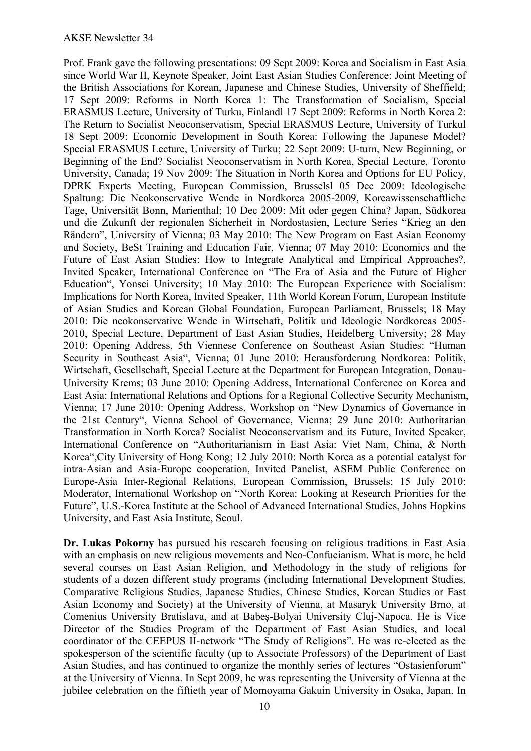Prof. Frank gave the following presentations: 09 Sept 2009: Korea and Socialism in East Asia since World War II, Keynote Speaker, Joint East Asian Studies Conference: Joint Meeting of the British Associations for Korean, Japanese and Chinese Studies, University of Sheffield; 17 Sept 2009: Reforms in North Korea 1: The Transformation of Socialism, Special ERASMUS Lecture, University of Turku, Finlandl 17 Sept 2009: Reforms in North Korea 2: The Return to Socialist Neoconservatism, Special ERASMUS Lecture, University of Turkul 18 Sept 2009: Economic Development in South Korea: Following the Japanese Model? Special ERASMUS Lecture, University of Turku; 22 Sept 2009: U-turn, New Beginning, or Beginning of the End? Socialist Neoconservatism in North Korea, Special Lecture, Toronto University, Canada; 19 Nov 2009: The Situation in North Korea and Options for EU Policy, DPRK Experts Meeting, European Commission, Brusselsl 05 Dec 2009: Ideologische Spaltung: Die Neokonservative Wende in Nordkorea 2005-2009, Koreawissenschaftliche Tage, Universität Bonn, Marienthal; 10 Dec 2009: Mit oder gegen China? Japan, Südkorea und die Zukunft der regionalen Sicherheit in Nordostasien, Lecture Series "Krieg an den Rändern", University of Vienna; 03 May 2010: The New Program on East Asian Economy and Society, BeSt Training and Education Fair, Vienna; 07 May 2010: Economics and the Future of East Asian Studies: How to Integrate Analytical and Empirical Approaches?, Invited Speaker, International Conference on "The Era of Asia and the Future of Higher Education", Yonsei University; 10 May 2010: The European Experience with Socialism: Implications for North Korea, Invited Speaker, 11th World Korean Forum, European Institute of Asian Studies and Korean Global Foundation, European Parliament, Brussels; 18 May 2010: Die neokonservative Wende in Wirtschaft, Politik und Ideologie Nordkoreas 2005-2010, Special Lecture, Department of East Asian Studies, Heidelberg University; 28 May 2010: Opening Address, 5th Viennese Conference on Southeast Asian Studies: "Human Security in Southeast Asia", Vienna; 01 June 2010: Herausforderung Nordkorea: Politik, Wirtschaft, Gesellschaft, Special Lecture at the Department for European Integration, Donau-University Krems; 03 June 2010: Opening Address, International Conference on Korea and East Asia: International Relations and Options for a Regional Collective Security Mechanism, Vienna; 17 June 2010: Opening Address, Workshop on "New Dynamics of Governance in the 21st Century", Vienna School of Governance, Vienna; 29 June 2010: Authoritarian Transformation in North Korea? Socialist Neoconservatism and its Future, Invited Speaker, International Conference on "Authoritarianism in East Asia: Viet Nam, China, & North Korea",City University of Hong Kong; 12 July 2010: North Korea as a potential catalyst for intra-Asian and Asia-Europe cooperation, Invited Panelist, ASEM Public Conference on Europe-Asia Inter-Regional Relations, European Commission, Brussels; 15 July 2010: Moderator, International Workshop on "North Korea: Looking at Research Priorities for the Future", U.S.-Korea Institute at the School of Advanced International Studies, Johns Hopkins University, and East Asia Institute, Seoul.

**Dr. Lukas Pokorny** has pursued his research focusing on religious traditions in East Asia with an emphasis on new religious movements and Neo-Confucianism. What is more, he held several courses on East Asian Religion, and Methodology in the study of religions for students of a dozen different study programs (including International Development Studies, Comparative Religious Studies, Japanese Studies, Chinese Studies, Korean Studies or East Asian Economy and Society) at the University of Vienna, at Masaryk University Brno, at Comenius University Bratislava, and at Babeş-Bolyai University Cluj-Napoca. He is Vice Director of the Studies Program of the Department of East Asian Studies, and local coordinator of the CEEPUS II-network "The Study of Religions". He was re-elected as the spokesperson of the scientific faculty (up to Associate Professors) of the Department of East Asian Studies, and has continued to organize the monthly series of lectures "Ostasienforum" at the University of Vienna. In Sept 2009, he was representing the University of Vienna at the jubilee celebration on the fiftieth year of Momoyama Gakuin University in Osaka, Japan. In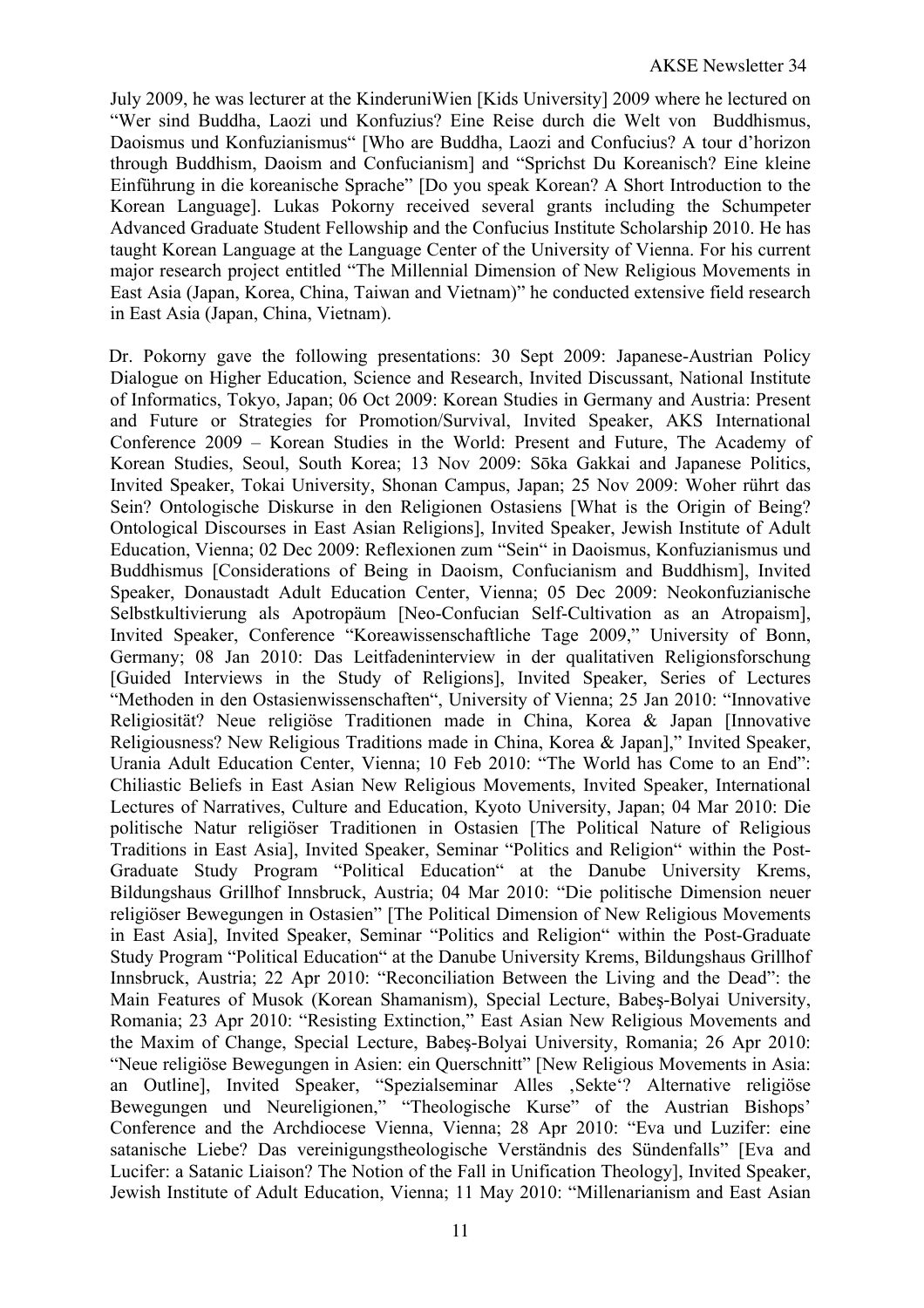July 2009, he was lecturer at the KinderuniWien [Kids University] 2009 where he lectured on "Wer sind Buddha, Laozi und Konfuzius? Eine Reise durch die Welt von Buddhismus, Daoismus und Konfuzianismus" [Who are Buddha, Laozi and Confucius? A tour d'horizon through Buddhism, Daoism and Confucianism] and "Sprichst Du Koreanisch? Eine kleine Einführung in die koreanische Sprache" [Do you speak Korean? A Short Introduction to the Korean Language]. Lukas Pokorny received several grants including the Schumpeter Advanced Graduate Student Fellowship and the Confucius Institute Scholarship 2010. He has taught Korean Language at the Language Center of the University of Vienna. For his current major research project entitled "The Millennial Dimension of New Religious Movements in East Asia (Japan, Korea, China, Taiwan and Vietnam)" he conducted extensive field research in East Asia (Japan, China, Vietnam).

Dr. Pokorny gave the following presentations: 30 Sept 2009: Japanese-Austrian Policy Dialogue on Higher Education, Science and Research, Invited Discussant, National Institute of Informatics, Tokyo, Japan; 06 Oct 2009: Korean Studies in Germany and Austria: Present and Future or Strategies for Promotion/Survival, Invited Speaker, AKS International Conference 2009 – Korean Studies in the World: Present and Future, The Academy of Korean Studies, Seoul, South Korea; 13 Nov 2009: Sōka Gakkai and Japanese Politics, Invited Speaker, Tokai University, Shonan Campus, Japan; 25 Nov 2009: Woher rührt das Sein? Ontologische Diskurse in den Religionen Ostasiens [What is the Origin of Being? Ontological Discourses in East Asian Religions], Invited Speaker, Jewish Institute of Adult Education, Vienna; 02 Dec 2009: Reflexionen zum "Sein" in Daoismus, Konfuzianismus und Buddhismus [Considerations of Being in Daoism, Confucianism and Buddhism], Invited Speaker, Donaustadt Adult Education Center, Vienna; 05 Dec 2009: Neokonfuzianische Selbstkultivierung als Apotropäum [Neo-Confucian Self-Cultivation as an Atropaism], Invited Speaker, Conference "Koreawissenschaftliche Tage 2009," University of Bonn, Germany; 08 Jan 2010: Das Leitfadeninterview in der qualitativen Religionsforschung [Guided Interviews in the Study of Religions], Invited Speaker, Series of Lectures "Methoden in den Ostasienwissenschaften", University of Vienna; 25 Jan 2010: "Innovative Religiosität? Neue religiöse Traditionen made in China, Korea & Japan [Innovative Religiousness? New Religious Traditions made in China, Korea & Japan]," Invited Speaker, Urania Adult Education Center, Vienna; 10 Feb 2010: "The World has Come to an End": Chiliastic Beliefs in East Asian New Religious Movements, Invited Speaker, International Lectures of Narratives, Culture and Education, Kyoto University, Japan; 04 Mar 2010: Die politische Natur religiöser Traditionen in Ostasien [The Political Nature of Religious Traditions in East Asia], Invited Speaker, Seminar "Politics and Religion" within the Post-Graduate Study Program "Political Education" at the Danube University Krems, Bildungshaus Grillhof Innsbruck, Austria; 04 Mar 2010: "Die politische Dimension neuer religiöser Bewegungen in Ostasien" [The Political Dimension of New Religious Movements in East Asia], Invited Speaker, Seminar "Politics and Religion" within the Post-Graduate Study Program "Political Education" at the Danube University Krems, Bildungshaus Grillhof Innsbruck, Austria; 22 Apr 2010: "Reconciliation Between the Living and the Dead": the Main Features of Musok (Korean Shamanism), Special Lecture, Babeş-Bolyai University, Romania; 23 Apr 2010: "Resisting Extinction," East Asian New Religious Movements and the Maxim of Change, Special Lecture, Babeş-Bolyai University, Romania; 26 Apr 2010: "Neue religiöse Bewegungen in Asien: ein Querschnitt" [New Religious Movements in Asia: an Outline], Invited Speaker, "Spezialseminar Alles ‚Sekte'? Alternative religiöse Bewegungen und Neureligionen," "Theologische Kurse" of the Austrian Bishops' Conference and the Archdiocese Vienna, Vienna; 28 Apr 2010: "Eva und Luzifer: eine satanische Liebe? Das vereinigungstheologische Verständnis des Sündenfalls" [Eva and Lucifer: a Satanic Liaison? The Notion of the Fall in Unification Theology], Invited Speaker, Jewish Institute of Adult Education, Vienna; 11 May 2010: "Millenarianism and East Asian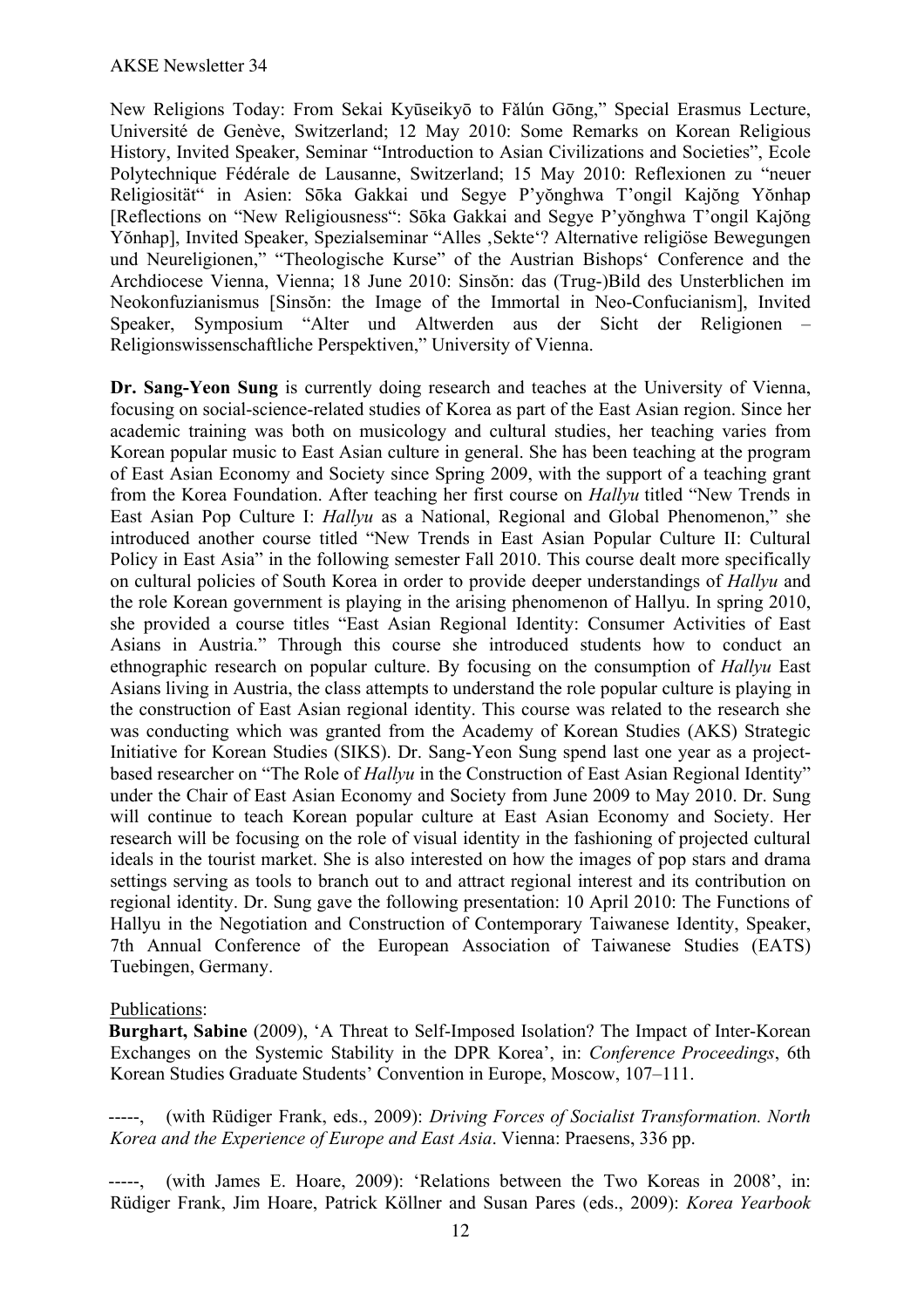New Religions Today: From Sekai Kyūseikyō to Fǎlún Gōng," Special Erasmus Lecture, Université de Genève, Switzerland; 12 May 2010: Some Remarks on Korean Religious History, Invited Speaker, Seminar "Introduction to Asian Civilizations and Societies", Ecole Polytechnique Fédérale de Lausanne, Switzerland; 15 May 2010: Reflexionen zu "neuer Religiosität" in Asien: Sōka Gakkai und Segye P'yŏnghwa T'ongil Kajŏng Yŏnhap [Reflections on "New Religiousness": Sōka Gakkai and Segye P'yŏnghwa T'ongil Kajŏng Yŏnhap], Invited Speaker, Spezialseminar "Alles ‚Sekte'? Alternative religiöse Bewegungen und Neureligionen," "Theologische Kurse" of the Austrian Bishops' Conference and the Archdiocese Vienna, Vienna; 18 June 2010: Sinsŏn: das (Trug-)Bild des Unsterblichen im Neokonfuzianismus [Sinsŏn: the Image of the Immortal in Neo-Confucianism], Invited Speaker, Symposium "Alter und Altwerden aus der Sicht der Religionen – Religionswissenschaftliche Perspektiven," University of Vienna.

**Dr. Sang-Yeon Sung** is currently doing research and teaches at the University of Vienna, focusing on social-science-related studies of Korea as part of the East Asian region. Since her academic training was both on musicology and cultural studies, her teaching varies from Korean popular music to East Asian culture in general. She has been teaching at the program of East Asian Economy and Society since Spring 2009, with the support of a teaching grant from the Korea Foundation. After teaching her first course on *Hallyu* titled "New Trends in East Asian Pop Culture I: *Hallyu* as a National, Regional and Global Phenomenon," she introduced another course titled "New Trends in East Asian Popular Culture II: Cultural Policy in East Asia" in the following semester Fall 2010. This course dealt more specifically on cultural policies of South Korea in order to provide deeper understandings of *Hallyu* and the role Korean government is playing in the arising phenomenon of Hallyu. In spring 2010, she provided a course titles "East Asian Regional Identity: Consumer Activities of East Asians in Austria." Through this course she introduced students how to conduct an ethnographic research on popular culture. By focusing on the consumption of *Hallyu* East Asians living in Austria, the class attempts to understand the role popular culture is playing in the construction of East Asian regional identity. This course was related to the research she was conducting which was granted from the Academy of Korean Studies (AKS) Strategic Initiative for Korean Studies (SIKS). Dr. Sang-Yeon Sung spend last one year as a project-based researcher on "The Role of *Hallyu* in the Construction of East Asian Regional Identity" under the Chair of East Asian Economy and Society from June 2009 to May 2010. Dr. Sung will continue to teach Korean popular culture at East Asian Economy and Society. Her research will be focusing on the role of visual identity in the fashioning of projected cultural ideals in the tourist market. She is also interested on how the images of pop stars and drama settings serving as tools to branch out to and attract regional interest and its contribution on regional identity. Dr. Sung gave the following presentation: 10 April 2010: The Functions of Hallyu in the Negotiation and Construction of Contemporary Taiwanese Identity, Speaker, 7th Annual Conference of the European Association of Taiwanese Studies (EATS) Tuebingen, Germany.

Publications:

**Burghart, Sabine** (2009), 'A Threat to Self-Imposed Isolation? The Impact of Inter-Korean Exchanges on the Systemic Stability in the DPR Korea', in: *Conference Proceedings*, 6th Korean Studies Graduate Students' Convention in Europe, Moscow, 107–111.

-----, (with Rüdiger Frank, eds., 2009): *Driving Forces of Socialist Transformation. North Korea and the Experience of Europe and East Asia*. Vienna: Praesens, 336 pp.

-----, (with James E. Hoare, 2009): 'Relations between the Two Koreas in 2008', in: Rüdiger Frank, Jim Hoare, Patrick Köllner and Susan Pares (eds., 2009): *Korea Yearbook*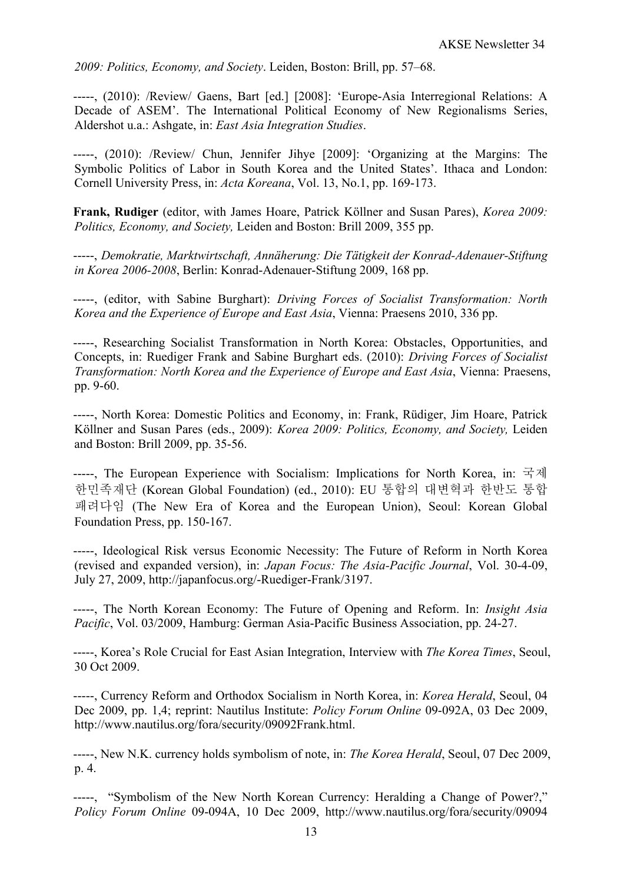*2009: Politics, Economy, and Society*. Leiden, Boston: Brill, pp. 57–68.

-----, (2010): /Review/ Gaens, Bart [ed.] [2008]: 'Europe-Asia Interregional Relations: A Decade of ASEM'. The International Political Economy of New Regionalisms Series, Aldershot u.a.: Ashgate, in: *East Asia Integration Studies*.

-----, (2010): /Review/ Chun, Jennifer Jihye [2009]: 'Organizing at the Margins: The Symbolic Politics of Labor in South Korea and the United States'. Ithaca and London: Cornell University Press, in: *Acta Koreana*, Vol. 13, No.1, pp. 169-173.

**Frank, Rudiger** (editor, with James Hoare, Patrick Köllner and Susan Pares), *Korea 2009: Politics, Economy, and Society,* Leiden and Boston: Brill 2009, 355 pp.

-----, *Demokratie, Marktwirtschaft, Annäherung: Die Tätigkeit der Konrad-Adenauer-Stiftung in Korea 2006-2008*, Berlin: Konrad-Adenauer-Stiftung 2009, 168 pp.

-----, (editor, with Sabine Burghart): *Driving Forces of Socialist Transformation: North Korea and the Experience of Europe and East Asia*, Vienna: Praesens 2010, 336 pp.

-----, Researching Socialist Transformation in North Korea: Obstacles, Opportunities, and Concepts, in: Ruediger Frank and Sabine Burghart eds. (2010): *Driving Forces of Socialist Transformation: North Korea and the Experience of Europe and East Asia*, Vienna: Praesens, pp. 9-60.

-----, North Korea: Domestic Politics and Economy, in: Frank, Rüdiger, Jim Hoare, Patrick Köllner and Susan Pares (eds., 2009): *Korea 2009: Politics, Economy, and Society,* Leiden and Boston: Brill 2009, pp. 35-56.

-----, The European Experience with Socialism: Implications for North Korea, in: 국제한민족재단 (Korean Global Foundation) (ed., 2010): EU 통합의 대변혁과 한반도 통합 패러다임 (The New Era of Korea and the European Union), Seoul: Korean Global Foundation Press, pp. 150-167.

-----, Ideological Risk versus Economic Necessity: The Future of Reform in North Korea (revised and expanded version), in: *Japan Focus: The Asia-Pacific Journal*, Vol. 30-4-09, July 27, 2009, http://japanfocus.org/-Ruediger-Frank/3197.

-----, The North Korean Economy: The Future of Opening and Reform. In: *Insight Asia Pacific*, Vol. 03/2009, Hamburg: German Asia-Pacific Business Association, pp. 24-27.

-----, Korea's Role Crucial for East Asian Integration, Interview with *The Korea Times*, Seoul, 30 Oct 2009.

-----, Currency Reform and Orthodox Socialism in North Korea, in: *Korea Herald*, Seoul, 04 Dec 2009, pp. 1,4; reprint: Nautilus Institute: *Policy Forum Online* 09-092A, 03 Dec 2009, http://www.nautilus.org/fora/security/09092Frank.html.

-----, New N.K. currency holds symbolism of note, in: *The Korea Herald*, Seoul, 07 Dec 2009, p. 4.

-----, "Symbolism of the New North Korean Currency: Heralding a Change of Power?," *Policy Forum Online* 09-094A, 10 Dec 2009, http://www.nautilus.org/fora/security/09094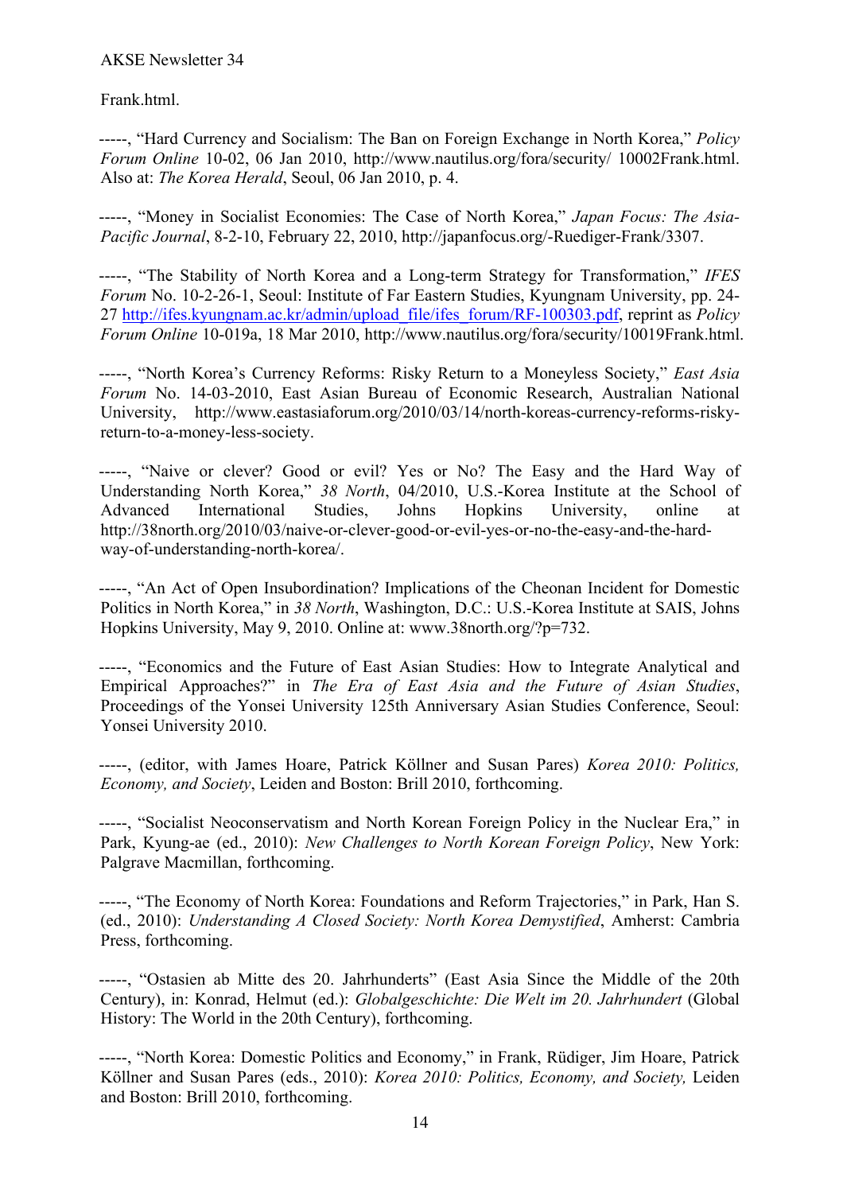Frank.html.

-----, "Hard Currency and Socialism: The Ban on Foreign Exchange in North Korea," *Policy Forum Online* 10-02, 06 Jan 2010, http://www.nautilus.org/fora/security/ 10002Frank.html. Also at: *The Korea Herald*, Seoul, 06 Jan 2010, p. 4.

-----, "Money in Socialist Economies: The Case of North Korea," *Japan Focus: The Asia-Pacific Journal*, 8-2-10, February 22, 2010, http://japanfocus.org/-Ruediger-Frank/3307.

-----, "The Stability of North Korea and a Long-term Strategy for Transformation," *IFES Forum* No. 10-2-26-1, Seoul: Institute of Far Eastern Studies, Kyungnam University, pp. 24-27 http://ifes.kyungnam.ac.kr/admin/upload_file/ifes_forum/RF-100303.pdf, reprint as *Policy Forum Online* 10-019a, 18 Mar 2010, http://www.nautilus.org/fora/security/10019Frank.html.

-----, "North Korea's Currency Reforms: Risky Return to a Moneyless Society," *East Asia Forum* No. 14-03-2010, East Asian Bureau of Economic Research, Australian National University, http://www.eastasiaforum.org/2010/03/14/north-koreas-currency-reforms-risky-return-to-a-money-less-society.

-----, "Naive or clever? Good or evil? Yes or No? The Easy and the Hard Way of Understanding North Korea," *38 North*, 04/2010, U.S.-Korea Institute at the School of Advanced International Studies, Johns Hopkins University, online at http://38north.org/2010/03/naive-or-clever-good-or-evil-yes-or-no-the-easy-and-the-hard-way-of-understanding-north-korea/.

-----, "An Act of Open Insubordination? Implications of the Cheonan Incident for Domestic Politics in North Korea," in *38 North*, Washington, D.C.: U.S.-Korea Institute at SAIS, Johns Hopkins University, May 9, 2010. Online at: www.38north.org/?p=732.

-----, "Economics and the Future of East Asian Studies: How to Integrate Analytical and Empirical Approaches?" in *The Era of East Asia and the Future of Asian Studies*, Proceedings of the Yonsei University 125th Anniversary Asian Studies Conference, Seoul: Yonsei University 2010.

-----, (editor, with James Hoare, Patrick Köllner and Susan Pares) *Korea 2010: Politics, Economy, and Society*, Leiden and Boston: Brill 2010, forthcoming.

-----, "Socialist Neoconservatism and North Korean Foreign Policy in the Nuclear Era," in Park, Kyung-ae (ed., 2010): *New Challenges to North Korean Foreign Policy*, New York: Palgrave Macmillan, forthcoming.

-----, "The Economy of North Korea: Foundations and Reform Trajectories," in Park, Han S. (ed., 2010): *Understanding A Closed Society: North Korea Demystified*, Amherst: Cambria Press, forthcoming.

-----, "Ostasien ab Mitte des 20. Jahrhunderts" (East Asia Since the Middle of the 20th Century), in: Konrad, Helmut (ed.): *Globalgeschichte: Die Welt im 20. Jahrhundert* (Global History: The World in the 20th Century), forthcoming.

-----, "North Korea: Domestic Politics and Economy," in Frank, Rüdiger, Jim Hoare, Patrick Köllner and Susan Pares (eds., 2010): *Korea 2010: Politics, Economy, and Society,* Leiden and Boston: Brill 2010, forthcoming.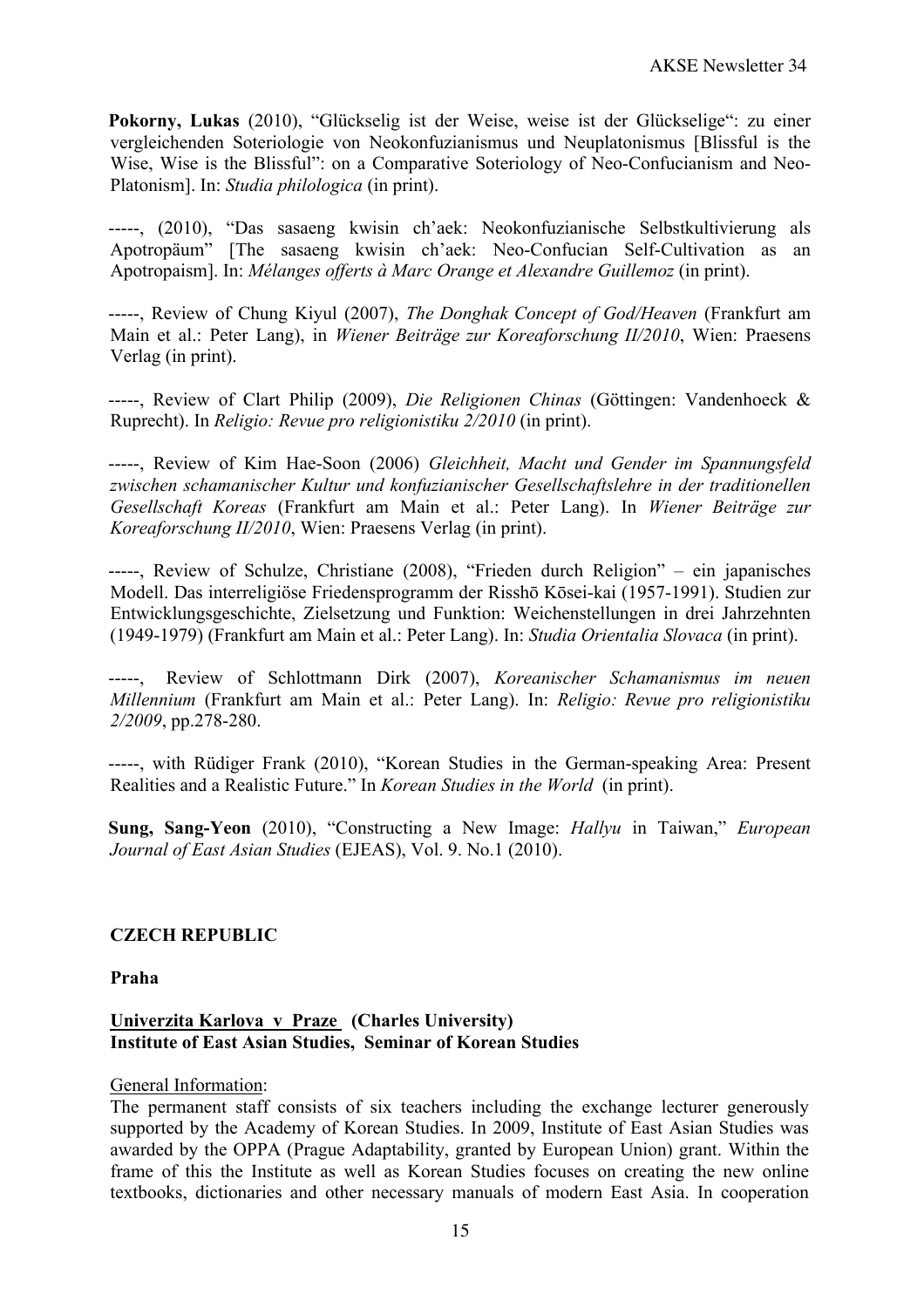**Pokorny, Lukas** (2010), "Glückselig ist der Weise, weise ist der Glückselige": zu einer vergleichenden Soteriologie von Neokonfuzianismus und Neuplatonismus [Blissful is the Wise, Wise is the Blissful": on a Comparative Soteriology of Neo-Confucianism and Neo-Platonism]. In: *Studia philologica* (in print).

-----, (2010), "Das sasaeng kwisin ch'aek: Neokonfuzianische Selbstkultivierung als Apotropäum" [The sasaeng kwisin ch'aek: Neo-Confucian Self-Cultivation as an Apotropaism]. In: *Mélanges offerts à Marc Orange et Alexandre Guillemoz* (in print).

-----, Review of Chung Kiyul (2007), *The Donghak Concept of God/Heaven* (Frankfurt am Main et al.: Peter Lang), in *Wiener Beiträge zur Koreaforschung II/2010*, Wien: Praesens Verlag (in print).

-----, Review of Clart Philip (2009), *Die Religionen Chinas* (Göttingen: Vandenhoeck & Ruprecht). In *Religio: Revue pro religionistiku 2/2010* (in print).

-----, Review of Kim Hae-Soon (2006) *Gleichheit, Macht und Gender im Spannungsfeld zwischen schamanischer Kultur und konfuzianischer Gesellschaftslehre in der traditionellen Gesellschaft Koreas* (Frankfurt am Main et al.: Peter Lang). In *Wiener Beiträge zur Koreaforschung II/2010*, Wien: Praesens Verlag (in print).

-----, Review of Schulze, Christiane (2008), "Frieden durch Religion" – ein japanisches Modell. Das interreligiöse Friedensprogramm der Risshō Kōsei-kai (1957-1991). Studien zur Entwicklungsgeschichte, Zielsetzung und Funktion: Weichenstellungen in drei Jahrzehnten (1949-1979) (Frankfurt am Main et al.: Peter Lang). In: *Studia Orientalia Slovaca* (in print).

-----, Review of Schlottmann Dirk (2007), *Koreanischer Schamanismus im neuen Millennium* (Frankfurt am Main et al.: Peter Lang). In: *Religio: Revue pro religionistiku 2/2009*, pp.278-280.

-----, with Rüdiger Frank (2010), "Korean Studies in the German-speaking Area: Present Realities and a Realistic Future." In *Korean Studies in the World* (in print).

**Sung, Sang-Yeon** (2010), "Constructing a New Image: *Hallyu* in Taiwan," *European Journal of East Asian Studies* (EJEAS), Vol. 9. No.1 (2010).

## CZECH REPUBLIC

### Praha

**Univerzita Karlova v Praze (Charles University)**
**Institute of East Asian Studies, Seminar of Korean Studies**

General Information:

The permanent staff consists of six teachers including the exchange lecturer generously supported by the Academy of Korean Studies. In 2009, Institute of East Asian Studies was awarded by the OPPA (Prague Adaptability, granted by European Union) grant. Within the frame of this the Institute as well as Korean Studies focuses on creating the new online textbooks, dictionaries and other necessary manuals of modern East Asia. In cooperation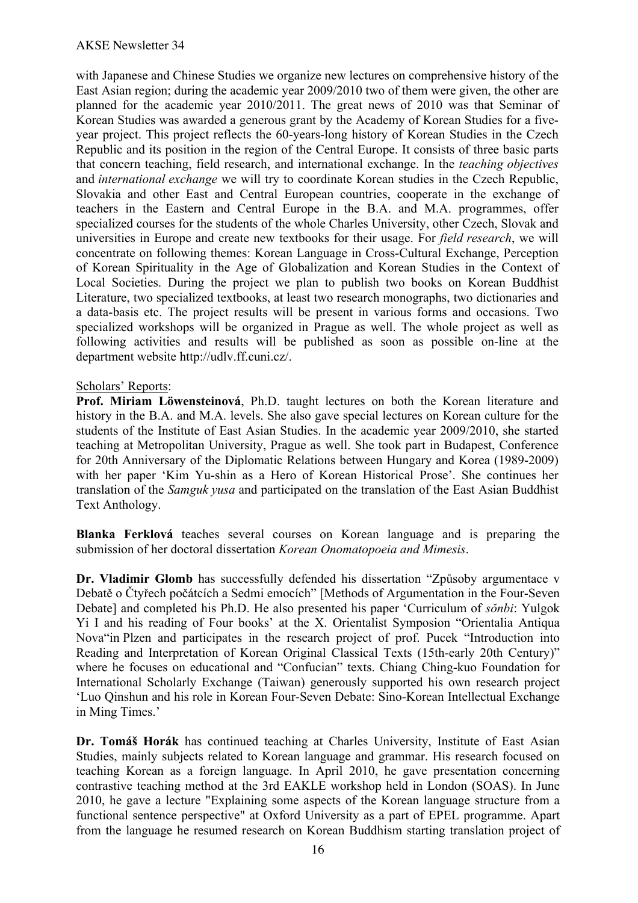with Japanese and Chinese Studies we organize new lectures on comprehensive history of the East Asian region; during the academic year 2009/2010 two of them were given, the other are planned for the academic year 2010/2011. The great news of 2010 was that Seminar of Korean Studies was awarded a generous grant by the Academy of Korean Studies for a five-year project. This project reflects the 60-years-long history of Korean Studies in the Czech Republic and its position in the region of the Central Europe. It consists of three basic parts that concern teaching, field research, and international exchange. In the *teaching objectives* and *international exchange* we will try to coordinate Korean studies in the Czech Republic, Slovakia and other East and Central European countries, cooperate in the exchange of teachers in the Eastern and Central Europe in the B.A. and M.A. programmes, offer specialized courses for the students of the whole Charles University, other Czech, Slovak and universities in Europe and create new textbooks for their usage. For *field research*, we will concentrate on following themes: Korean Language in Cross-Cultural Exchange, Perception of Korean Spirituality in the Age of Globalization and Korean Studies in the Context of Local Societies. During the project we plan to publish two books on Korean Buddhist Literature, two specialized textbooks, at least two research monographs, two dictionaries and a data-basis etc. The project results will be present in various forms and occasions. Two specialized workshops will be organized in Prague as well. The whole project as well as following activities and results will be published as soon as possible on-line at the department website http://udlv.ff.cuni.cz/.

<u>Scholars' Reports</u>:

**Prof. Miriam Löwensteinová**, Ph.D. taught lectures on both the Korean literature and history in the B.A. and M.A. levels. She also gave special lectures on Korean culture for the students of the Institute of East Asian Studies. In the academic year 2009/2010, she started teaching at Metropolitan University, Prague as well. She took part in Budapest, Conference for 20th Anniversary of the Diplomatic Relations between Hungary and Korea (1989-2009) with her paper 'Kim Yu-shin as a Hero of Korean Historical Prose'. She continues her translation of the *Samguk yusa* and participated on the translation of the East Asian Buddhist Text Anthology.

**Blanka Ferklová** teaches several courses on Korean language and is preparing the submission of her doctoral dissertation *Korean Onomatopoeia and Mimesis*.

**Dr. Vladimir Glomb** has successfully defended his dissertation "Způsoby argumentace v Debatě o Čtyřech počátcích a Sedmi emocích" [Methods of Argumentation in the Four-Seven Debate] and completed his Ph.D. He also presented his paper 'Curriculum of *sŏnbi*: Yulgok Yi I and his reading of Four books' at the X. Orientalist Symposion "Orientalia Antiqua Nova"in Plzen and participates in the research project of prof. Pucek "Introduction into Reading and Interpretation of Korean Original Classical Texts (15th-early 20th Century)" where he focuses on educational and "Confucian" texts. Chiang Ching-kuo Foundation for International Scholarly Exchange (Taiwan) generously supported his own research project 'Luo Qinshun and his role in Korean Four-Seven Debate: Sino-Korean Intellectual Exchange in Ming Times.'

**Dr. Tomáš Horák** has continued teaching at Charles University, Institute of East Asian Studies, mainly subjects related to Korean language and grammar. His research focused on teaching Korean as a foreign language. In April 2010, he gave presentation concerning contrastive teaching method at the 3rd EAKLE workshop held in London (SOAS). In June 2010, he gave a lecture "Explaining some aspects of the Korean language structure from a functional sentence perspective" at Oxford University as a part of EPEL programme. Apart from the language he resumed research on Korean Buddhism starting translation project of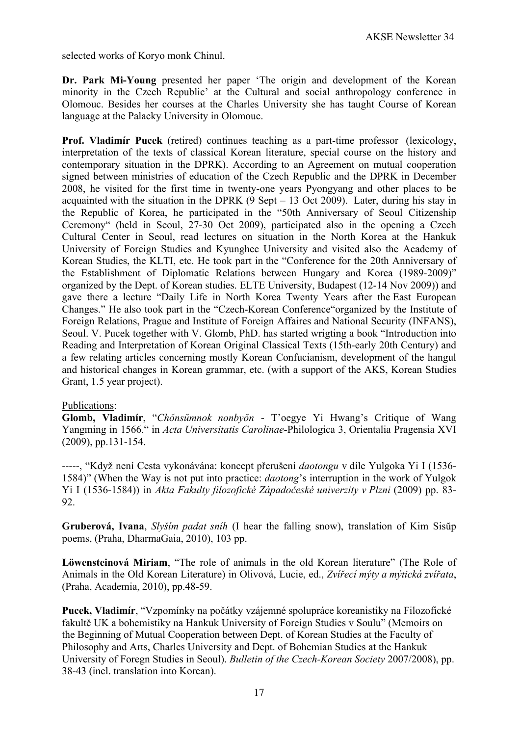selected works of Koryo monk Chinul.

**Dr. Park Mi-Young** presented her paper 'The origin and development of the Korean minority in the Czech Republic' at the Cultural and social anthropology conference in Olomouc. Besides her courses at the Charles University she has taught Course of Korean language at the Palacky University in Olomouc.

**Prof. Vladimír Pucek** (retired) continues teaching as a part-time professor (lexicology, interpretation of the texts of classical Korean literature, special course on the history and contemporary situation in the DPRK). According to an Agreement on mutual cooperation signed between ministries of education of the Czech Republic and the DPRK in December 2008, he visited for the first time in twenty-one years Pyongyang and other places to be acquainted with the situation in the DPRK (9 Sept – 13 Oct 2009). Later, during his stay in the Republic of Korea, he participated in the "50th Anniversary of Seoul Citizenship Ceremony" (held in Seoul, 27-30 Oct 2009), participated also in the opening a Czech Cultural Center in Seoul, read lectures on situation in the North Korea at the Hankuk University of Foreign Studies and Kyunghee University and visited also the Academy of Korean Studies, the KLTI, etc. He took part in the "Conference for the 20th Anniversary of the Establishment of Diplomatic Relations between Hungary and Korea (1989-2009)" organized by the Dept. of Korean studies. ELTE University, Budapest (12-14 Nov 2009)) and gave there a lecture "Daily Life in North Korea Twenty Years after the East European Changes." He also took part in the "Czech-Korean Conference"organized by the Institute of Foreign Relations, Prague and Institute of Foreign Affaires and National Security (INFANS), Seoul. V. Pucek together with V. Glomb, PhD. has started wrigting a book "Introduction into Reading and Interpretation of Korean Original Classical Texts (15th-early 20th Century) and a few relating articles concerning mostly Korean Confucianism, development of the hangul and historical changes in Korean grammar, etc. (with a support of the AKS, Korean Studies Grant, 1.5 year project).

Publications:

**Glomb, Vladimír**, "*Chŏnsŭmnok nonbyŏn* - T'oegye Yi Hwang's Critique of Wang Yangming in 1566." in *Acta Universitatis Carolinae*-Philologica 3, Orientalia Pragensia XVI (2009), pp.131-154.

-----, "Když není Cesta vykonávána: koncept přerušení *daotongu* v díle Yulgoka Yi I (1536-1584)" (When the Way is not put into practice: *daotong*'s interruption in the work of Yulgok Yi I (1536-1584)) in *Akta Fakulty filozofické Západočeské univerzity v Plzni* (2009) pp. 83-92.

**Gruberová, Ivana**, *Slyším padat sníh* (I hear the falling snow), translation of Kim Sisŭp poems, (Praha, DharmaGaia, 2010), 103 pp.

**Löwensteinová Miriam**, "The role of animals in the old Korean literature" (The Role of Animals in the Old Korean Literature) in Olivová, Lucie, ed., *Zvířecí mýty a mýtická zvířata*, (Praha, Academia, 2010), pp.48-59.

**Pucek, Vladimír**, "Vzpomínky na počátky vzájemné spolupráce koreanistiky na Filozofické fakultě UK a bohemistiky na Hankuk University of Foreign Studies v Soulu" (Memoirs on the Beginning of Mutual Cooperation between Dept. of Korean Studies at the Faculty of Philosophy and Arts, Charles University and Dept. of Bohemian Studies at the Hankuk University of Foregn Studies in Seoul). *Bulletin of the Czech-Korean Society* 2007/2008), pp. 38-43 (incl. translation into Korean).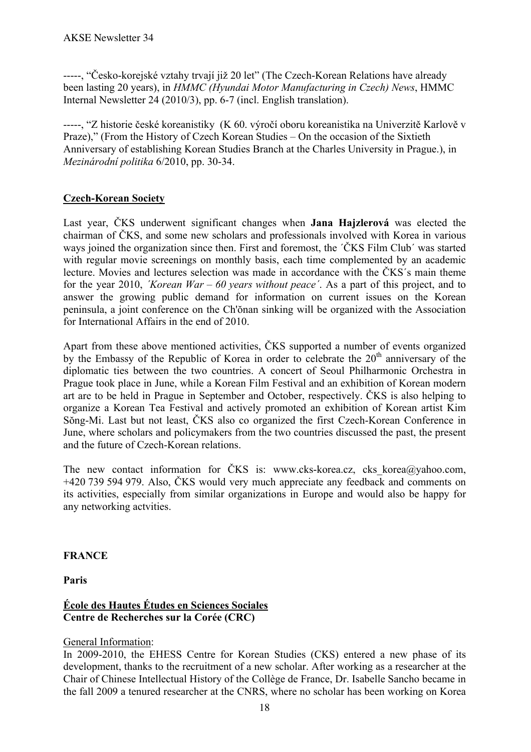-----, "Česko-korejské vztahy trvají již 20 let" (The Czech-Korean Relations have already been lasting 20 years), in *HMMC (Hyundai Motor Manufacturing in Czech) News*, HMMC Internal Newsletter 24 (2010/3), pp. 6-7 (incl. English translation).

-----, "Z historie české koreanistiky (K 60. výročí oboru koreanistika na Univerzitě Karlově v Praze)," (From the History of Czech Korean Studies – On the occasion of the Sixtieth Anniversary of establishing Korean Studies Branch at the Charles University in Prague.), in *Mezinárodní politika* 6/2010, pp. 30-34.

### Czech-Korean Society

Last year, ČKS underwent significant changes when **Jana Hajzlerová** was elected the chairman of ČKS, and some new scholars and professionals involved with Korea in various ways joined the organization since then. First and foremost, the ´ČKS Film Club´ was started with regular movie screenings on monthly basis, each time complemented by an academic lecture. Movies and lectures selection was made in accordance with the ČKS´s main theme for the year 2010, *´Korean War – 60 years without peace´*. As a part of this project, and to answer the growing public demand for information on current issues on the Korean peninsula, a joint conference on the Ch'ŏnan sinking will be organized with the Association for International Affairs in the end of 2010.

Apart from these above mentioned activities, ČKS supported a number of events organized by the Embassy of the Republic of Korea in order to celebrate the 20th anniversary of the diplomatic ties between the two countries. A concert of Seoul Philharmonic Orchestra in Prague took place in June, while a Korean Film Festival and an exhibition of Korean modern art are to be held in Prague in September and October, respectively. ČKS is also helping to organize a Korean Tea Festival and actively promoted an exhibition of Korean artist Kim Sŏng-Mi. Last but not least, ČKS also co organized the first Czech-Korean Conference in June, where scholars and policymakers from the two countries discussed the past, the present and the future of Czech-Korean relations.

The new contact information for ČKS is: www.cks-korea.cz, cks_korea@yahoo.com, +420 739 594 979. Also, ČKS would very much appreciate any feedback and comments on its activities, especially from similar organizations in Europe and would also be happy for any networking actvities.

## FRANCE

### Paris

### École des Hautes Études en Sciences Sociales
**Centre de Recherches sur la Corée (CRC)**

General Information:
In 2009-2010, the EHESS Centre for Korean Studies (CKS) entered a new phase of its development, thanks to the recruitment of a new scholar. After working as a researcher at the Chair of Chinese Intellectual History of the Collège de France, Dr. Isabelle Sancho became in the fall 2009 a tenured researcher at the CNRS, where no scholar has been working on Korea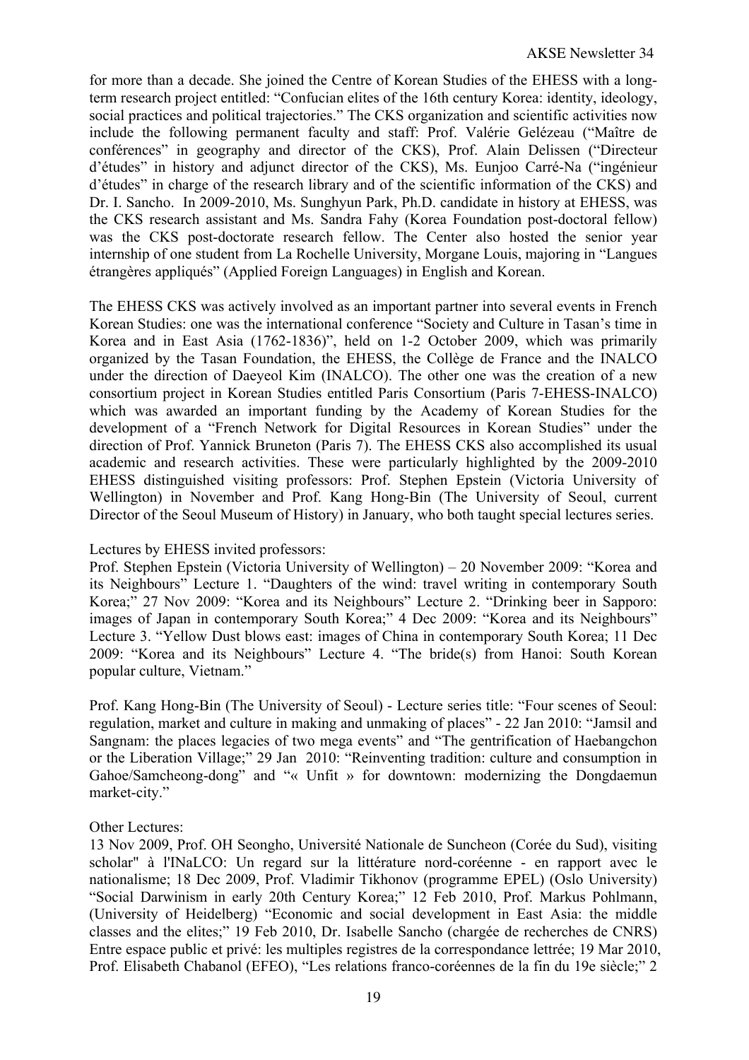for more than a decade. She joined the Centre of Korean Studies of the EHESS with a long-term research project entitled: "Confucian elites of the 16th century Korea: identity, ideology, social practices and political trajectories." The CKS organization and scientific activities now include the following permanent faculty and staff: Prof. Valérie Gelézeau ("Maître de conférences" in geography and director of the CKS), Prof. Alain Delissen ("Directeur d'études" in history and adjunct director of the CKS), Ms. Eunjoo Carré-Na ("ingénieur d'études" in charge of the research library and of the scientific information of the CKS) and Dr. I. Sancho. In 2009-2010, Ms. Sunghyun Park, Ph.D. candidate in history at EHESS, was the CKS research assistant and Ms. Sandra Fahy (Korea Foundation post-doctoral fellow) was the CKS post-doctorate research fellow. The Center also hosted the senior year internship of one student from La Rochelle University, Morgane Louis, majoring in "Langues étrangères appliqués" (Applied Foreign Languages) in English and Korean.

The EHESS CKS was actively involved as an important partner into several events in French Korean Studies: one was the international conference "Society and Culture in Tasan's time in Korea and in East Asia (1762-1836)", held on 1-2 October 2009, which was primarily organized by the Tasan Foundation, the EHESS, the Collège de France and the INALCO under the direction of Daeyeol Kim (INALCO). The other one was the creation of a new consortium project in Korean Studies entitled Paris Consortium (Paris 7-EHESS-INALCO) which was awarded an important funding by the Academy of Korean Studies for the development of a "French Network for Digital Resources in Korean Studies" under the direction of Prof. Yannick Bruneton (Paris 7). The EHESS CKS also accomplished its usual academic and research activities. These were particularly highlighted by the 2009-2010 EHESS distinguished visiting professors: Prof. Stephen Epstein (Victoria University of Wellington) in November and Prof. Kang Hong-Bin (The University of Seoul, current Director of the Seoul Museum of History) in January, who both taught special lectures series.

Lectures by EHESS invited professors:
Prof. Stephen Epstein (Victoria University of Wellington) – 20 November 2009: "Korea and its Neighbours" Lecture 1. "Daughters of the wind: travel writing in contemporary South Korea;" 27 Nov 2009: "Korea and its Neighbours" Lecture 2. "Drinking beer in Sapporo: images of Japan in contemporary South Korea;" 4 Dec 2009: "Korea and its Neighbours" Lecture 3. "Yellow Dust blows east: images of China in contemporary South Korea; 11 Dec 2009: "Korea and its Neighbours" Lecture 4. "The bride(s) from Hanoi: South Korean popular culture, Vietnam."

Prof. Kang Hong-Bin (The University of Seoul) - Lecture series title: "Four scenes of Seoul: regulation, market and culture in making and unmaking of places" - 22 Jan 2010: "Jamsil and Sangnam: the places legacies of two mega events" and "The gentrification of Haebangchon or the Liberation Village;" 29 Jan 2010: "Reinventing tradition: culture and consumption in Gahoe/Samcheong-dong" and "« Unfit » for downtown: modernizing the Dongdaemun market-city."

Other Lectures:
13 Nov 2009, Prof. OH Seongho, Université Nationale de Suncheon (Corée du Sud), visiting scholar" à l'INaLCO: Un regard sur la littérature nord-coréenne - en rapport avec le nationalisme; 18 Dec 2009, Prof. Vladimir Tikhonov (programme EPEL) (Oslo University) "Social Darwinism in early 20th Century Korea;" 12 Feb 2010, Prof. Markus Pohlmann, (University of Heidelberg) "Economic and social development in East Asia: the middle classes and the elites;" 19 Feb 2010, Dr. Isabelle Sancho (chargée de recherches de CNRS) Entre espace public et privé: les multiples registres de la correspondance lettrée; 19 Mar 2010, Prof. Elisabeth Chabanol (EFEO), "Les relations franco-coréennes de la fin du 19e siècle;" 2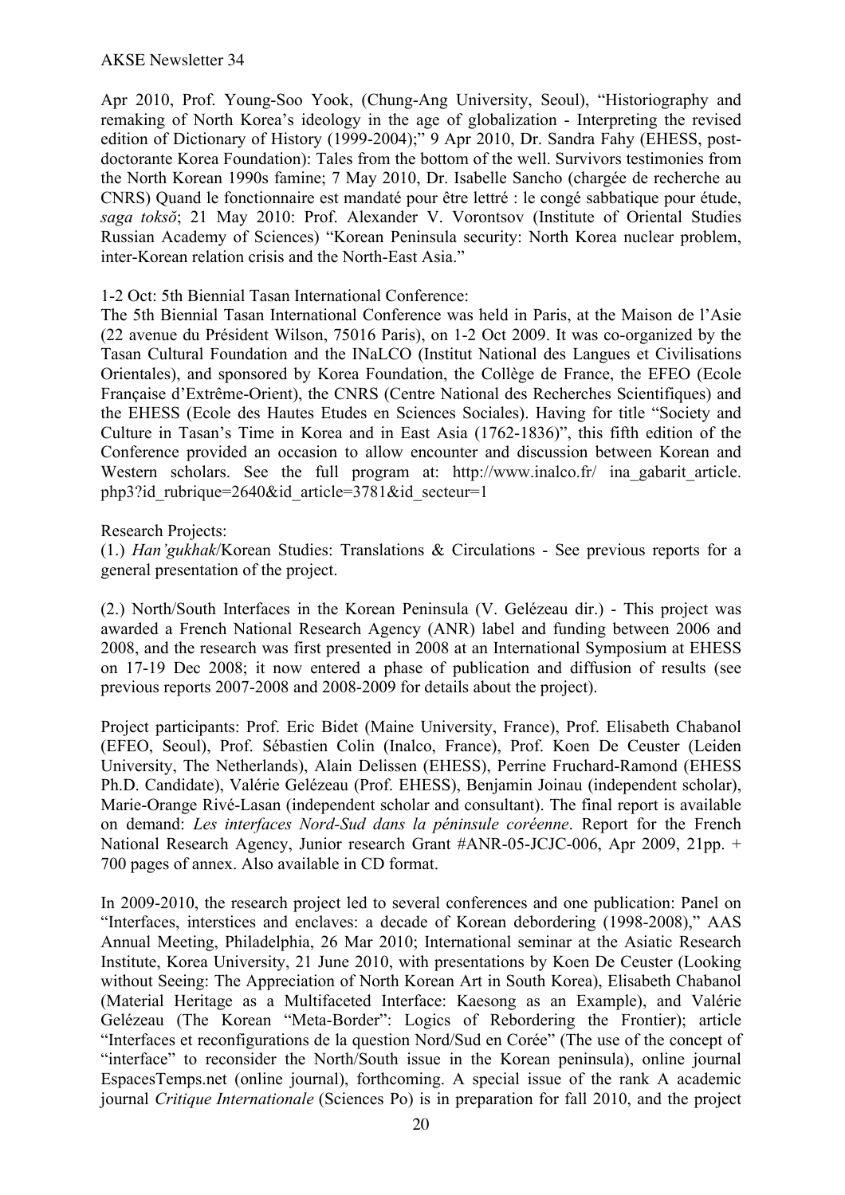Apr 2010, Prof. Young-Soo Yook, (Chung-Ang University, Seoul), "Historiography and remaking of North Korea's ideology in the age of globalization - Interpreting the revised edition of Dictionary of History (1999-2004);" 9 Apr 2010, Dr. Sandra Fahy (EHESS, post-doctorante Korea Foundation): Tales from the bottom of the well. Survivors testimonies from the North Korean 1990s famine; 7 May 2010, Dr. Isabelle Sancho (chargée de recherche au CNRS) Quand le fonctionnaire est mandaté pour être lettré : le congé sabbatique pour étude, *saga toksŏ*; 21 May 2010: Prof. Alexander V. Vorontsov (Institute of Oriental Studies Russian Academy of Sciences) "Korean Peninsula security: North Korea nuclear problem, inter-Korean relation crisis and the North-East Asia."

1-2 Oct: 5th Biennial Tasan International Conference:
The 5th Biennial Tasan International Conference was held in Paris, at the Maison de l'Asie (22 avenue du Président Wilson, 75016 Paris), on 1-2 Oct 2009. It was co-organized by the Tasan Cultural Foundation and the INaLCO (Institut National des Langues et Civilisations Orientales), and sponsored by Korea Foundation, the Collège de France, the EFEO (Ecole Française d'Extrême-Orient), the CNRS (Centre National des Recherches Scientifiques) and the EHESS (Ecole des Hautes Etudes en Sciences Sociales). Having for title "Society and Culture in Tasan's Time in Korea and in East Asia (1762-1836)", this fifth edition of the Conference provided an occasion to allow encounter and discussion between Korean and Western scholars. See the full program at: http://www.inalco.fr/ ina_gabarit_article.php3?id_rubrique=2640&id_article=3781&id_secteur=1

Research Projects:
(1.) *Han'gukhak*/Korean Studies: Translations & Circulations - See previous reports for a general presentation of the project.

(2.) North/South Interfaces in the Korean Peninsula (V. Gelézeau dir.) - This project was awarded a French National Research Agency (ANR) label and funding between 2006 and 2008, and the research was first presented in 2008 at an International Symposium at EHESS on 17-19 Dec 2008; it now entered a phase of publication and diffusion of results (see previous reports 2007-2008 and 2008-2009 for details about the project).

Project participants: Prof. Eric Bidet (Maine University, France), Prof. Elisabeth Chabanol (EFEO, Seoul), Prof. Sébastien Colin (Inalco, France), Prof. Koen De Ceuster (Leiden University, The Netherlands), Alain Delissen (EHESS), Perrine Fruchard-Ramond (EHESS Ph.D. Candidate), Valérie Gelézeau (Prof. EHESS), Benjamin Joinau (independent scholar), Marie-Orange Rivé-Lasan (independent scholar and consultant). The final report is available on demand: *Les interfaces Nord-Sud dans la péninsule coréenne*. Report for the French National Research Agency, Junior research Grant #ANR-05-JCJC-006, Apr 2009, 21pp. + 700 pages of annex. Also available in CD format.

In 2009-2010, the research project led to several conferences and one publication: Panel on "Interfaces, interstices and enclaves: a decade of Korean debordering (1998-2008)," AAS Annual Meeting, Philadelphia, 26 Mar 2010; International seminar at the Asiatic Research Institute, Korea University, 21 June 2010, with presentations by Koen De Ceuster (Looking without Seeing: The Appreciation of North Korean Art in South Korea), Elisabeth Chabanol (Material Heritage as a Multifaceted Interface: Kaesong as an Example), and Valérie Gelézeau (The Korean "Meta-Border": Logics of Rebordering the Frontier); article "Interfaces et reconfigurations de la question Nord/Sud en Corée" (The use of the concept of "interface" to reconsider the North/South issue in the Korean peninsula), online journal EspacesTemps.net (online journal), forthcoming. A special issue of the rank A academic journal *Critique Internationale* (Sciences Po) is in preparation for fall 2010, and the project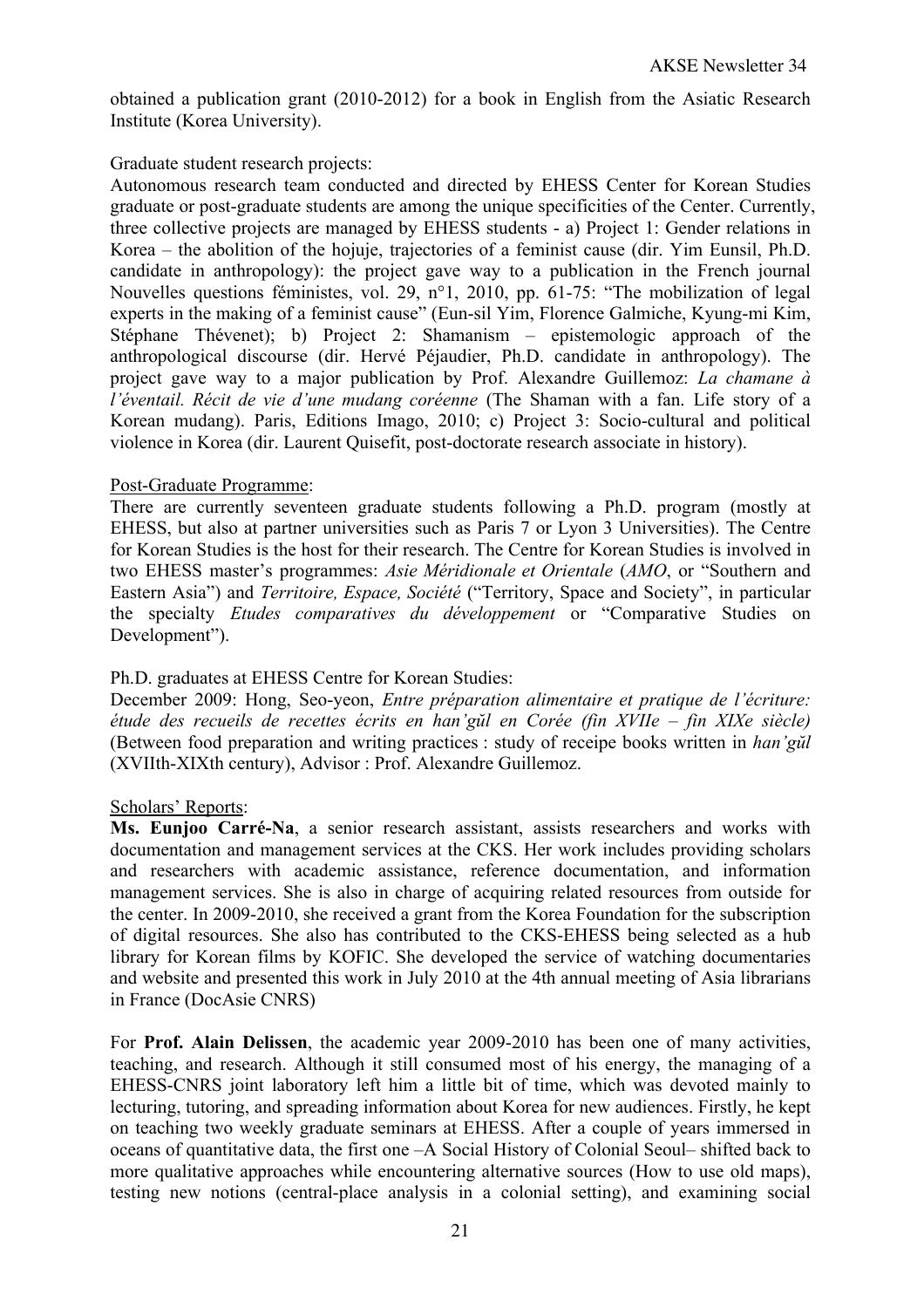obtained a publication grant (2010-2012) for a book in English from the Asiatic Research Institute (Korea University).

Graduate student research projects:

Autonomous research team conducted and directed by EHESS Center for Korean Studies graduate or post-graduate students are among the unique specificities of the Center. Currently, three collective projects are managed by EHESS students - a) Project 1: Gender relations in Korea – the abolition of the hojuje, trajectories of a feminist cause (dir. Yim Eunsil, Ph.D. candidate in anthropology): the project gave way to a publication in the French journal Nouvelles questions féministes, vol. 29, n°1, 2010, pp. 61-75: "The mobilization of legal experts in the making of a feminist cause" (Eun-sil Yim, Florence Galmiche, Kyung-mi Kim, Stéphane Thévenet); b) Project 2: Shamanism – epistemologic approach of the anthropological discourse (dir. Hervé Péjaudier, Ph.D. candidate in anthropology). The project gave way to a major publication by Prof. Alexandre Guillemoz: *La chamane à l'éventail. Récit de vie d'une mudang coréenne* (The Shaman with a fan. Life story of a Korean mudang). Paris, Editions Imago, 2010; c) Project 3: Socio-cultural and political violence in Korea (dir. Laurent Quisefit, post-doctorate research associate in history).

<u>Post-Graduate Programme</u>:

There are currently seventeen graduate students following a Ph.D. program (mostly at EHESS, but also at partner universities such as Paris 7 or Lyon 3 Universities). The Centre for Korean Studies is the host for their research. The Centre for Korean Studies is involved in two EHESS master's programmes: *Asie Méridionale et Orientale* (*AMO*, or "Southern and Eastern Asia") and *Territoire, Espace, Société* ("Territory, Space and Society", in particular the specialty *Etudes comparatives du développement* or "Comparative Studies on Development").

Ph.D. graduates at EHESS Centre for Korean Studies:

December 2009: Hong, Seo-yeon, *Entre préparation alimentaire et pratique de l'écriture: étude des recueils de recettes écrits en han'gŭl en Corée (fin XVIIe – fin XIXe siècle)* (Between food preparation and writing practices : study of receipe books written in *han'gŭl* (XVIIth-XIXth century), Advisor : Prof. Alexandre Guillemoz.

<u>Scholars' Reports</u>:

**Ms. Eunjoo Carré-Na**, a senior research assistant, assists researchers and works with documentation and management services at the CKS. Her work includes providing scholars and researchers with academic assistance, reference documentation, and information management services. She is also in charge of acquiring related resources from outside for the center. In 2009-2010, she received a grant from the Korea Foundation for the subscription of digital resources. She also has contributed to the CKS-EHESS being selected as a hub library for Korean films by KOFIC. She developed the service of watching documentaries and website and presented this work in July 2010 at the 4th annual meeting of Asia librarians in France (DocAsie CNRS)

For **Prof. Alain Delissen**, the academic year 2009-2010 has been one of many activities, teaching, and research. Although it still consumed most of his energy, the managing of a EHESS-CNRS joint laboratory left him a little bit of time, which was devoted mainly to lecturing, tutoring, and spreading information about Korea for new audiences. Firstly, he kept on teaching two weekly graduate seminars at EHESS. After a couple of years immersed in oceans of quantitative data, the first one –A Social History of Colonial Seoul– shifted back to more qualitative approaches while encountering alternative sources (How to use old maps), testing new notions (central-place analysis in a colonial setting), and examining social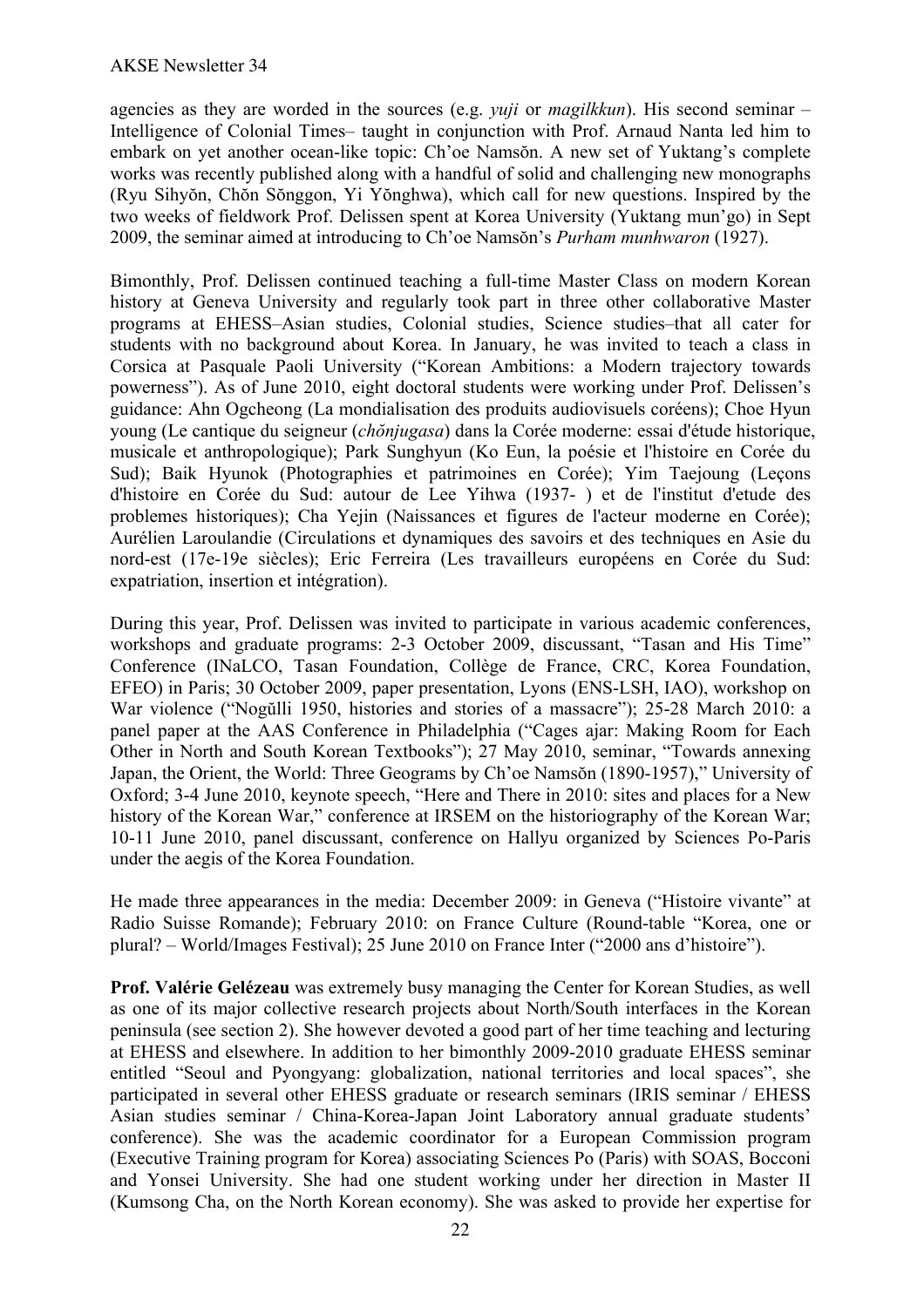agencies as they are worded in the sources (e.g. *yuji* or *magilkkun*). His second seminar – Intelligence of Colonial Times– taught in conjunction with Prof. Arnaud Nanta led him to embark on yet another ocean-like topic: Ch'oe Namsŏn. A new set of Yuktang's complete works was recently published along with a handful of solid and challenging new monographs (Ryu Sihyŏn, Chŏn Sŏnggon, Yi Yŏnghwa), which call for new questions. Inspired by the two weeks of fieldwork Prof. Delissen spent at Korea University (Yuktang mun'go) in Sept 2009, the seminar aimed at introducing to Ch'oe Namsŏn's *Purham munhwaron* (1927).

Bimonthly, Prof. Delissen continued teaching a full-time Master Class on modern Korean history at Geneva University and regularly took part in three other collaborative Master programs at EHESS–Asian studies, Colonial studies, Science studies–that all cater for students with no background about Korea. In January, he was invited to teach a class in Corsica at Pasquale Paoli University ("Korean Ambitions: a Modern trajectory towards powerness"). As of June 2010, eight doctoral students were working under Prof. Delissen's guidance: Ahn Ogcheong (La mondialisation des produits audiovisuels coréens); Choe Hyun young (Le cantique du seigneur (*chŏnjugasa*) dans la Corée moderne: essai d'étude historique, musicale et anthropologique); Park Sunghyun (Ko Eun, la poésie et l'histoire en Corée du Sud); Baik Hyunok (Photographies et patrimoines en Corée); Yim Taejoung (Leçons d'histoire en Corée du Sud: autour de Lee Yihwa (1937- ) et de l'institut d'etude des problemes historiques); Cha Yejin (Naissances et figures de l'acteur moderne en Corée); Aurélien Laroulandie (Circulations et dynamiques des savoirs et des techniques en Asie du nord-est (17e-19e siècles); Eric Ferreira (Les travailleurs européens en Corée du Sud: expatriation, insertion et intégration).

During this year, Prof. Delissen was invited to participate in various academic conferences, workshops and graduate programs: 2-3 October 2009, discussant, "Tasan and His Time" Conference (INaLCO, Tasan Foundation, Collège de France, CRC, Korea Foundation, EFEO) in Paris; 30 October 2009, paper presentation, Lyons (ENS-LSH, IAO), workshop on War violence ("Nogŭlli 1950, histories and stories of a massacre"); 25-28 March 2010: a panel paper at the AAS Conference in Philadelphia ("Cages ajar: Making Room for Each Other in North and South Korean Textbooks"); 27 May 2010, seminar, "Towards annexing Japan, the Orient, the World: Three Geograms by Ch'oe Namsŏn (1890-1957)," University of Oxford; 3-4 June 2010, keynote speech, "Here and There in 2010: sites and places for a New history of the Korean War," conference at IRSEM on the historiography of the Korean War; 10-11 June 2010, panel discussant, conference on Hallyu organized by Sciences Po-Paris under the aegis of the Korea Foundation.

He made three appearances in the media: December 2009: in Geneva ("Histoire vivante" at Radio Suisse Romande); February 2010: on France Culture (Round-table "Korea, one or plural? – World/Images Festival); 25 June 2010 on France Inter ("2000 ans d'histoire").

**Prof. Valérie Gelézeau** was extremely busy managing the Center for Korean Studies, as well as one of its major collective research projects about North/South interfaces in the Korean peninsula (see section 2). She however devoted a good part of her time teaching and lecturing at EHESS and elsewhere. In addition to her bimonthly 2009-2010 graduate EHESS seminar entitled "Seoul and Pyongyang: globalization, national territories and local spaces", she participated in several other EHESS graduate or research seminars (IRIS seminar / EHESS Asian studies seminar / China-Korea-Japan Joint Laboratory annual graduate students' conference). She was the academic coordinator for a European Commission program (Executive Training program for Korea) associating Sciences Po (Paris) with SOAS, Bocconi and Yonsei University. She had one student working under her direction in Master II (Kumsong Cha, on the North Korean economy). She was asked to provide her expertise for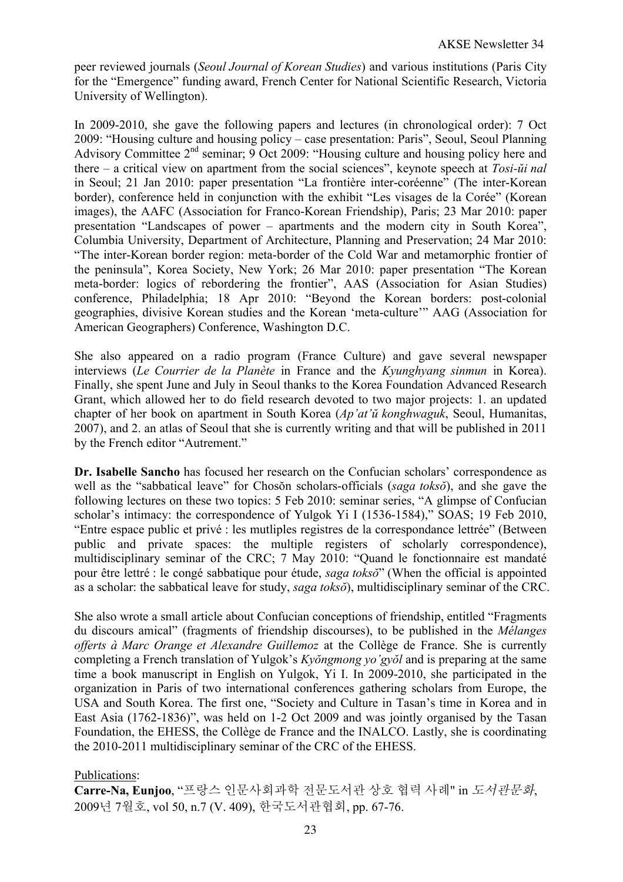peer reviewed journals (*Seoul Journal of Korean Studies*) and various institutions (Paris City for the "Emergence" funding award, French Center for National Scientific Research, Victoria University of Wellington).

In 2009-2010, she gave the following papers and lectures (in chronological order): 7 Oct 2009: "Housing culture and housing policy – case presentation: Paris", Seoul, Seoul Planning Advisory Committee 2nd seminar; 9 Oct 2009: "Housing culture and housing policy here and there – a critical view on apartment from the social sciences", keynote speech at *Tosi-ŭi nal* in Seoul; 21 Jan 2010: paper presentation "La frontière inter-coréenne" (The inter-Korean border), conference held in conjunction with the exhibit "Les visages de la Corée" (Korean images), the AAFC (Association for Franco-Korean Friendship), Paris; 23 Mar 2010: paper presentation "Landscapes of power – apartments and the modern city in South Korea", Columbia University, Department of Architecture, Planning and Preservation; 24 Mar 2010: "The inter-Korean border region: meta-border of the Cold War and metamorphic frontier of the peninsula", Korea Society, New York; 26 Mar 2010: paper presentation "The Korean meta-border: logics of rebordering the frontier", AAS (Association for Asian Studies) conference, Philadelphia; 18 Apr 2010: "Beyond the Korean borders: post-colonial geographies, divisive Korean studies and the Korean 'meta-culture'" AAG (Association for American Geographers) Conference, Washington D.C.

She also appeared on a radio program (France Culture) and gave several newspaper interviews (*Le Courrier de la Planète* in France and the *Kyunghyang sinmun* in Korea). Finally, she spent June and July in Seoul thanks to the Korea Foundation Advanced Research Grant, which allowed her to do field research devoted to two major projects: 1. an updated chapter of her book on apartment in South Korea (*Ap'at'ŭ konghwaguk*, Seoul, Humanitas, 2007), and 2. an atlas of Seoul that she is currently writing and that will be published in 2011 by the French editor "Autrement."

**Dr. Isabelle Sancho** has focused her research on the Confucian scholars' correspondence as well as the "sabbatical leave" for Chosŏn scholars-officials (*saga toksŏ*), and she gave the following lectures on these two topics: 5 Feb 2010: seminar series, "A glimpse of Confucian scholar's intimacy: the correspondence of Yulgok Yi I (1536-1584)," SOAS; 19 Feb 2010, "Entre espace public et privé : les mutliples registres de la correspondance lettrée" (Between public and private spaces: the multiple registers of scholarly correspondence), multidisciplinary seminar of the CRC; 7 May 2010: "Quand le fonctionnaire est mandaté pour être lettré : le congé sabbatique pour étude, *saga toksŏ*" (When the official is appointed as a scholar: the sabbatical leave for study, *saga toksŏ*), multidisciplinary seminar of the CRC.

She also wrote a small article about Confucian conceptions of friendship, entitled "Fragments du discours amical" (fragments of friendship discourses), to be published in the *Mélanges offerts à Marc Orange et Alexandre Guillemoz* at the Collège de France. She is currently completing a French translation of Yulgok's *Kyŏngmong yo'gyŏl* and is preparing at the same time a book manuscript in English on Yulgok, Yi I. In 2009-2010, she participated in the organization in Paris of two international conferences gathering scholars from Europe, the USA and South Korea. The first one, "Society and Culture in Tasan's time in Korea and in East Asia (1762-1836)", was held on 1-2 Oct 2009 and was jointly organised by the Tasan Foundation, the EHESS, the Collège de France and the INALCO. Lastly, she is coordinating the 2010-2011 multidisciplinary seminar of the CRC of the EHESS.

Publications:

**Carre-Na, Eunjoo**, "프랑스 인문사회과학 전문도서관 상호 협력 사례" in *도서관문화*, 2009년 7월호, vol 50, n.7 (V. 409), 한국도서관협회, pp. 67-76.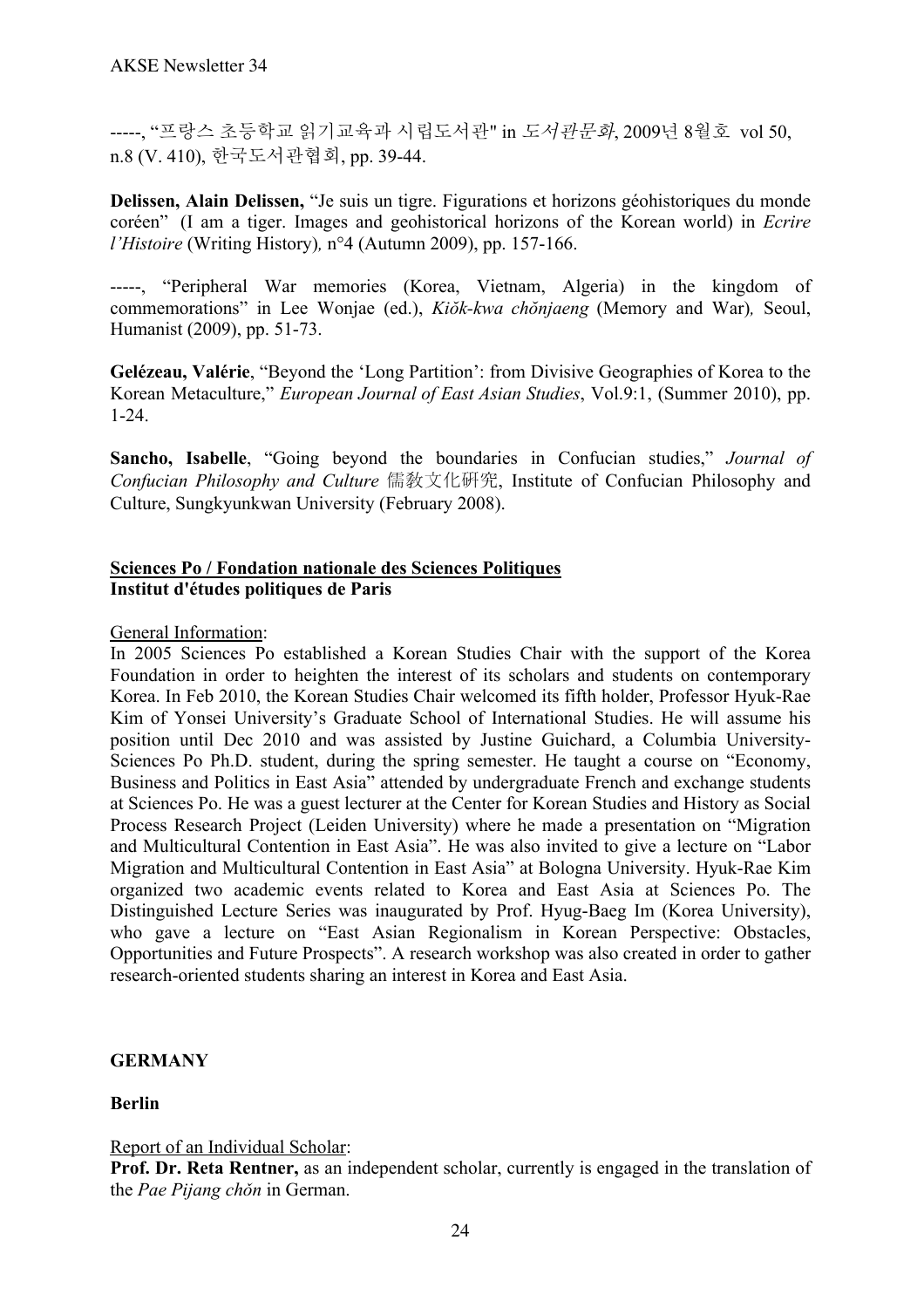-----, “프랑스 초등학교 읽기교육과 시립도서관" in *도서관문화*, 2009년 8월호 vol 50, n.8 (V. 410), 한국도서관협회, pp. 39-44.

**Delissen, Alain Delissen,** “Je suis un tigre. Figurations et horizons géohistoriques du monde coréen” (I am a tiger. Images and geohistorical horizons of the Korean world) in *Ecrire l'Histoire* (Writing History)*,* n°4 (Autumn 2009), pp. 157-166.

-----, “Peripheral War memories (Korea, Vietnam, Algeria) in the kingdom of commemorations” in Lee Wonjae (ed.), *Kiŏk-kwa chŏnjaeng* (Memory and War)*,* Seoul, Humanist (2009), pp. 51-73.

**Gelézeau, Valérie**, “Beyond the ‘Long Partition’: from Divisive Geographies of Korea to the Korean Metaculture,” *European Journal of East Asian Studies*, Vol.9:1, (Summer 2010), pp. 1-24.

**Sancho, Isabelle**, “Going beyond the boundaries in Confucian studies,” *Journal of Confucian Philosophy and Culture* 儒敎文化硏究, Institute of Confucian Philosophy and Culture, Sungkyunkwan University (February 2008).

**Sciences Po / Fondation nationale des Sciences Politiques**
**Institut d'études politiques de Paris**

General Information:
In 2005 Sciences Po established a Korean Studies Chair with the support of the Korea Foundation in order to heighten the interest of its scholars and students on contemporary Korea. In Feb 2010, the Korean Studies Chair welcomed its fifth holder, Professor Hyuk-Rae Kim of Yonsei University's Graduate School of International Studies. He will assume his position until Dec 2010 and was assisted by Justine Guichard, a Columbia University-Sciences Po Ph.D. student, during the spring semester. He taught a course on “Economy, Business and Politics in East Asia” attended by undergraduate French and exchange students at Sciences Po. He was a guest lecturer at the Center for Korean Studies and History as Social Process Research Project (Leiden University) where he made a presentation on “Migration and Multicultural Contention in East Asia”. He was also invited to give a lecture on “Labor Migration and Multicultural Contention in East Asia” at Bologna University. Hyuk-Rae Kim organized two academic events related to Korea and East Asia at Sciences Po. The Distinguished Lecture Series was inaugurated by Prof. Hyug-Baeg Im (Korea University), who gave a lecture on “East Asian Regionalism in Korean Perspective: Obstacles, Opportunities and Future Prospects”. A research workshop was also created in order to gather research-oriented students sharing an interest in Korea and East Asia.

## GERMANY

### Berlin

Report of an Individual Scholar:
**Prof. Dr. Reta Rentner,** as an independent scholar, currently is engaged in the translation of the *Pae Pijang chŏn* in German.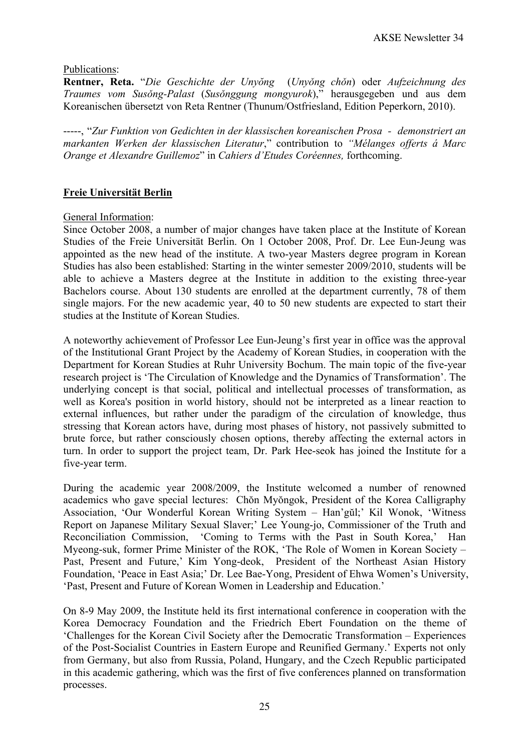Publications:

**Rentner, Reta.** "*Die Geschichte der Unyŏng* (*Unyŏng chŏn*) oder *Aufzeichnung des Traumes vom Susŏng-Palast* (*Susŏnggung mongyurok*)," herausgegeben und aus dem Koreanischen übersetzt von Reta Rentner (Thunum/Ostfriesland, Edition Peperkorn, 2010).

-----, "*Zur Funktion von Gedichten in der klassischen koreanischen Prosa - demonstriert an markanten Werken der klassischen Literatur*," contribution to *"Mélanges offerts á Marc Orange et Alexandre Guillemoz*" in *Cahiers d'Etudes Coréennes,* forthcoming.

## Freie Universität Berlin

General Information:

Since October 2008, a number of major changes have taken place at the Institute of Korean Studies of the Freie Universität Berlin. On 1 October 2008, Prof. Dr. Lee Eun-Jeung was appointed as the new head of the institute. A two-year Masters degree program in Korean Studies has also been established: Starting in the winter semester 2009/2010, students will be able to achieve a Masters degree at the Institute in addition to the existing three-year Bachelors course. About 130 students are enrolled at the department currently, 78 of them single majors. For the new academic year, 40 to 50 new students are expected to start their studies at the Institute of Korean Studies.

A noteworthy achievement of Professor Lee Eun-Jeung's first year in office was the approval of the Institutional Grant Project by the Academy of Korean Studies, in cooperation with the Department for Korean Studies at Ruhr University Bochum. The main topic of the five-year research project is 'The Circulation of Knowledge and the Dynamics of Transformation'. The underlying concept is that social, political and intellectual processes of transformation, as well as Korea's position in world history, should not be interpreted as a linear reaction to external influences, but rather under the paradigm of the circulation of knowledge, thus stressing that Korean actors have, during most phases of history, not passively submitted to brute force, but rather consciously chosen options, thereby affecting the external actors in turn. In order to support the project team, Dr. Park Hee-seok has joined the Institute for a five-year term.

During the academic year 2008/2009, the Institute welcomed a number of renowned academics who gave special lectures: Chŏn Myŏngok, President of the Korea Calligraphy Association, 'Our Wonderful Korean Writing System – Han'gŭl;' Kil Wonok, 'Witness Report on Japanese Military Sexual Slaver;' Lee Young-jo, Commissioner of the Truth and Reconciliation Commission, 'Coming to Terms with the Past in South Korea,' Han Myeong-suk, former Prime Minister of the ROK, 'The Role of Women in Korean Society – Past, Present and Future,' Kim Yong-deok, President of the Northeast Asian History Foundation, 'Peace in East Asia;' Dr. Lee Bae-Yong, President of Ehwa Women's University, 'Past, Present and Future of Korean Women in Leadership and Education.'

On 8-9 May 2009, the Institute held its first international conference in cooperation with the Korea Democracy Foundation and the Friedrich Ebert Foundation on the theme of 'Challenges for the Korean Civil Society after the Democratic Transformation – Experiences of the Post-Socialist Countries in Eastern Europe and Reunified Germany.' Experts not only from Germany, but also from Russia, Poland, Hungary, and the Czech Republic participated in this academic gathering, which was the first of five conferences planned on transformation processes.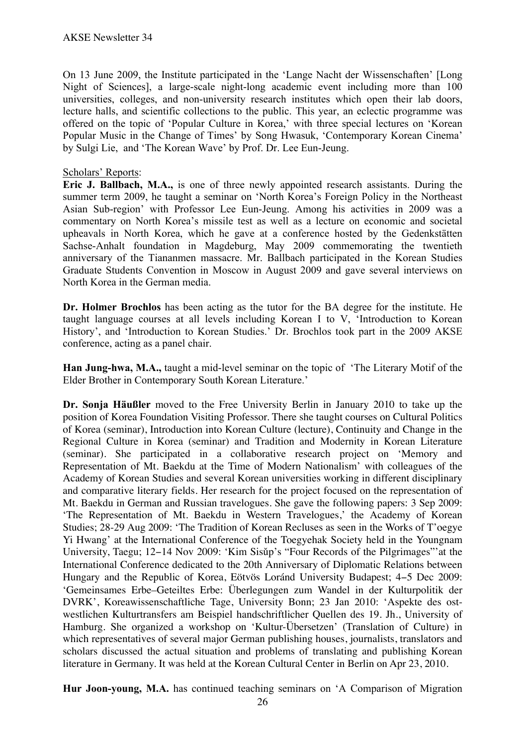On 13 June 2009, the Institute participated in the 'Lange Nacht der Wissenschaften' [Long Night of Sciences], a large-scale night-long academic event including more than 100 universities, colleges, and non-university research institutes which open their lab doors, lecture halls, and scientific collections to the public. This year, an eclectic programme was offered on the topic of 'Popular Culture in Korea,' with three special lectures on 'Korean Popular Music in the Change of Times' by Song Hwasuk, 'Contemporary Korean Cinema' by Sulgi Lie, and 'The Korean Wave' by Prof. Dr. Lee Eun-Jeung.

Scholars' Reports:

**Eric J. Ballbach, M.A.,** is one of three newly appointed research assistants. During the summer term 2009, he taught a seminar on 'North Korea's Foreign Policy in the Northeast Asian Sub-region' with Professor Lee Eun-Jeung. Among his activities in 2009 was a commentary on North Korea's missile test as well as a lecture on economic and societal upheavals in North Korea, which he gave at a conference hosted by the Gedenkstätten Sachse-Anhalt foundation in Magdeburg, May 2009 commemorating the twentieth anniversary of the Tiananmen massacre. Mr. Ballbach participated in the Korean Studies Graduate Students Convention in Moscow in August 2009 and gave several interviews on North Korea in the German media.

**Dr. Holmer Brochlos** has been acting as the tutor for the BA degree for the institute. He taught language courses at all levels including Korean I to V, 'Introduction to Korean History', and 'Introduction to Korean Studies.' Dr. Brochlos took part in the 2009 AKSE conference, acting as a panel chair.

**Han Jung-hwa, M.A.,** taught a mid-level seminar on the topic of 'The Literary Motif of the Elder Brother in Contemporary South Korean Literature.'

**Dr. Sonja Häußler** moved to the Free University Berlin in January 2010 to take up the position of Korea Foundation Visiting Professor. There she taught courses on Cultural Politics of Korea (seminar), Introduction into Korean Culture (lecture), Continuity and Change in the Regional Culture in Korea (seminar) and Tradition and Modernity in Korean Literature (seminar). She participated in a collaborative research project on 'Memory and Representation of Mt. Baekdu at the Time of Modern Nationalism' with colleagues of the Academy of Korean Studies and several Korean universities working in different disciplinary and comparative literary fields. Her research for the project focused on the representation of Mt. Baekdu in German and Russian travelogues. She gave the following papers: 3 Sep 2009: 'The Representation of Mt. Baekdu in Western Travelogues,' the Academy of Korean Studies; 28-29 Aug 2009: 'The Tradition of Korean Recluses as seen in the Works of T'oegye Yi Hwang' at the International Conference of the Toegyehak Society held in the Youngnam University, Taegu; 12–14 Nov 2009: 'Kim Sisŭp's "Four Records of the Pilgrimages"' at the International Conference dedicated to the 20th Anniversary of Diplomatic Relations between Hungary and the Republic of Korea, Eötvös Loránd University Budapest; 4–5 Dec 2009: 'Gemeinsames Erbe–Geteiltes Erbe: Überlegungen zum Wandel in der Kulturpolitik der DVRK', Koreawissenschaftliche Tage, University Bonn; 23 Jan 2010: 'Aspekte des ost-westlichen Kulturtransfers am Beispiel handschriftlicher Quellen des 19. Jh., University of Hamburg. She organized a workshop on 'Kultur-Übersetzen' (Translation of Culture) in which representatives of several major German publishing houses, journalists, translators and scholars discussed the actual situation and problems of translating and publishing Korean literature in Germany. It was held at the Korean Cultural Center in Berlin on Apr 23, 2010.

**Hur Joon-young, M.A.** has continued teaching seminars on 'A Comparison of Migration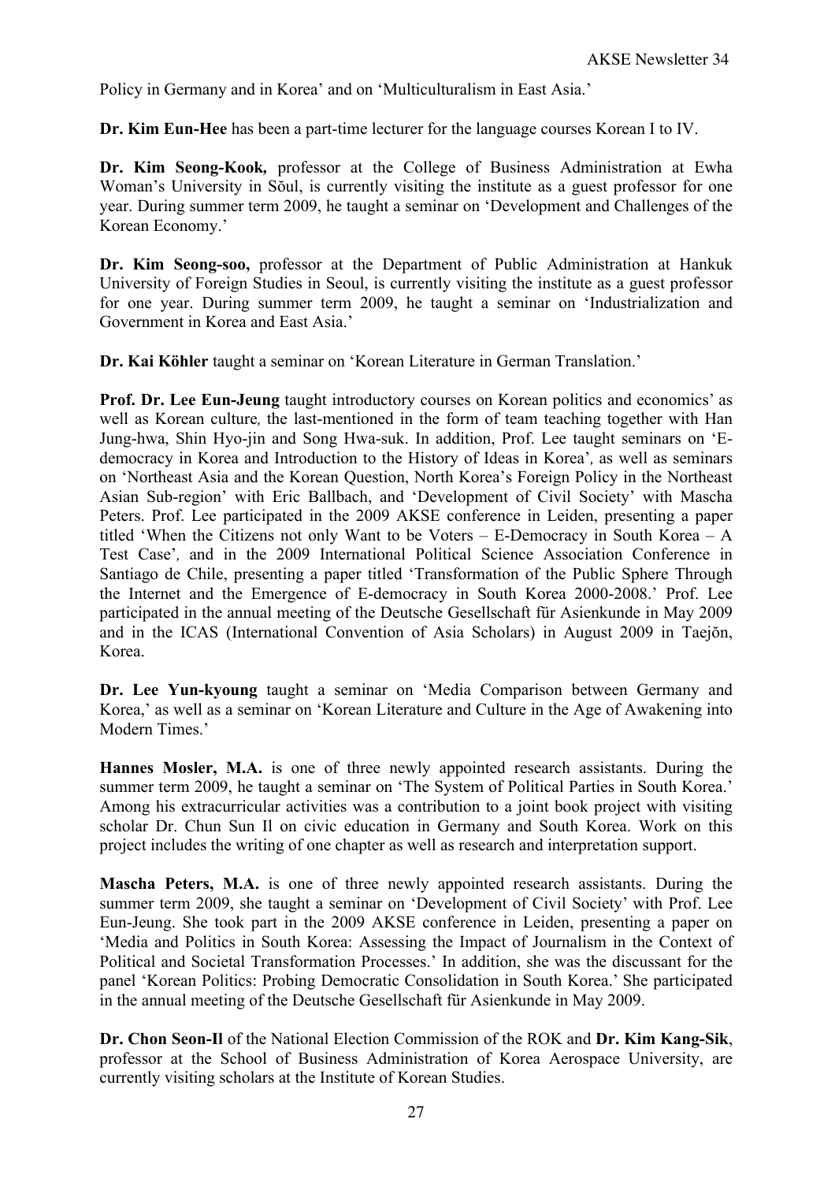Policy in Germany and in Korea' and on 'Multiculturalism in East Asia.'

**Dr. Kim Eun-Hee** has been a part-time lecturer for the language courses Korean I to IV.

**Dr. Kim Seong-Kook,** professor at the College of Business Administration at Ewha Woman's University in Sŏul, is currently visiting the institute as a guest professor for one year. During summer term 2009, he taught a seminar on 'Development and Challenges of the Korean Economy.'

**Dr. Kim Seong-soo,** professor at the Department of Public Administration at Hankuk University of Foreign Studies in Seoul, is currently visiting the institute as a guest professor for one year. During summer term 2009, he taught a seminar on 'Industrialization and Government in Korea and East Asia.'

**Dr. Kai Köhler** taught a seminar on 'Korean Literature in German Translation.'

**Prof. Dr. Lee Eun-Jeung** taught introductory courses on Korean politics and economics' as well as Korean culture*,* the last-mentioned in the form of team teaching together with Han Jung-hwa, Shin Hyo-jin and Song Hwa-suk. In addition, Prof. Lee taught seminars on 'E-democracy in Korea and Introduction to the History of Ideas in Korea'*,* as well as seminars on 'Northeast Asia and the Korean Question, North Korea's Foreign Policy in the Northeast Asian Sub-region' with Eric Ballbach, and 'Development of Civil Society' with Mascha Peters. Prof. Lee participated in the 2009 AKSE conference in Leiden, presenting a paper titled 'When the Citizens not only Want to be Voters – E-Democracy in South Korea – A Test Case'*,* and in the 2009 International Political Science Association Conference in Santiago de Chile, presenting a paper titled 'Transformation of the Public Sphere Through the Internet and the Emergence of E-democracy in South Korea 2000-2008.' Prof. Lee participated in the annual meeting of the Deutsche Gesellschaft für Asienkunde in May 2009 and in the ICAS (International Convention of Asia Scholars) in August 2009 in Taejŏn, Korea.

**Dr. Lee Yun-kyoung** taught a seminar on 'Media Comparison between Germany and Korea,' as well as a seminar on 'Korean Literature and Culture in the Age of Awakening into Modern Times.'

**Hannes Mosler, M.A.** is one of three newly appointed research assistants. During the summer term 2009, he taught a seminar on 'The System of Political Parties in South Korea.' Among his extracurricular activities was a contribution to a joint book project with visiting scholar Dr. Chun Sun Il on civic education in Germany and South Korea. Work on this project includes the writing of one chapter as well as research and interpretation support.

**Mascha Peters, M.A.** is one of three newly appointed research assistants. During the summer term 2009, she taught a seminar on 'Development of Civil Society' with Prof. Lee Eun-Jeung. She took part in the 2009 AKSE conference in Leiden, presenting a paper on 'Media and Politics in South Korea: Assessing the Impact of Journalism in the Context of Political and Societal Transformation Processes.' In addition, she was the discussant for the panel 'Korean Politics: Probing Democratic Consolidation in South Korea.' She participated in the annual meeting of the Deutsche Gesellschaft für Asienkunde in May 2009.

**Dr. Chon Seon-Il** of the National Election Commission of the ROK and **Dr. Kim Kang-Sik**, professor at the School of Business Administration of Korea Aerospace University, are currently visiting scholars at the Institute of Korean Studies.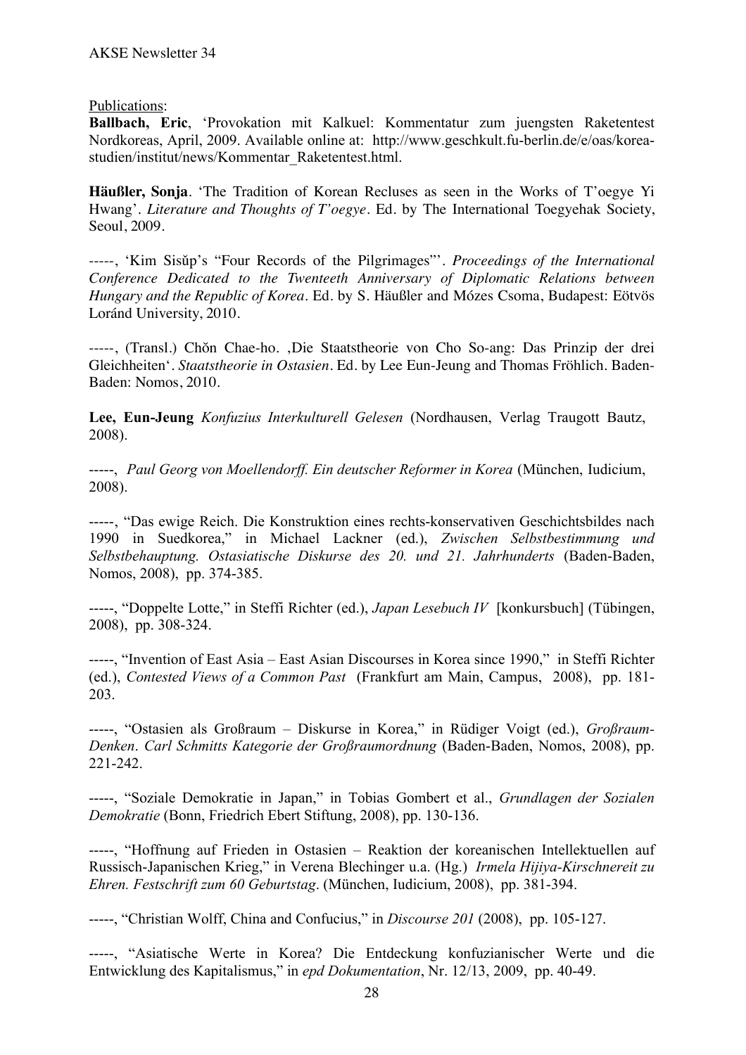Publications:

**Ballbach, Eric**, 'Provokation mit Kalkuel: Kommentatur zum juengsten Raketentest Nordkoreas, April, 2009. Available online at: http://www.geschkult.fu-berlin.de/e/oas/korea-studien/institut/news/Kommentar_Raketentest.html.

**Häußler, Sonja**. 'The Tradition of Korean Recluses as seen in the Works of T'oegye Yi Hwang'. *Literature and Thoughts of T'oegye*. Ed. by The International Toegyehak Society, Seoul, 2009.

-----, 'Kim Sisŭp's "Four Records of the Pilgrimages"'. *Proceedings of the International Conference Dedicated to the Twenteeth Anniversary of Diplomatic Relations between Hungary and the Republic of Korea*. Ed. by S. Häußler and Mózes Csoma, Budapest: Eötvös Loránd University, 2010.

-----, (Transl.) Chŏn Chae-ho. ‚Die Staatstheorie von Cho So-ang: Das Prinzip der drei Gleichheiten'. *Staatstheorie in Ostasien*. Ed. by Lee Eun-Jeung and Thomas Fröhlich. Baden-Baden: Nomos, 2010.

**Lee, Eun-Jeung** *Konfuzius Interkulturell Gelesen* (Nordhausen, Verlag Traugott Bautz, 2008).

-----, *Paul Georg von Moellendorff. Ein deutscher Reformer in Korea* (München, Iudicium, 2008).

-----, "Das ewige Reich. Die Konstruktion eines rechts-konservativen Geschichtsbildes nach 1990 in Suedkorea," in Michael Lackner (ed.), *Zwischen Selbstbestimmung und Selbstbehauptung. Ostasiatische Diskurse des 20. und 21. Jahrhunderts* (Baden-Baden, Nomos, 2008), pp. 374-385.

-----, "Doppelte Lotte," in Steffi Richter (ed.), *Japan Lesebuch IV* [konkursbuch] (Tübingen, 2008), pp. 308-324.

-----, "Invention of East Asia – East Asian Discourses in Korea since 1990," in Steffi Richter (ed.), *Contested Views of a Common Past* (Frankfurt am Main, Campus, 2008), pp. 181-203.

-----, "Ostasien als Großraum – Diskurse in Korea," in Rüdiger Voigt (ed.), *Großraum-Denken. Carl Schmitts Kategorie der Großraumordnung* (Baden-Baden, Nomos, 2008), pp. 221-242.

-----, "Soziale Demokratie in Japan," in Tobias Gombert et al., *Grundlagen der Sozialen Demokratie* (Bonn, Friedrich Ebert Stiftung, 2008), pp. 130-136.

-----, "Hoffnung auf Frieden in Ostasien – Reaktion der koreanischen Intellektuellen auf Russisch-Japanischen Krieg," in Verena Blechinger u.a. (Hg.) *Irmela Hijiya-Kirschnereit zu Ehren. Festschrift zum 60 Geburtstag*. (München, Iudicium, 2008), pp. 381-394.

-----, "Christian Wolff, China and Confucius," in *Discourse 201* (2008), pp. 105-127.

-----, "Asiatische Werte in Korea? Die Entdeckung konfuzianischer Werte und die Entwicklung des Kapitalismus," in *epd Dokumentation*, Nr. 12/13, 2009, pp. 40-49.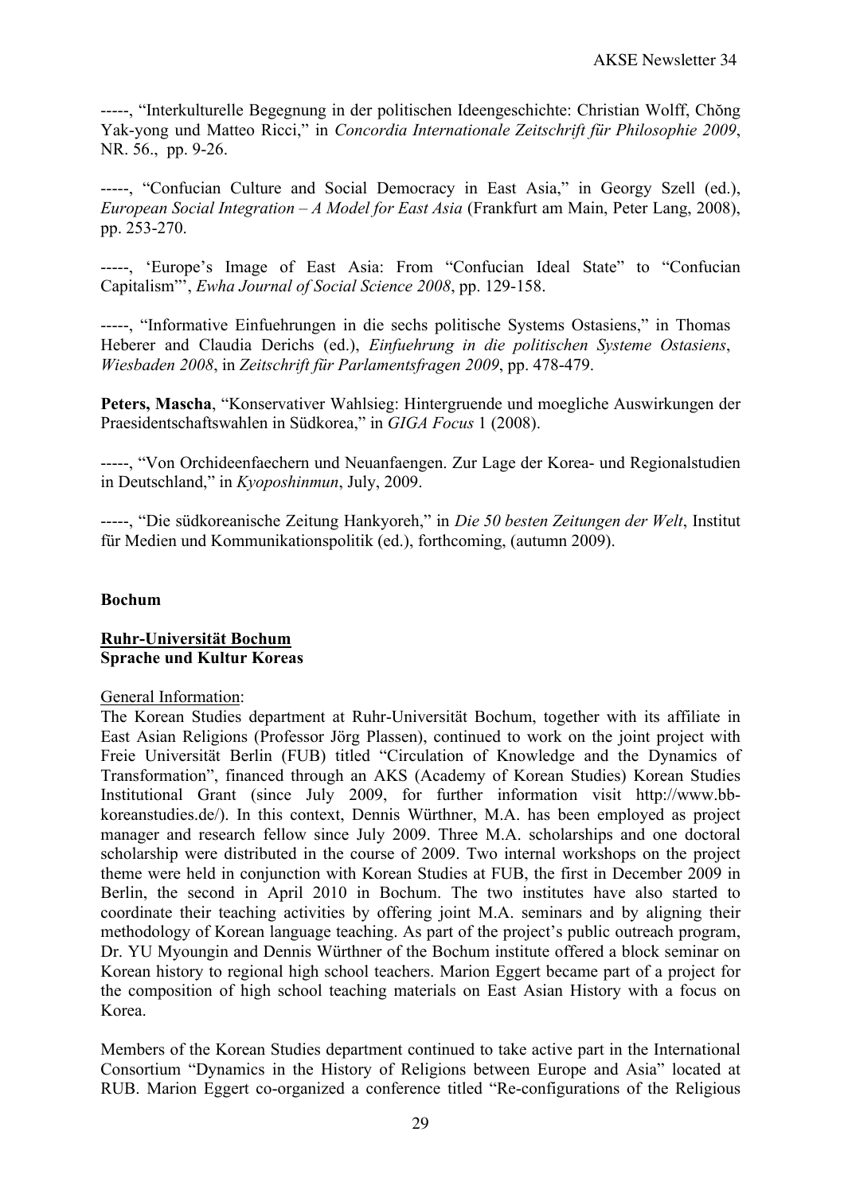-----, "Interkulturelle Begegnung in der politischen Ideengeschichte: Christian Wolff, Chŏng Yak-yong und Matteo Ricci," in *Concordia Internationale Zeitschrift für Philosophie 2009*, NR. 56., pp. 9-26.

-----, "Confucian Culture and Social Democracy in East Asia," in Georgy Szell (ed.), *European Social Integration – A Model for East Asia* (Frankfurt am Main, Peter Lang, 2008), pp. 253-270.

-----, 'Europe's Image of East Asia: From "Confucian Ideal State" to "Confucian Capitalism"', *Ewha Journal of Social Science 2008*, pp. 129-158.

-----, "Informative Einfuehrungen in die sechs politische Systems Ostasiens," in Thomas Heberer and Claudia Derichs (ed.), *Einfuehrung in die politischen Systeme Ostasiens*, *Wiesbaden 2008*, in *Zeitschrift für Parlamentsfragen 2009*, pp. 478-479.

**Peters, Mascha**, "Konservativer Wahlsieg: Hintergruende und moegliche Auswirkungen der Praesidentschaftswahlen in Südkorea," in *GIGA Focus* 1 (2008).

-----, "Von Orchideenfaechern und Neuanfaengen. Zur Lage der Korea- und Regionalstudien in Deutschland," in *Kyoposhinmun*, July, 2009.

-----, "Die südkoreanische Zeitung Hankyoreh," in *Die 50 besten Zeitungen der Welt*, Institut für Medien und Kommunikationspolitik (ed.), forthcoming, (autumn 2009).

## Bochum

### Ruhr-Universität Bochum
### Sprache und Kultur Koreas

General Information:

The Korean Studies department at Ruhr-Universität Bochum, together with its affiliate in East Asian Religions (Professor Jörg Plassen), continued to work on the joint project with Freie Universität Berlin (FUB) titled "Circulation of Knowledge and the Dynamics of Transformation", financed through an AKS (Academy of Korean Studies) Korean Studies Institutional Grant (since July 2009, for further information visit http://www.bb-koreanstudies.de/). In this context, Dennis Würthner, M.A. has been employed as project manager and research fellow since July 2009. Three M.A. scholarships and one doctoral scholarship were distributed in the course of 2009. Two internal workshops on the project theme were held in conjunction with Korean Studies at FUB, the first in December 2009 in Berlin, the second in April 2010 in Bochum. The two institutes have also started to coordinate their teaching activities by offering joint M.A. seminars and by aligning their methodology of Korean language teaching. As part of the project's public outreach program, Dr. YU Myoungin and Dennis Würthner of the Bochum institute offered a block seminar on Korean history to regional high school teachers. Marion Eggert became part of a project for the composition of high school teaching materials on East Asian History with a focus on Korea.

Members of the Korean Studies department continued to take active part in the International Consortium "Dynamics in the History of Religions between Europe and Asia" located at RUB. Marion Eggert co-organized a conference titled "Re-configurations of the Religious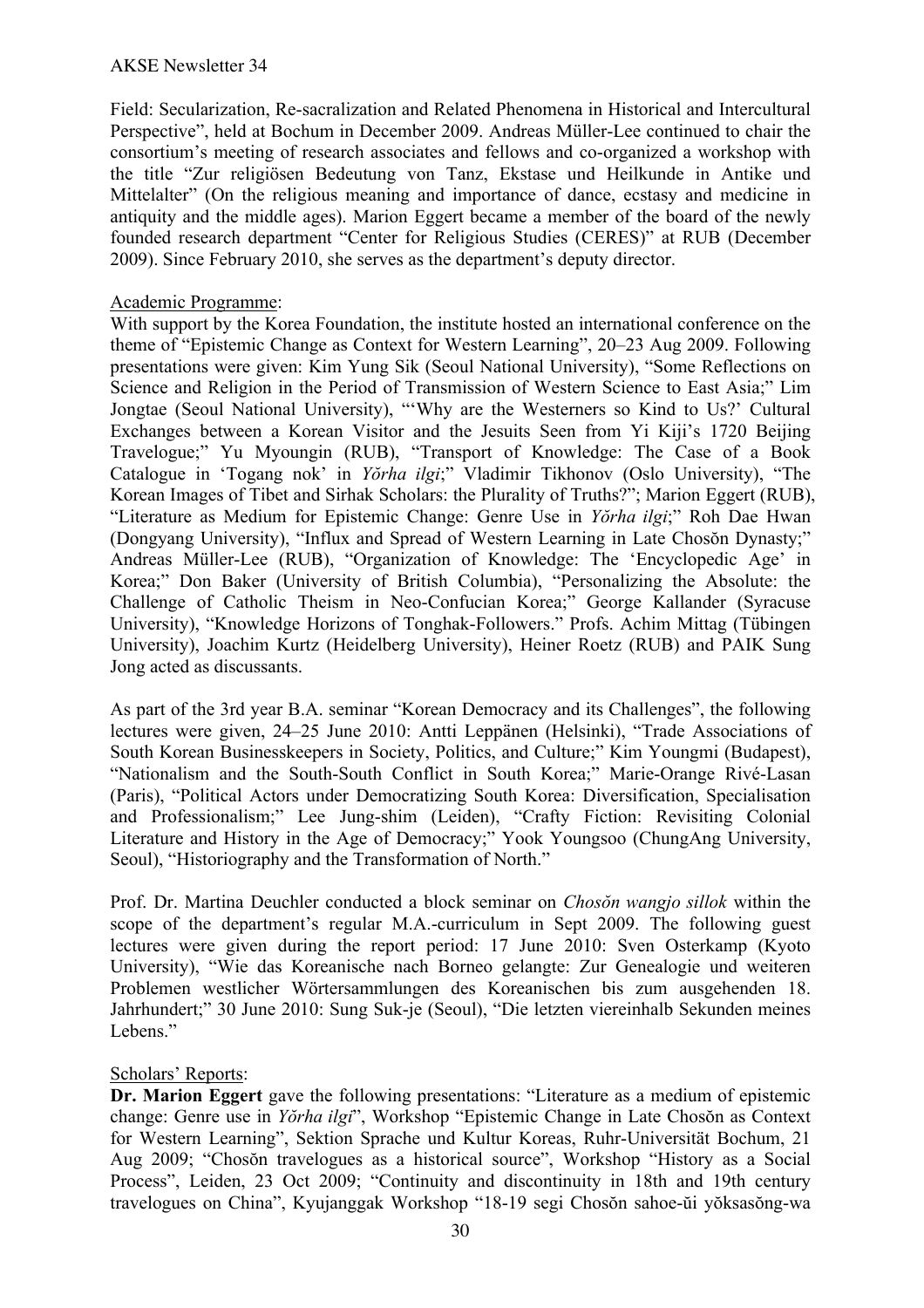Field: Secularization, Re-sacralization and Related Phenomena in Historical and Intercultural Perspective", held at Bochum in December 2009. Andreas Müller-Lee continued to chair the consortium's meeting of research associates and fellows and co-organized a workshop with the title "Zur religiösen Bedeutung von Tanz, Ekstase und Heilkunde in Antike und Mittelalter" (On the religious meaning and importance of dance, ecstasy and medicine in antiquity and the middle ages). Marion Eggert became a member of the board of the newly founded research department "Center for Religious Studies (CERES)" at RUB (December 2009). Since February 2010, she serves as the department's deputy director.

Academic Programme:

With support by the Korea Foundation, the institute hosted an international conference on the theme of "Epistemic Change as Context for Western Learning", 20–23 Aug 2009. Following presentations were given: Kim Yung Sik (Seoul National University), "Some Reflections on Science and Religion in the Period of Transmission of Western Science to East Asia;" Lim Jongtae (Seoul National University), "'Why are the Westerners so Kind to Us?' Cultural Exchanges between a Korean Visitor and the Jesuits Seen from Yi Kiji's 1720 Beijing Travelogue;" Yu Myoungin (RUB), "Transport of Knowledge: The Case of a Book Catalogue in 'Togang nok' in *Yŏrha ilgi*;" Vladimir Tikhonov (Oslo University), "The Korean Images of Tibet and Sirhak Scholars: the Plurality of Truths?"; Marion Eggert (RUB), "Literature as Medium for Epistemic Change: Genre Use in *Yŏrha ilgi*;" Roh Dae Hwan (Dongyang University), "Influx and Spread of Western Learning in Late Chosŏn Dynasty;" Andreas Müller-Lee (RUB), "Organization of Knowledge: The 'Encyclopedic Age' in Korea;" Don Baker (University of British Columbia), "Personalizing the Absolute: the Challenge of Catholic Theism in Neo-Confucian Korea;" George Kallander (Syracuse University), "Knowledge Horizons of Tonghak-Followers." Profs. Achim Mittag (Tübingen University), Joachim Kurtz (Heidelberg University), Heiner Roetz (RUB) and PAIK Sung Jong acted as discussants.

As part of the 3rd year B.A. seminar "Korean Democracy and its Challenges", the following lectures were given, 24–25 June 2010: Antti Leppänen (Helsinki), "Trade Associations of South Korean Businesskeepers in Society, Politics, and Culture;" Kim Youngmi (Budapest), "Nationalism and the South-South Conflict in South Korea;" Marie-Orange Rivé-Lasan (Paris), "Political Actors under Democratizing South Korea: Diversification, Specialisation and Professionalism;" Lee Jung-shim (Leiden), "Crafty Fiction: Revisiting Colonial Literature and History in the Age of Democracy;" Yook Youngsoo (ChungAng University, Seoul), "Historiography and the Transformation of North."

Prof. Dr. Martina Deuchler conducted a block seminar on *Chosŏn wangjo sillok* within the scope of the department's regular M.A.-curriculum in Sept 2009. The following guest lectures were given during the report period: 17 June 2010: Sven Osterkamp (Kyoto University), "Wie das Koreanische nach Borneo gelangte: Zur Genealogie und weiteren Problemen westlicher Wörtersammlungen des Koreanischen bis zum ausgehenden 18. Jahrhundert;" 30 June 2010: Sung Suk-je (Seoul), "Die letzten viereinhalb Sekunden meines Lebens."

Scholars' Reports:

**Dr. Marion Eggert** gave the following presentations: "Literature as a medium of epistemic change: Genre use in *Yŏrha ilgi*", Workshop "Epistemic Change in Late Chosŏn as Context for Western Learning", Sektion Sprache und Kultur Koreas, Ruhr-Universität Bochum, 21 Aug 2009; "Chosŏn travelogues as a historical source", Workshop "History as a Social Process", Leiden, 23 Oct 2009; "Continuity and discontinuity in 18th and 19th century travelogues on China", Kyujanggak Workshop "18-19 segi Chosŏn sahoe-ŭi yŏksasŏng-wa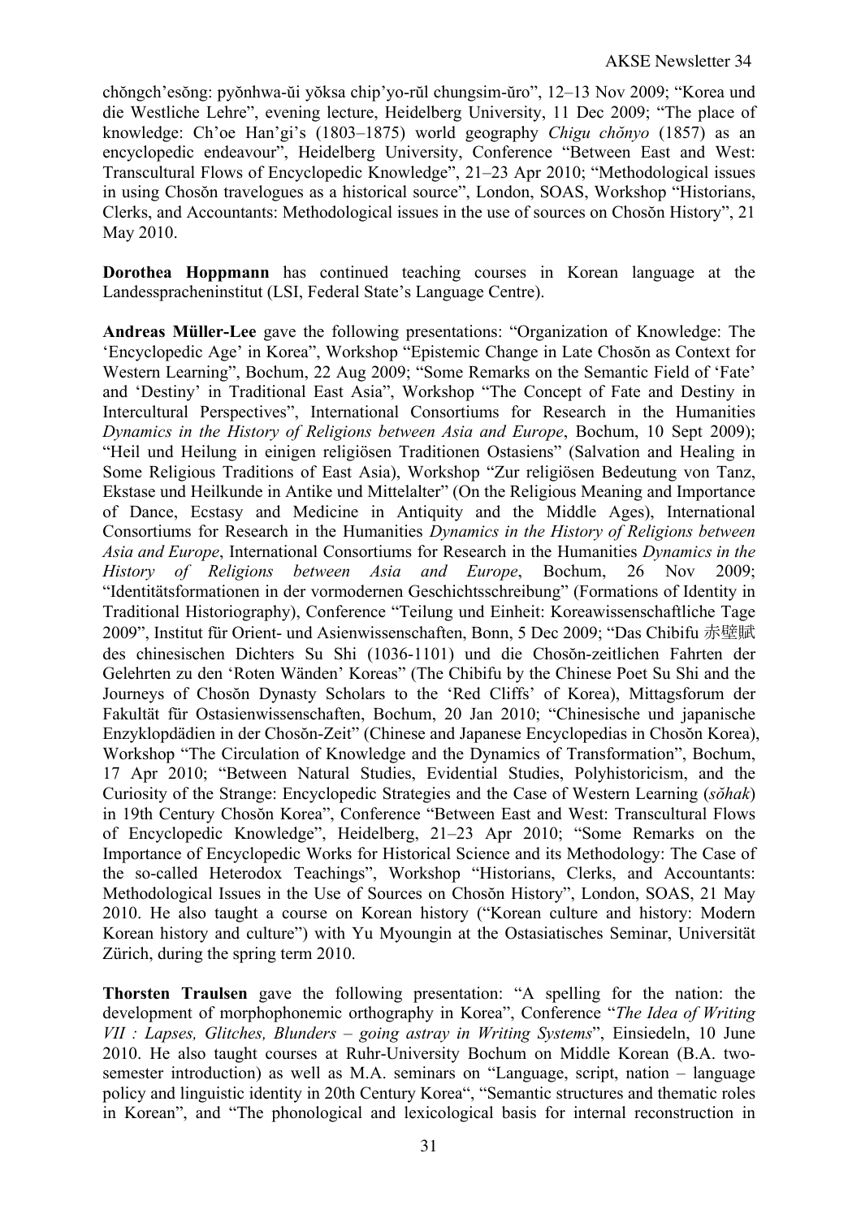chŏngch'esŏng: pyŏnhwa-ŭi yŏksa chip'yo-rŭl chungsim-ŭro", 12–13 Nov 2009; "Korea und die Westliche Lehre", evening lecture, Heidelberg University, 11 Dec 2009; "The place of knowledge: Ch'oe Han'gi's (1803–1875) world geography *Chigu chŏnyo* (1857) as an encyclopedic endeavour", Heidelberg University, Conference "Between East and West: Transcultural Flows of Encyclopedic Knowledge", 21–23 Apr 2010; "Methodological issues in using Chosŏn travelogues as a historical source", London, SOAS, Workshop "Historians, Clerks, and Accountants: Methodological issues in the use of sources on Chosŏn History", 21 May 2010.

**Dorothea Hoppmann** has continued teaching courses in Korean language at the Landesspracheninstitut (LSI, Federal State's Language Centre).

**Andreas Müller-Lee** gave the following presentations: "Organization of Knowledge: The 'Encyclopedic Age' in Korea", Workshop "Epistemic Change in Late Chosŏn as Context for Western Learning", Bochum, 22 Aug 2009; "Some Remarks on the Semantic Field of 'Fate' and 'Destiny' in Traditional East Asia", Workshop "The Concept of Fate and Destiny in Intercultural Perspectives", International Consortiums for Research in the Humanities *Dynamics in the History of Religions between Asia and Europe*, Bochum, 10 Sept 2009); "Heil und Heilung in einigen religiösen Traditionen Ostasiens" (Salvation and Healing in Some Religious Traditions of East Asia), Workshop "Zur religiösen Bedeutung von Tanz, Ekstase und Heilkunde in Antike und Mittelalter" (On the Religious Meaning and Importance of Dance, Ecstasy and Medicine in Antiquity and the Middle Ages), International Consortiums for Research in the Humanities *Dynamics in the History of Religions between Asia and Europe*, International Consortiums for Research in the Humanities *Dynamics in the History of Religions between Asia and Europe*, Bochum, 26 Nov 2009; "Identitätsformationen in der vormodernen Geschichtsschreibung" (Formations of Identity in Traditional Historiography), Conference "Teilung und Einheit: Koreawissenschaftliche Tage 2009", Institut für Orient- und Asienwissenschaften, Bonn, 5 Dec 2009; "Das Chibifu 赤壁賦 des chinesischen Dichters Su Shi (1036-1101) und die Chosŏn-zeitlichen Fahrten der Gelehrten zu den 'Roten Wänden' Koreas" (The Chibifu by the Chinese Poet Su Shi and the Journeys of Chosŏn Dynasty Scholars to the 'Red Cliffs' of Korea), Mittagsforum der Fakultät für Ostasienwissenschaften, Bochum, 20 Jan 2010; "Chinesische und japanische Enzyklopdädien in der Chosŏn-Zeit" (Chinese and Japanese Encyclopedias in Chosŏn Korea), Workshop "The Circulation of Knowledge and the Dynamics of Transformation", Bochum, 17 Apr 2010; "Between Natural Studies, Evidential Studies, Polyhistoricism, and the Curiosity of the Strange: Encyclopedic Strategies and the Case of Western Learning (*sŏhak*) in 19th Century Chosŏn Korea", Conference "Between East and West: Transcultural Flows of Encyclopedic Knowledge", Heidelberg, 21–23 Apr 2010; "Some Remarks on the Importance of Encyclopedic Works for Historical Science and its Methodology: The Case of the so-called Heterodox Teachings", Workshop "Historians, Clerks, and Accountants: Methodological Issues in the Use of Sources on Chosŏn History", London, SOAS, 21 May 2010. He also taught a course on Korean history ("Korean culture and history: Modern Korean history and culture") with Yu Myoungin at the Ostasiatisches Seminar, Universität Zürich, during the spring term 2010.

**Thorsten Traulsen** gave the following presentation: "A spelling for the nation: the development of morphophonemic orthography in Korea", Conference "*The Idea of Writing VII : Lapses, Glitches, Blunders – going astray in Writing Systems*", Einsiedeln, 10 June 2010. He also taught courses at Ruhr-University Bochum on Middle Korean (B.A. two-semester introduction) as well as M.A. seminars on "Language, script, nation – language policy and linguistic identity in 20th Century Korea", "Semantic structures and thematic roles in Korean", and "The phonological and lexicological basis for internal reconstruction in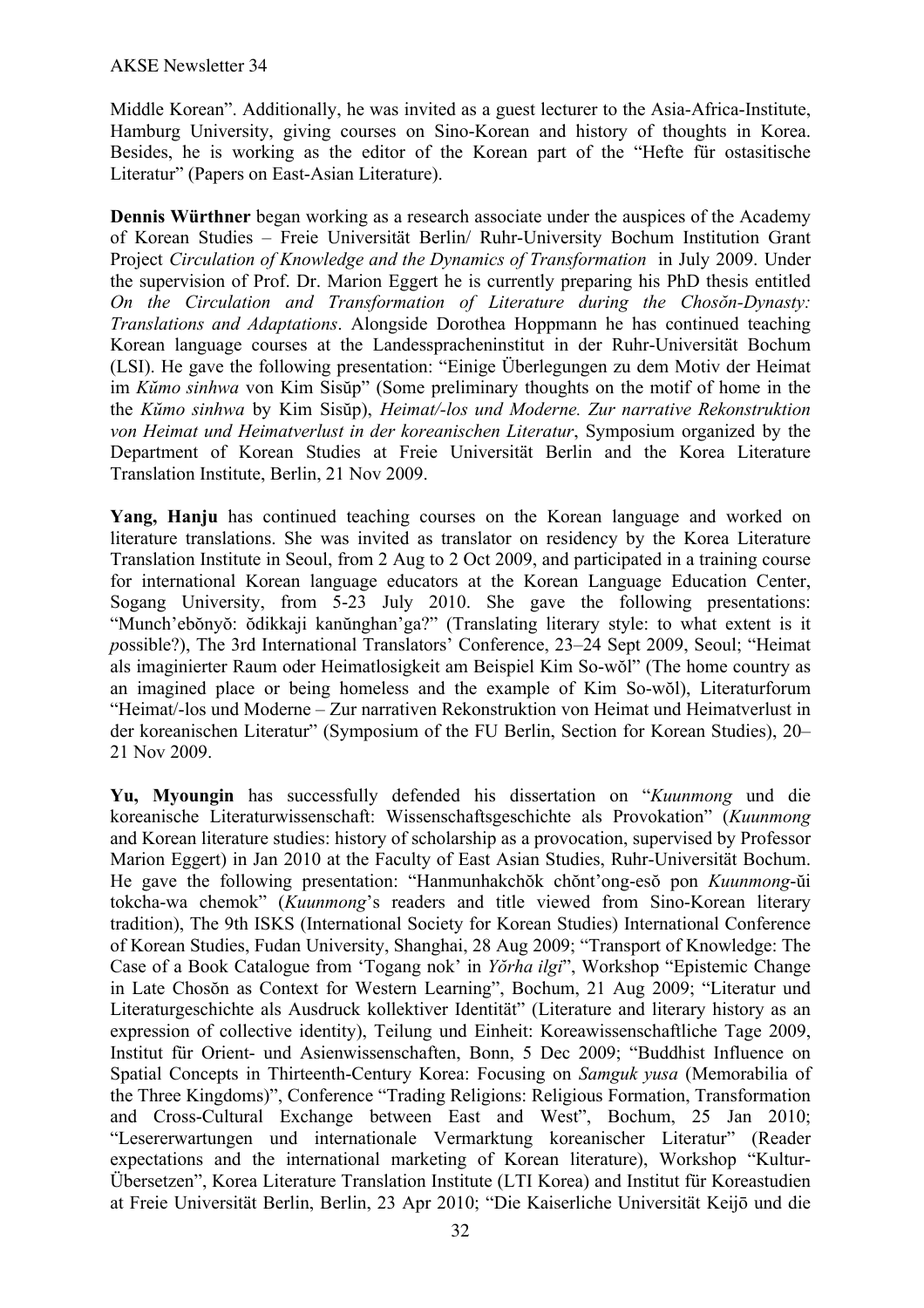Middle Korean". Additionally, he was invited as a guest lecturer to the Asia-Africa-Institute, Hamburg University, giving courses on Sino-Korean and history of thoughts in Korea. Besides, he is working as the editor of the Korean part of the "Hefte für ostasitische Literatur" (Papers on East-Asian Literature).

**Dennis Würthner** began working as a research associate under the auspices of the Academy of Korean Studies – Freie Universität Berlin/ Ruhr-University Bochum Institution Grant Project *Circulation of Knowledge and the Dynamics of Transformation* in July 2009. Under the supervision of Prof. Dr. Marion Eggert he is currently preparing his PhD thesis entitled *On the Circulation and Transformation of Literature during the Chosŏn-Dynasty: Translations and Adaptations*. Alongside Dorothea Hoppmann he has continued teaching Korean language courses at the Landesspracheninstitut in der Ruhr-Universität Bochum (LSI). He gave the following presentation: "Einige Überlegungen zu dem Motiv der Heimat im *Kŭmo sinhwa* von Kim Sisŭp" (Some preliminary thoughts on the motif of home in the the *Kŭmo sinhwa* by Kim Sisŭp), *Heimat/-los und Moderne. Zur narrative Rekonstruktion von Heimat und Heimatverlust in der koreanischen Literatur*, Symposium organized by the Department of Korean Studies at Freie Universität Berlin and the Korea Literature Translation Institute, Berlin, 21 Nov 2009.

**Yang, Hanju** has continued teaching courses on the Korean language and worked on literature translations. She was invited as translator on residency by the Korea Literature Translation Institute in Seoul, from 2 Aug to 2 Oct 2009, and participated in a training course for international Korean language educators at the Korean Language Education Center, Sogang University, from 5-23 July 2010. She gave the following presentations: "Munch'ebŏnyŏ: ŏdikkaji kanŭnghan'ga?" (Translating literary style: to what extent is it *p*ossible?), The 3rd International Translators' Conference, 23–24 Sept 2009, Seoul; "Heimat als imaginierter Raum oder Heimatlosigkeit am Beispiel Kim So-wŏl" (The home country as an imagined place or being homeless and the example of Kim So-wŏl), Literaturforum "Heimat/-los und Moderne – Zur narrativen Rekonstruktion von Heimat und Heimatverlust in der koreanischen Literatur" (Symposium of the FU Berlin, Section for Korean Studies), 20–21 Nov 2009.

**Yu, Myoungin** has successfully defended his dissertation on "*Kuunmong* und die koreanische Literaturwissenschaft: Wissenschaftsgeschichte als Provokation" (*Kuunmong* and Korean literature studies: history of scholarship as a provocation, supervised by Professor Marion Eggert) in Jan 2010 at the Faculty of East Asian Studies, Ruhr-Universität Bochum. He gave the following presentation: "Hanmunhakchŏk chŏnt'ong-esŏ pon *Kuunmong*-ŭi tokcha-wa chemok" (*Kuunmong*'s readers and title viewed from Sino-Korean literary tradition), The 9th ISKS (International Society for Korean Studies) International Conference of Korean Studies, Fudan University, Shanghai, 28 Aug 2009; "Transport of Knowledge: The Case of a Book Catalogue from 'Togang nok' in *Yŏrha ilgi*", Workshop "Epistemic Change in Late Chosŏn as Context for Western Learning", Bochum, 21 Aug 2009; "Literatur und Literaturgeschichte als Ausdruck kollektiver Identität" (Literature and literary history as an expression of collective identity), Teilung und Einheit: Koreawissenschaftliche Tage 2009, Institut für Orient- und Asienwissenschaften, Bonn, 5 Dec 2009; "Buddhist Influence on Spatial Concepts in Thirteenth-Century Korea: Focusing on *Samguk yusa* (Memorabilia of the Three Kingdoms)", Conference "Trading Religions: Religious Formation, Transformation and Cross-Cultural Exchange between East and West", Bochum, 25 Jan 2010; "Lesererwartungen und internationale Vermarktung koreanischer Literatur" (Reader expectations and the international marketing of Korean literature), Workshop "Kultur-Übersetzen", Korea Literature Translation Institute (LTI Korea) and Institut für Koreastudien at Freie Universität Berlin, Berlin, 23 Apr 2010; "Die Kaiserliche Universität Keijō und die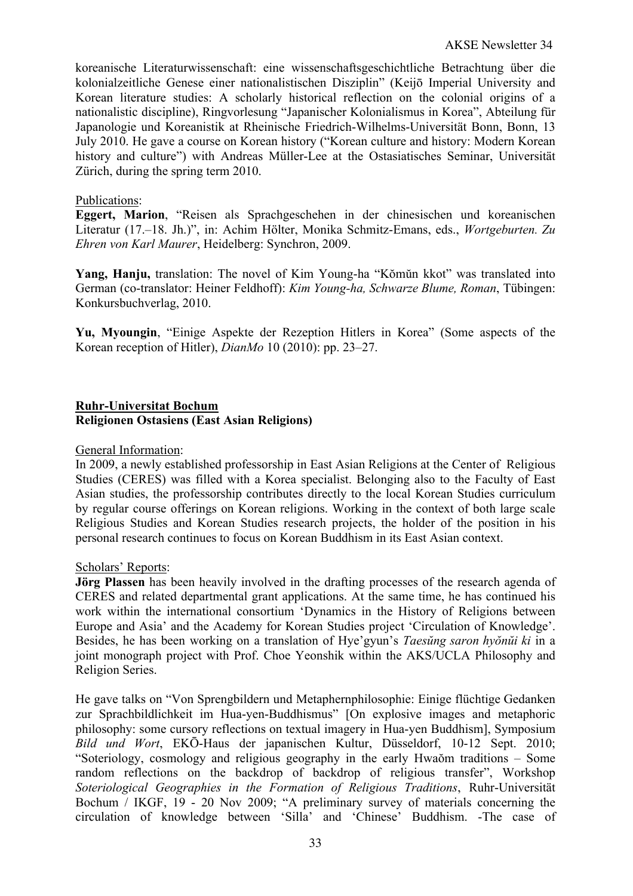koreanische Literaturwissenschaft: eine wissenschaftsgeschichtliche Betrachtung über die kolonialzeitliche Genese einer nationalistischen Disziplin" (Keijō Imperial University and Korean literature studies: A scholarly historical reflection on the colonial origins of a nationalistic discipline), Ringvorlesung "Japanischer Kolonialismus in Korea", Abteilung für Japanologie und Koreanistik at Rheinische Friedrich-Wilhelms-Universität Bonn, Bonn, 13 July 2010. He gave a course on Korean history ("Korean culture and history: Modern Korean history and culture") with Andreas Müller-Lee at the Ostasiatisches Seminar, Universität Zürich, during the spring term 2010.

Publications:

**Eggert, Marion**, "Reisen als Sprachgeschehen in der chinesischen und koreanischen Literatur (17.–18. Jh.)", in: Achim Hölter, Monika Schmitz-Emans, eds., *Wortgeburten. Zu Ehren von Karl Maurer*, Heidelberg: Synchron, 2009.

**Yang, Hanju,** translation: The novel of Kim Young-ha "Kŏmŭn kkot" was translated into German (co-translator: Heiner Feldhoff): *Kim Young-ha, Schwarze Blume, Roman*, Tübingen: Konkursbuchverlag, 2010.

**Yu, Myoungin**, "Einige Aspekte der Rezeption Hitlers in Korea" (Some aspects of the Korean reception of Hitler), *DianMo* 10 (2010): pp. 23–27.

## Ruhr-Universitat Bochum
### Religionen Ostasiens (East Asian Religions)

General Information:

In 2009, a newly established professorship in East Asian Religions at the Center of Religious Studies (CERES) was filled with a Korea specialist. Belonging also to the Faculty of East Asian studies, the professorship contributes directly to the local Korean Studies curriculum by regular course offerings on Korean religions. Working in the context of both large scale Religious Studies and Korean Studies research projects, the holder of the position in his personal research continues to focus on Korean Buddhism in its East Asian context.

Scholars' Reports:

**Jörg Plassen** has been heavily involved in the drafting processes of the research agenda of CERES and related departmental grant applications. At the same time, he has continued his work within the international consortium 'Dynamics in the History of Religions between Europe and Asia' and the Academy for Korean Studies project 'Circulation of Knowledge'. Besides, he has been working on a translation of Hye'gyun's *Taesŭng saron hyŏnŭi ki* in a joint monograph project with Prof. Choe Yeonshik within the AKS/UCLA Philosophy and Religion Series.

He gave talks on "Von Sprengbildern und Metaphernphilosophie: Einige flüchtige Gedanken zur Sprachbildlichkeit im Hua-yen-Buddhismus" [On explosive images and metaphoric philosophy: some cursory reflections on textual imagery in Hua-yen Buddhism], Symposium *Bild und Wort*, EKŌ-Haus der japanischen Kultur, Düsseldorf, 10-12 Sept. 2010; "Soteriology, cosmology and religious geography in the early Hwaŏm traditions – Some random reflections on the backdrop of backdrop of religious transfer", Workshop *Soteriological Geographies in the Formation of Religious Traditions*, Ruhr-Universität Bochum / IKGF, 19 - 20 Nov 2009; "A preliminary survey of materials concerning the circulation of knowledge between 'Silla' and 'Chinese' Buddhism. -The case of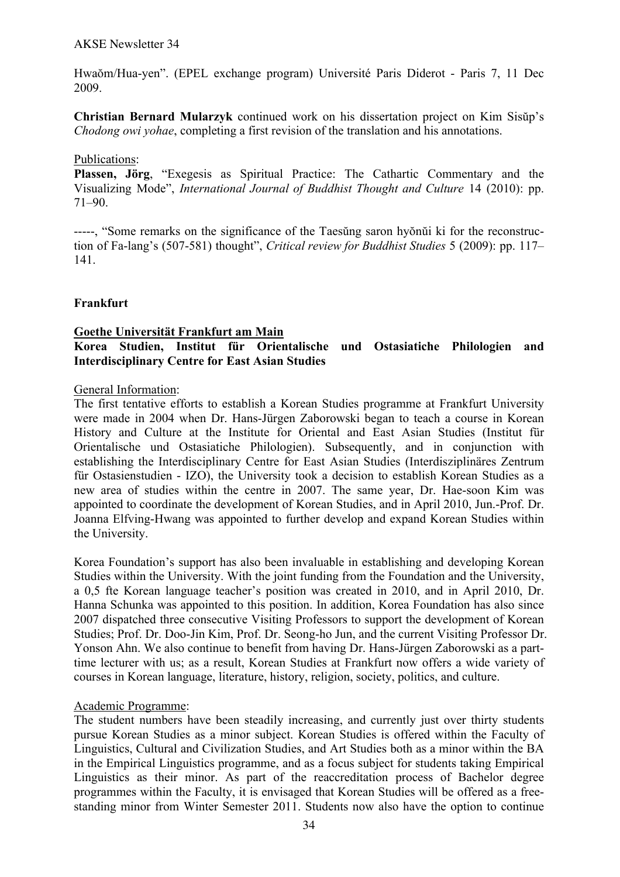Hwaŏm/Hua-yen". (EPEL exchange program) Université Paris Diderot - Paris 7, 11 Dec 2009.

**Christian Bernard Mularzyk** continued work on his dissertation project on Kim Sisŭp's *Chodong owi yohae*, completing a first revision of the translation and his annotations.

Publications:

**Plassen, Jörg**, "Exegesis as Spiritual Practice: The Cathartic Commentary and the Visualizing Mode", *International Journal of Buddhist Thought and Culture* 14 (2010): pp. 71–90.

-----, "Some remarks on the significance of the Taesŭng saron hyŏnŭi ki for the reconstruction of Fa-lang's (507-581) thought", *Critical review for Buddhist Studies* 5 (2009): pp. 117–141.

## Frankfurt

### Goethe Universität Frankfurt am Main

**Korea Studien, Institut für Orientalische und Ostasiatiche Philologien and Interdisciplinary Centre for East Asian Studies**

General Information:

The first tentative efforts to establish a Korean Studies programme at Frankfurt University were made in 2004 when Dr. Hans-Jürgen Zaborowski began to teach a course in Korean History and Culture at the Institute for Oriental and East Asian Studies (Institut für Orientalische und Ostasiatiche Philologien). Subsequently, and in conjunction with establishing the Interdisciplinary Centre for East Asian Studies (Interdisziplinäres Zentrum für Ostasienstudien - IZO), the University took a decision to establish Korean Studies as a new area of studies within the centre in 2007. The same year, Dr. Hae-soon Kim was appointed to coordinate the development of Korean Studies, and in April 2010, Jun.-Prof. Dr. Joanna Elfving-Hwang was appointed to further develop and expand Korean Studies within the University.

Korea Foundation's support has also been invaluable in establishing and developing Korean Studies within the University. With the joint funding from the Foundation and the University, a 0,5 fte Korean language teacher's position was created in 2010, and in April 2010, Dr. Hanna Schunka was appointed to this position. In addition, Korea Foundation has also since 2007 dispatched three consecutive Visiting Professors to support the development of Korean Studies; Prof. Dr. Doo-Jin Kim, Prof. Dr. Seong-ho Jun, and the current Visiting Professor Dr. Yonson Ahn. We also continue to benefit from having Dr. Hans-Jürgen Zaborowski as a part-time lecturer with us; as a result, Korean Studies at Frankfurt now offers a wide variety of courses in Korean language, literature, history, religion, society, politics, and culture.

Academic Programme:

The student numbers have been steadily increasing, and currently just over thirty students pursue Korean Studies as a minor subject. Korean Studies is offered within the Faculty of Linguistics, Cultural and Civilization Studies, and Art Studies both as a minor within the BA in the Empirical Linguistics programme, and as a focus subject for students taking Empirical Linguistics as their minor. As part of the reaccreditation process of Bachelor degree programmes within the Faculty, it is envisaged that Korean Studies will be offered as a free-standing minor from Winter Semester 2011. Students now also have the option to continue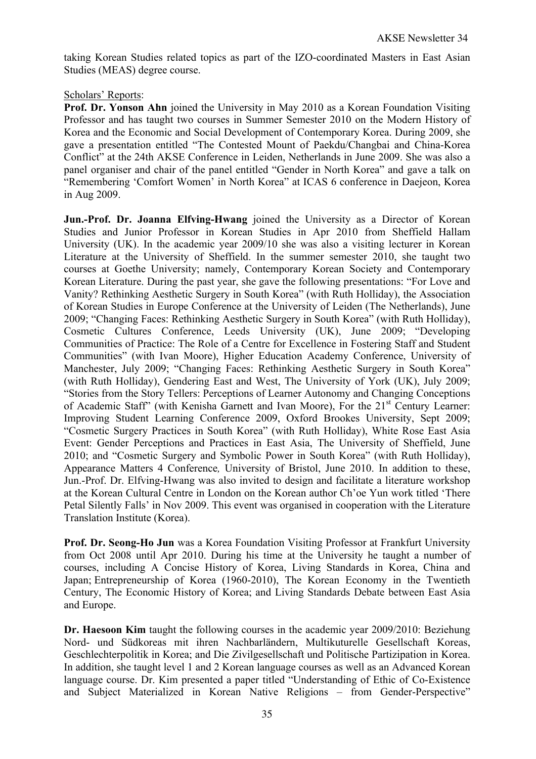taking Korean Studies related topics as part of the IZO-coordinated Masters in East Asian Studies (MEAS) degree course.

Scholars' Reports:

**Prof. Dr. Yonson Ahn** joined the University in May 2010 as a Korean Foundation Visiting Professor and has taught two courses in Summer Semester 2010 on the Modern History of Korea and the Economic and Social Development of Contemporary Korea. During 2009, she gave a presentation entitled "The Contested Mount of Paekdu/Changbai and China-Korea Conflict" at the 24th AKSE Conference in Leiden, Netherlands in June 2009. She was also a panel organiser and chair of the panel entitled "Gender in North Korea" and gave a talk on "Remembering 'Comfort Women' in North Korea" at ICAS 6 conference in Daejeon, Korea in Aug 2009.

**Jun.-Prof. Dr. Joanna Elfving-Hwang** joined the University as a Director of Korean Studies and Junior Professor in Korean Studies in Apr 2010 from Sheffield Hallam University (UK). In the academic year 2009/10 she was also a visiting lecturer in Korean Literature at the University of Sheffield. In the summer semester 2010, she taught two courses at Goethe University; namely, Contemporary Korean Society and Contemporary Korean Literature. During the past year, she gave the following presentations: "For Love and Vanity? Rethinking Aesthetic Surgery in South Korea" (with Ruth Holliday), the Association of Korean Studies in Europe Conference at the University of Leiden (The Netherlands), June 2009; "Changing Faces: Rethinking Aesthetic Surgery in South Korea" (with Ruth Holliday), Cosmetic Cultures Conference, Leeds University (UK), June 2009; "Developing Communities of Practice: The Role of a Centre for Excellence in Fostering Staff and Student Communities" (with Ivan Moore), Higher Education Academy Conference, University of Manchester, July 2009; "Changing Faces: Rethinking Aesthetic Surgery in South Korea" (with Ruth Holliday), Gendering East and West, The University of York (UK), July 2009; "Stories from the Story Tellers: Perceptions of Learner Autonomy and Changing Conceptions of Academic Staff" (with Kenisha Garnett and Ivan Moore), For the 21st Century Learner: Improving Student Learning Conference 2009, Oxford Brookes University, Sept 2009; "Cosmetic Surgery Practices in South Korea" (with Ruth Holliday), White Rose East Asia Event: Gender Perceptions and Practices in East Asia, The University of Sheffield, June 2010; and "Cosmetic Surgery and Symbolic Power in South Korea" (with Ruth Holliday), Appearance Matters 4 Conference*,* University of Bristol, June 2010. In addition to these, Jun.-Prof. Dr. Elfving-Hwang was also invited to design and facilitate a literature workshop at the Korean Cultural Centre in London on the Korean author Ch'oe Yun work titled 'There Petal Silently Falls' in Nov 2009. This event was organised in cooperation with the Literature Translation Institute (Korea).

**Prof. Dr. Seong-Ho Jun** was a Korea Foundation Visiting Professor at Frankfurt University from Oct 2008 until Apr 2010. During his time at the University he taught a number of courses, including A Concise History of Korea, Living Standards in Korea, China and Japan; Entrepreneurship of Korea (1960-2010), The Korean Economy in the Twentieth Century, The Economic History of Korea; and Living Standards Debate between East Asia and Europe.

**Dr. Haesoon Kim** taught the following courses in the academic year 2009/2010: Beziehung Nord- und Südkoreas mit ihren Nachbarländern, Multikuturelle Gesellschaft Koreas, Geschlechterpolitik in Korea; and Die Zivilgesellschaft und Politische Partizipation in Korea. In addition, she taught level 1 and 2 Korean language courses as well as an Advanced Korean language course. Dr. Kim presented a paper titled "Understanding of Ethic of Co-Existence and Subject Materialized in Korean Native Religions – from Gender-Perspective"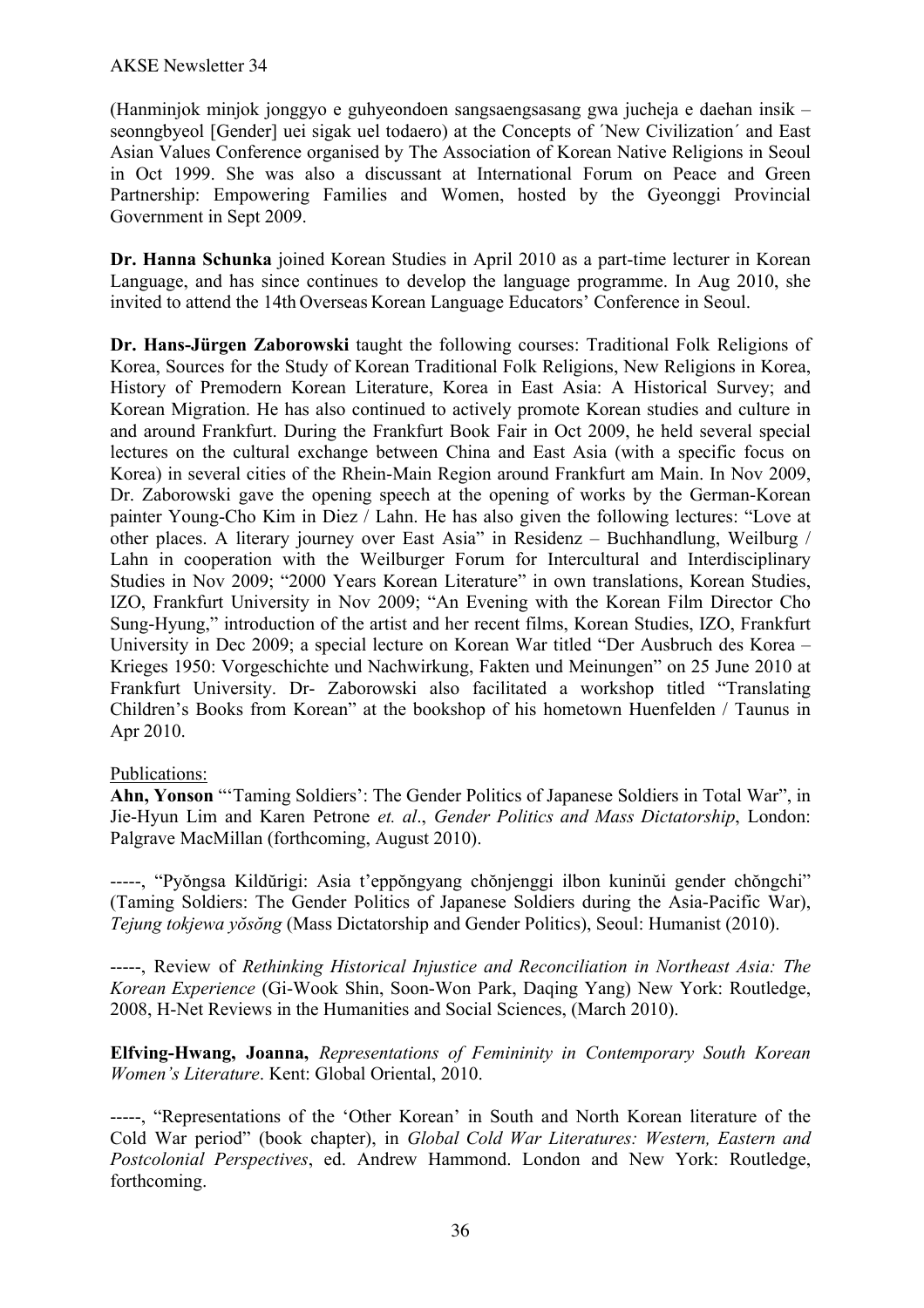(Hanminjok minjok jonggyo e guhyeondoen sangsaengsasang gwa jucheja e daehan insik – seonngbyeol [Gender] uei sigak uel todaero) at the Concepts of ´New Civilization´ and East Asian Values Conference organised by The Association of Korean Native Religions in Seoul in Oct 1999. She was also a discussant at International Forum on Peace and Green Partnership: Empowering Families and Women, hosted by the Gyeonggi Provincial Government in Sept 2009.

**Dr. Hanna Schunka** joined Korean Studies in April 2010 as a part-time lecturer in Korean Language, and has since continues to develop the language programme. In Aug 2010, she invited to attend the 14th Overseas Korean Language Educators' Conference in Seoul.

**Dr. Hans-Jürgen Zaborowski** taught the following courses: Traditional Folk Religions of Korea, Sources for the Study of Korean Traditional Folk Religions, New Religions in Korea, History of Premodern Korean Literature, Korea in East Asia: A Historical Survey; and Korean Migration. He has also continued to actively promote Korean studies and culture in and around Frankfurt. During the Frankfurt Book Fair in Oct 2009, he held several special lectures on the cultural exchange between China and East Asia (with a specific focus on Korea) in several cities of the Rhein-Main Region around Frankfurt am Main. In Nov 2009, Dr. Zaborowski gave the opening speech at the opening of works by the German-Korean painter Young-Cho Kim in Diez / Lahn. He has also given the following lectures: "Love at other places. A literary journey over East Asia" in Residenz – Buchhandlung, Weilburg / Lahn in cooperation with the Weilburger Forum for Intercultural and Interdisciplinary Studies in Nov 2009; "2000 Years Korean Literature" in own translations, Korean Studies, IZO, Frankfurt University in Nov 2009; "An Evening with the Korean Film Director Cho Sung-Hyung," introduction of the artist and her recent films, Korean Studies, IZO, Frankfurt University in Dec 2009; a special lecture on Korean War titled "Der Ausbruch des Korea – Krieges 1950: Vorgeschichte und Nachwirkung, Fakten und Meinungen" on 25 June 2010 at Frankfurt University. Dr- Zaborowski also facilitated a workshop titled "Translating Children's Books from Korean" at the bookshop of his hometown Huenfelden / Taunus in Apr 2010.

Publications:

**Ahn, Yonson** "'Taming Soldiers': The Gender Politics of Japanese Soldiers in Total War", in Jie-Hyun Lim and Karen Petrone *et. al*., *Gender Politics and Mass Dictatorship*, London: Palgrave MacMillan (forthcoming, August 2010).

-----, "Pyŏngsa Kildŭrigi: Asia t'eppŏngyang chŏnjenggi ilbon kuninŭi gender chŏngchi" (Taming Soldiers: The Gender Politics of Japanese Soldiers during the Asia-Pacific War), *Tejung tokjewa yŏsŏng* (Mass Dictatorship and Gender Politics), Seoul: Humanist (2010).

-----, Review of *Rethinking Historical Injustice and Reconciliation in Northeast Asia: The Korean Experience* (Gi-Wook Shin, Soon-Won Park, Daqing Yang) New York: Routledge, 2008, H-Net Reviews in the Humanities and Social Sciences, (March 2010).

**Elfving-Hwang, Joanna,** *Representations of Femininity in Contemporary South Korean Women's Literature*. Kent: Global Oriental, 2010.

-----, "Representations of the 'Other Korean' in South and North Korean literature of the Cold War period" (book chapter), in *Global Cold War Literatures: Western, Eastern and Postcolonial Perspectives*, ed. Andrew Hammond. London and New York: Routledge, forthcoming.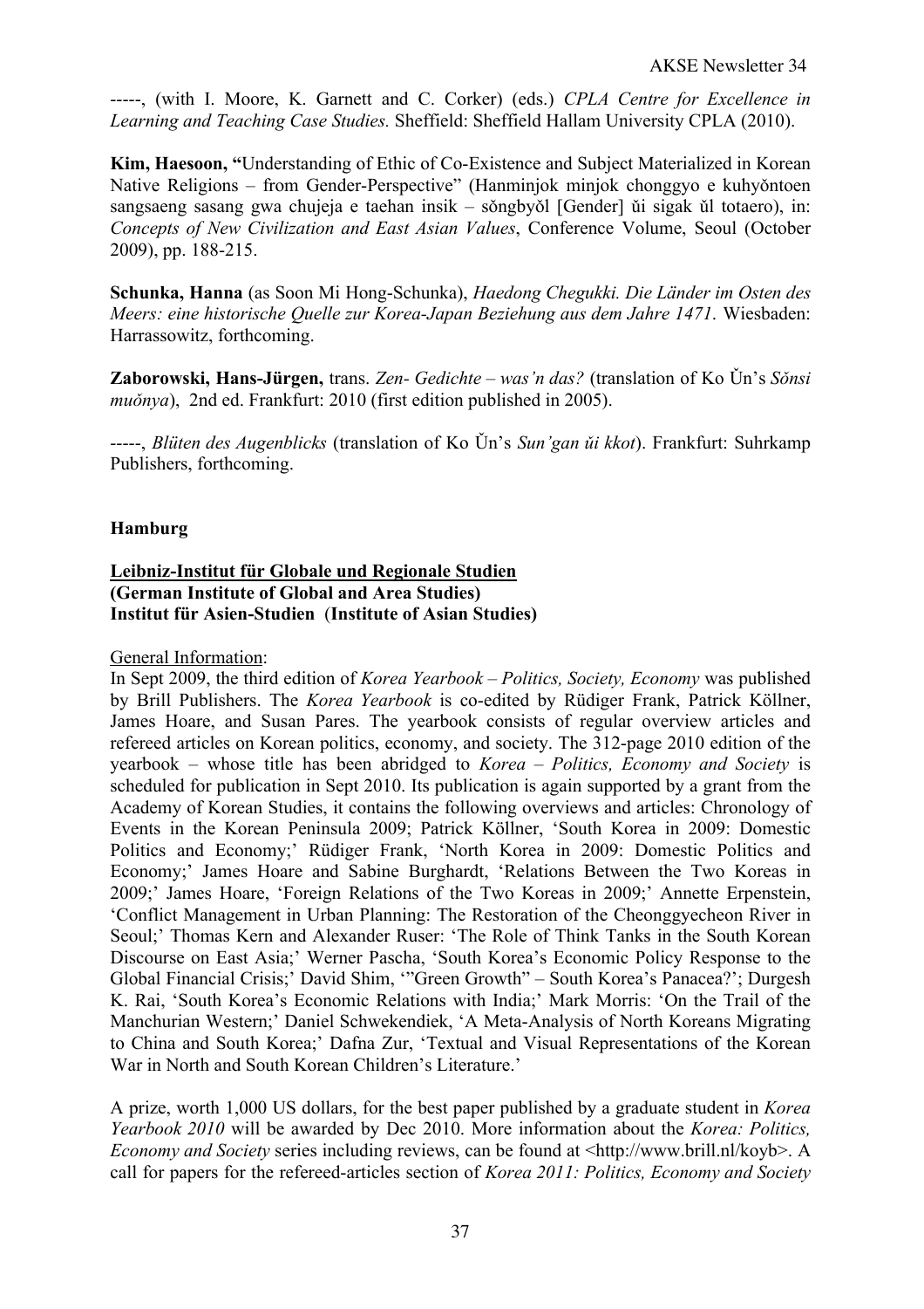-----, (with I. Moore, K. Garnett and C. Corker) (eds.) *CPLA Centre for Excellence in Learning and Teaching Case Studies.* Sheffield: Sheffield Hallam University CPLA (2010).

**Kim, Haesoon,** "Understanding of Ethic of Co-Existence and Subject Materialized in Korean Native Religions – from Gender-Perspective" (Hanminjok minjok chonggyo e kuhyŏntoen sangsaeng sasang gwa chujeja e taehan insik – sŏngbyŏl [Gender] ŭi sigak ŭl totaero), in: *Concepts of New Civilization and East Asian Values*, Conference Volume, Seoul (October 2009), pp. 188-215.

**Schunka, Hanna** (as Soon Mi Hong-Schunka), *Haedong Chegukki. Die Länder im Osten des Meers: eine historische Quelle zur Korea-Japan Beziehung aus dem Jahre 1471*. Wiesbaden: Harrassowitz, forthcoming.

**Zaborowski, Hans-Jürgen,** trans. *Zen- Gedichte – was'n das?* (translation of Ko Ŭn's *Sŏnsi muŏnya*), 2nd ed. Frankfurt: 2010 (first edition published in 2005).

-----, *Blüten des Augenblicks* (translation of Ko Ŭn's *Sun'gan ŭi kkot*). Frankfurt: Suhrkamp Publishers, forthcoming.

## Hamburg

### Leibniz-Institut für Globale und Regionale Studien
### (German Institute of Global and Area Studies)
### Institut für Asien-Studien (Institute of Asian Studies)

General Information:

In Sept 2009, the third edition of *Korea Yearbook – Politics, Society, Economy* was published by Brill Publishers. The *Korea Yearbook* is co-edited by Rüdiger Frank, Patrick Köllner, James Hoare, and Susan Pares. The yearbook consists of regular overview articles and refereed articles on Korean politics, economy, and society. The 312-page 2010 edition of the yearbook – whose title has been abridged to *Korea – Politics, Economy and Society* is scheduled for publication in Sept 2010. Its publication is again supported by a grant from the Academy of Korean Studies, it contains the following overviews and articles: Chronology of Events in the Korean Peninsula 2009; Patrick Köllner, 'South Korea in 2009: Domestic Politics and Economy;' Rüdiger Frank, 'North Korea in 2009: Domestic Politics and Economy;' James Hoare and Sabine Burghardt, 'Relations Between the Two Koreas in 2009;' James Hoare, 'Foreign Relations of the Two Koreas in 2009;' Annette Erpenstein, 'Conflict Management in Urban Planning: The Restoration of the Cheonggyecheon River in Seoul;' Thomas Kern and Alexander Ruser: 'The Role of Think Tanks in the South Korean Discourse on East Asia;' Werner Pascha, 'South Korea's Economic Policy Response to the Global Financial Crisis;' David Shim, '"Green Growth" – South Korea's Panacea?'; Durgesh K. Rai, 'South Korea's Economic Relations with India;' Mark Morris: 'On the Trail of the Manchurian Western;' Daniel Schwekendiek, 'A Meta-Analysis of North Koreans Migrating to China and South Korea;' Dafna Zur, 'Textual and Visual Representations of the Korean War in North and South Korean Children's Literature.'

A prize, worth 1,000 US dollars, for the best paper published by a graduate student in *Korea Yearbook 2010* will be awarded by Dec 2010. More information about the *Korea: Politics, Economy and Society* series including reviews, can be found at <http://www.brill.nl/koyb>. A call for papers for the refereed-articles section of *Korea 2011: Politics, Economy and Society*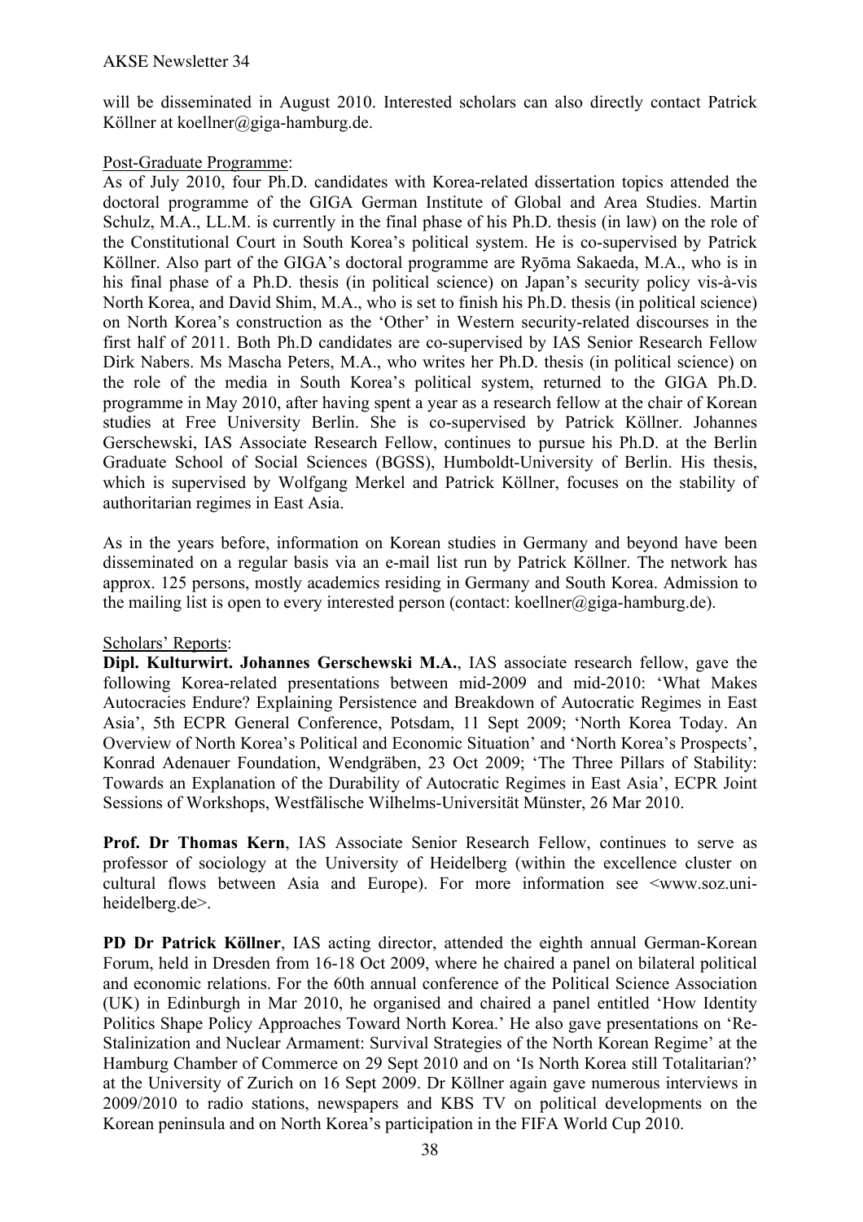will be disseminated in August 2010. Interested scholars can also directly contact Patrick Köllner at koellner@giga-hamburg.de.

Post-Graduate Programme:

As of July 2010, four Ph.D. candidates with Korea-related dissertation topics attended the doctoral programme of the GIGA German Institute of Global and Area Studies. Martin Schulz, M.A., LL.M. is currently in the final phase of his Ph.D. thesis (in law) on the role of the Constitutional Court in South Korea's political system. He is co-supervised by Patrick Köllner. Also part of the GIGA's doctoral programme are Ryōma Sakaeda, M.A., who is in his final phase of a Ph.D. thesis (in political science) on Japan's security policy vis-à-vis North Korea, and David Shim, M.A., who is set to finish his Ph.D. thesis (in political science) on North Korea's construction as the 'Other' in Western security-related discourses in the first half of 2011. Both Ph.D candidates are co-supervised by IAS Senior Research Fellow Dirk Nabers. Ms Mascha Peters, M.A., who writes her Ph.D. thesis (in political science) on the role of the media in South Korea's political system, returned to the GIGA Ph.D. programme in May 2010, after having spent a year as a research fellow at the chair of Korean studies at Free University Berlin. She is co-supervised by Patrick Köllner. Johannes Gerschewski, IAS Associate Research Fellow, continues to pursue his Ph.D. at the Berlin Graduate School of Social Sciences (BGSS), Humboldt-University of Berlin. His thesis, which is supervised by Wolfgang Merkel and Patrick Köllner, focuses on the stability of authoritarian regimes in East Asia.

As in the years before, information on Korean studies in Germany and beyond have been disseminated on a regular basis via an e-mail list run by Patrick Köllner. The network has approx. 125 persons, mostly academics residing in Germany and South Korea. Admission to the mailing list is open to every interested person (contact: koellner@giga-hamburg.de).

Scholars' Reports:

**Dipl. Kulturwirt. Johannes Gerschewski M.A.**, IAS associate research fellow, gave the following Korea-related presentations between mid-2009 and mid-2010: 'What Makes Autocracies Endure? Explaining Persistence and Breakdown of Autocratic Regimes in East Asia', 5th ECPR General Conference, Potsdam, 11 Sept 2009; 'North Korea Today. An Overview of North Korea's Political and Economic Situation' and 'North Korea's Prospects', Konrad Adenauer Foundation, Wendgräben, 23 Oct 2009; 'The Three Pillars of Stability: Towards an Explanation of the Durability of Autocratic Regimes in East Asia', ECPR Joint Sessions of Workshops, Westfälische Wilhelms-Universität Münster, 26 Mar 2010.

**Prof. Dr Thomas Kern**, IAS Associate Senior Research Fellow, continues to serve as professor of sociology at the University of Heidelberg (within the excellence cluster on cultural flows between Asia and Europe). For more information see <www.soz.uni-heidelberg.de>.

**PD Dr Patrick Köllner**, IAS acting director, attended the eighth annual German-Korean Forum, held in Dresden from 16-18 Oct 2009, where he chaired a panel on bilateral political and economic relations. For the 60th annual conference of the Political Science Association (UK) in Edinburgh in Mar 2010, he organised and chaired a panel entitled 'How Identity Politics Shape Policy Approaches Toward North Korea.' He also gave presentations on 'Re-Stalinization and Nuclear Armament: Survival Strategies of the North Korean Regime' at the Hamburg Chamber of Commerce on 29 Sept 2010 and on 'Is North Korea still Totalitarian?' at the University of Zurich on 16 Sept 2009. Dr Köllner again gave numerous interviews in 2009/2010 to radio stations, newspapers and KBS TV on political developments on the Korean peninsula and on North Korea's participation in the FIFA World Cup 2010.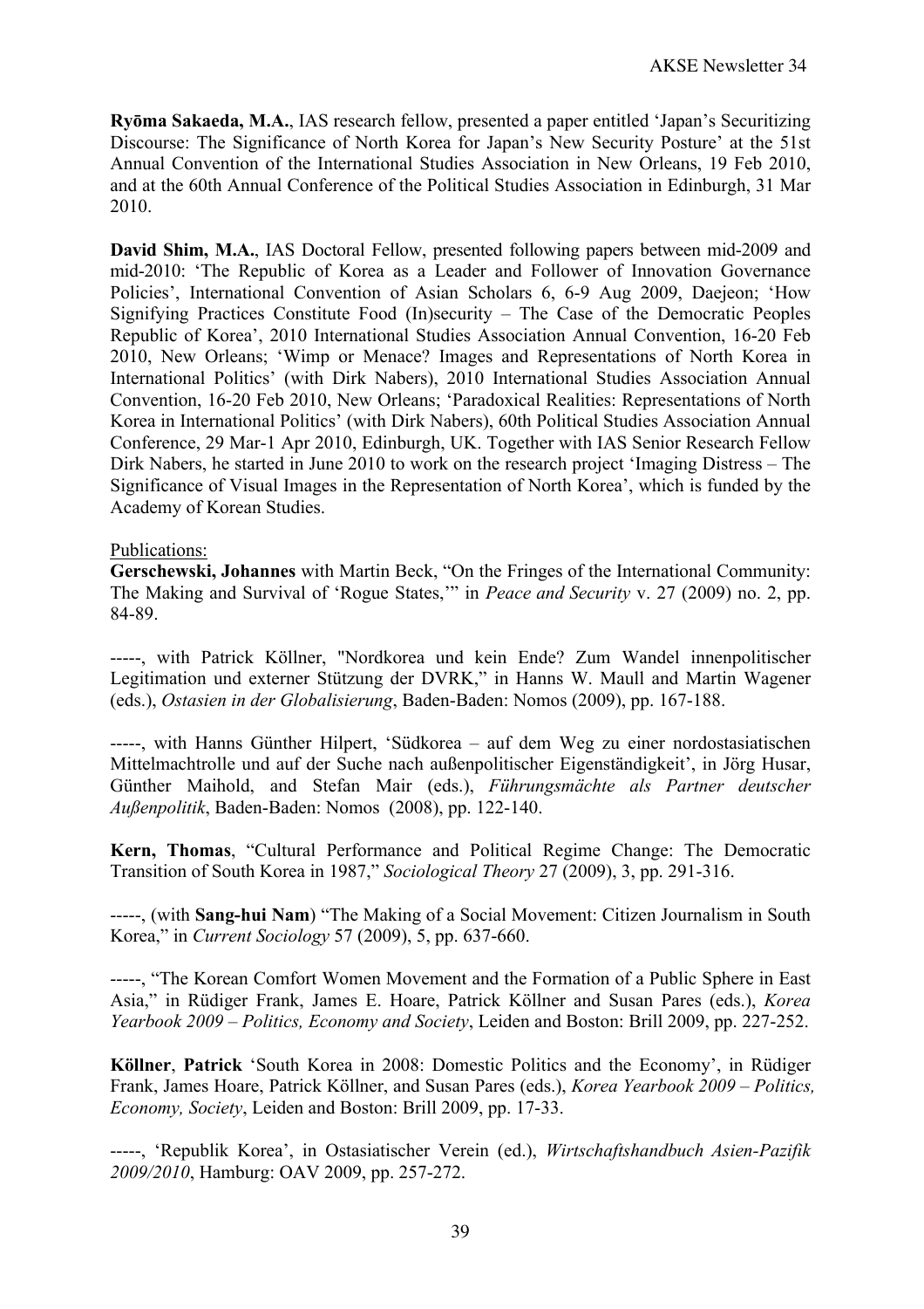**Ryōma Sakaeda, M.A.**, IAS research fellow, presented a paper entitled 'Japan's Securitizing Discourse: The Significance of North Korea for Japan's New Security Posture' at the 51st Annual Convention of the International Studies Association in New Orleans, 19 Feb 2010, and at the 60th Annual Conference of the Political Studies Association in Edinburgh, 31 Mar 2010.

**David Shim, M.A.**, IAS Doctoral Fellow, presented following papers between mid-2009 and mid-2010: 'The Republic of Korea as a Leader and Follower of Innovation Governance Policies', International Convention of Asian Scholars 6, 6-9 Aug 2009, Daejeon; 'How Signifying Practices Constitute Food (In)security – The Case of the Democratic Peoples Republic of Korea', 2010 International Studies Association Annual Convention, 16-20 Feb 2010, New Orleans; 'Wimp or Menace? Images and Representations of North Korea in International Politics' (with Dirk Nabers), 2010 International Studies Association Annual Convention, 16-20 Feb 2010, New Orleans; 'Paradoxical Realities: Representations of North Korea in International Politics' (with Dirk Nabers), 60th Political Studies Association Annual Conference, 29 Mar-1 Apr 2010, Edinburgh, UK. Together with IAS Senior Research Fellow Dirk Nabers, he started in June 2010 to work on the research project 'Imaging Distress – The Significance of Visual Images in the Representation of North Korea', which is funded by the Academy of Korean Studies.

Publications:

**Gerschewski, Johannes** with Martin Beck, "On the Fringes of the International Community: The Making and Survival of 'Rogue States,'" in *Peace and Security* v. 27 (2009) no. 2, pp. 84-89.

-----, with Patrick Köllner, "Nordkorea und kein Ende? Zum Wandel innenpolitischer Legitimation und externer Stützung der DVRK," in Hanns W. Maull and Martin Wagener (eds.), *Ostasien in der Globalisierung*, Baden-Baden: Nomos (2009), pp. 167-188.

-----, with Hanns Günther Hilpert, 'Südkorea – auf dem Weg zu einer nordostasiatischen Mittelmachtrolle und auf der Suche nach außenpolitischer Eigenständigkeit', in Jörg Husar, Günther Maihold, and Stefan Mair (eds.), *Führungsmächte als Partner deutscher Außenpolitik*, Baden-Baden: Nomos (2008), pp. 122-140.

**Kern, Thomas**, "Cultural Performance and Political Regime Change: The Democratic Transition of South Korea in 1987," *Sociological Theory* 27 (2009), 3, pp. 291-316.

-----, (with **Sang-hui Nam**) "The Making of a Social Movement: Citizen Journalism in South Korea," in *Current Sociology* 57 (2009), 5, pp. 637-660.

-----, "The Korean Comfort Women Movement and the Formation of a Public Sphere in East Asia," in Rüdiger Frank, James E. Hoare, Patrick Köllner and Susan Pares (eds.), *Korea Yearbook 2009 – Politics, Economy and Society*, Leiden and Boston: Brill 2009, pp. 227-252.

**Köllner**, **Patrick** 'South Korea in 2008: Domestic Politics and the Economy', in Rüdiger Frank, James Hoare, Patrick Köllner, and Susan Pares (eds.), *Korea Yearbook 2009 – Politics, Economy, Society*, Leiden and Boston: Brill 2009, pp. 17-33.

-----, 'Republik Korea', in Ostasiatischer Verein (ed.), *Wirtschaftshandbuch Asien-Pazifik 2009/2010*, Hamburg: OAV 2009, pp. 257-272.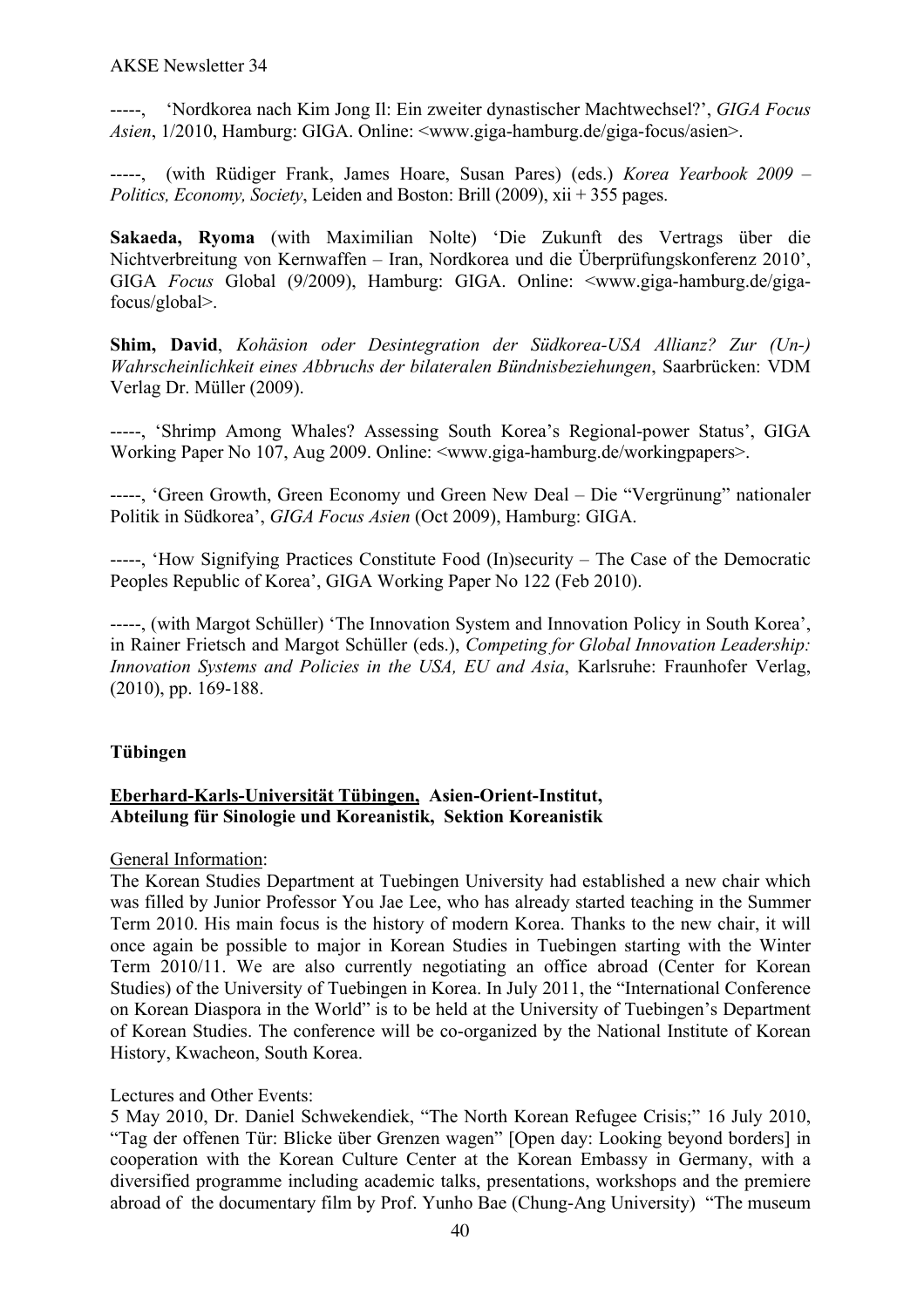-----, 'Nordkorea nach Kim Jong Il: Ein zweiter dynastischer Machtwechsel?', *GIGA Focus Asien*, 1/2010, Hamburg: GIGA. Online: <www.giga-hamburg.de/giga-focus/asien>.

-----, (with Rüdiger Frank, James Hoare, Susan Pares) (eds.) *Korea Yearbook 2009 – Politics, Economy, Society*, Leiden and Boston: Brill (2009), xii + 355 pages.

**Sakaeda, Ryoma** (with Maximilian Nolte) 'Die Zukunft des Vertrags über die Nichtverbreitung von Kernwaffen – Iran, Nordkorea und die Überprüfungskonferenz 2010', GIGA *Focus* Global (9/2009), Hamburg: GIGA. Online: <www.giga-hamburg.de/giga-focus/global>.

**Shim, David**, *Kohäsion oder Desintegration der Südkorea-USA Allianz? Zur (Un-) Wahrscheinlichkeit eines Abbruchs der bilateralen Bündnisbeziehungen*, Saarbrücken: VDM Verlag Dr. Müller (2009).

-----, 'Shrimp Among Whales? Assessing South Korea's Regional-power Status', GIGA Working Paper No 107, Aug 2009. Online: <www.giga-hamburg.de/workingpapers>.

-----, 'Green Growth, Green Economy und Green New Deal – Die "Vergrünung" nationaler Politik in Südkorea', *GIGA Focus Asien* (Oct 2009), Hamburg: GIGA.

-----, 'How Signifying Practices Constitute Food (In)security – The Case of the Democratic Peoples Republic of Korea', GIGA Working Paper No 122 (Feb 2010).

-----, (with Margot Schüller) 'The Innovation System and Innovation Policy in South Korea', in Rainer Frietsch and Margot Schüller (eds.), *Competing for Global Innovation Leadership: Innovation Systems and Policies in the USA, EU and Asia*, Karlsruhe: Fraunhofer Verlag, (2010), pp. 169-188.

## Tübingen

### Eberhard-Karls-Universität Tübingen, Asien-Orient-Institut, Abteilung für Sinologie und Koreanistik, Sektion Koreanistik

General Information:
The Korean Studies Department at Tuebingen University had established a new chair which was filled by Junior Professor You Jae Lee, who has already started teaching in the Summer Term 2010. His main focus is the history of modern Korea. Thanks to the new chair, it will once again be possible to major in Korean Studies in Tuebingen starting with the Winter Term 2010/11. We are also currently negotiating an office abroad (Center for Korean Studies) of the University of Tuebingen in Korea. In July 2011, the "International Conference on Korean Diaspora in the World" is to be held at the University of Tuebingen's Department of Korean Studies. The conference will be co-organized by the National Institute of Korean History, Kwacheon, South Korea.

Lectures and Other Events:
5 May 2010, Dr. Daniel Schwekendiek, "The North Korean Refugee Crisis;" 16 July 2010, "Tag der offenen Tür: Blicke über Grenzen wagen" [Open day: Looking beyond borders] in cooperation with the Korean Culture Center at the Korean Embassy in Germany, with a diversified programme including academic talks, presentations, workshops and the premiere abroad of the documentary film by Prof. Yunho Bae (Chung-Ang University) "The museum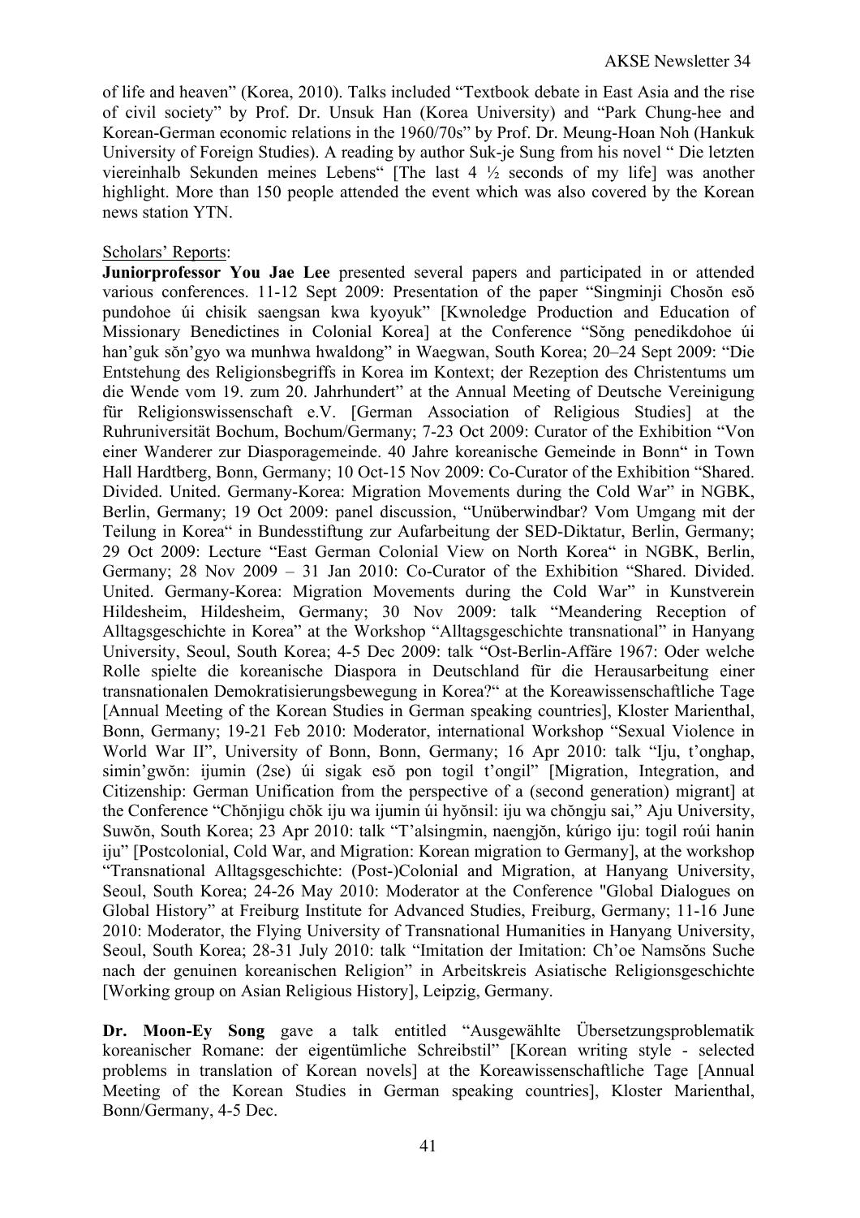of life and heaven" (Korea, 2010). Talks included "Textbook debate in East Asia and the rise of civil society" by Prof. Dr. Unsuk Han (Korea University) and "Park Chung-hee and Korean-German economic relations in the 1960/70s" by Prof. Dr. Meung-Hoan Noh (Hankuk University of Foreign Studies). A reading by author Suk-je Sung from his novel " Die letzten viereinhalb Sekunden meines Lebens" [The last 4 ½ seconds of my life] was another highlight. More than 150 people attended the event which was also covered by the Korean news station YTN.

Scholars' Reports:

**Juniorprofessor You Jae Lee** presented several papers and participated in or attended various conferences. 11-12 Sept 2009: Presentation of the paper "Singminji Chosŏn esŏ pundohoe úi chisik saengsan kwa kyoyuk" [Kwnoledge Production and Education of Missionary Benedictines in Colonial Korea] at the Conference "Sŏng penedikdohoe úi han'guk sŏn'gyo wa munhwa hwaldong" in Waegwan, South Korea; 20–24 Sept 2009: "Die Entstehung des Religionsbegriffs in Korea im Kontext; der Rezeption des Christentums um die Wende vom 19. zum 20. Jahrhundert" at the Annual Meeting of Deutsche Vereinigung für Religionswissenschaft e.V. [German Association of Religious Studies] at the Ruhruniversität Bochum, Bochum/Germany; 7-23 Oct 2009: Curator of the Exhibition "Von einer Wanderer zur Diasporagemeinde. 40 Jahre koreanische Gemeinde in Bonn" in Town Hall Hardtberg, Bonn, Germany; 10 Oct-15 Nov 2009: Co-Curator of the Exhibition "Shared. Divided. United. Germany-Korea: Migration Movements during the Cold War" in NGBK, Berlin, Germany; 19 Oct 2009: panel discussion, "Unüberwindbar? Vom Umgang mit der Teilung in Korea" in Bundesstiftung zur Aufarbeitung der SED-Diktatur, Berlin, Germany; 29 Oct 2009: Lecture "East German Colonial View on North Korea" in NGBK, Berlin, Germany; 28 Nov 2009 – 31 Jan 2010: Co-Curator of the Exhibition "Shared. Divided. United. Germany-Korea: Migration Movements during the Cold War" in Kunstverein Hildesheim, Hildesheim, Germany; 30 Nov 2009: talk "Meandering Reception of Alltagsgeschichte in Korea" at the Workshop "Alltagsgeschichte transnational" in Hanyang University, Seoul, South Korea; 4-5 Dec 2009: talk "Ost-Berlin-Affäre 1967: Oder welche Rolle spielte die koreanische Diaspora in Deutschland für die Herausarbeitung einer transnationalen Demokratisierungsbewegung in Korea?" at the Koreawissenschaftliche Tage [Annual Meeting of the Korean Studies in German speaking countries], Kloster Marienthal, Bonn, Germany; 19-21 Feb 2010: Moderator, international Workshop "Sexual Violence in World War II", University of Bonn, Bonn, Germany; 16 Apr 2010: talk "Iju, t'onghap, simin'gwŏn: ijumin (2se) úi sigak esŏ pon togil t'ongil" [Migration, Integration, and Citizenship: German Unification from the perspective of a (second generation) migrant] at the Conference "Chŏnjigu chŏk iju wa ijumin úi hyŏnsil: iju wa chŏngju sai," Aju University, Suwŏn, South Korea; 23 Apr 2010: talk "T'alsingmin, naengjŏn, kúrigo iju: togil roúi hanin iju" [Postcolonial, Cold War, and Migration: Korean migration to Germany], at the workshop "Transnational Alltagsgeschichte: (Post-)Colonial and Migration, at Hanyang University, Seoul, South Korea; 24-26 May 2010: Moderator at the Conference "Global Dialogues on Global History" at Freiburg Institute for Advanced Studies, Freiburg, Germany; 11-16 June 2010: Moderator, the Flying University of Transnational Humanities in Hanyang University, Seoul, South Korea; 28-31 July 2010: talk "Imitation der Imitation: Ch'oe Namsŏns Suche nach der genuinen koreanischen Religion" in Arbeitskreis Asiatische Religionsgeschichte [Working group on Asian Religious History], Leipzig, Germany.

**Dr. Moon-Ey Song** gave a talk entitled "Ausgewählte Übersetzungsproblematik koreanischer Romane: der eigentümliche Schreibstil" [Korean writing style - selected problems in translation of Korean novels] at the Koreawissenschaftliche Tage [Annual Meeting of the Korean Studies in German speaking countries], Kloster Marienthal, Bonn/Germany, 4-5 Dec.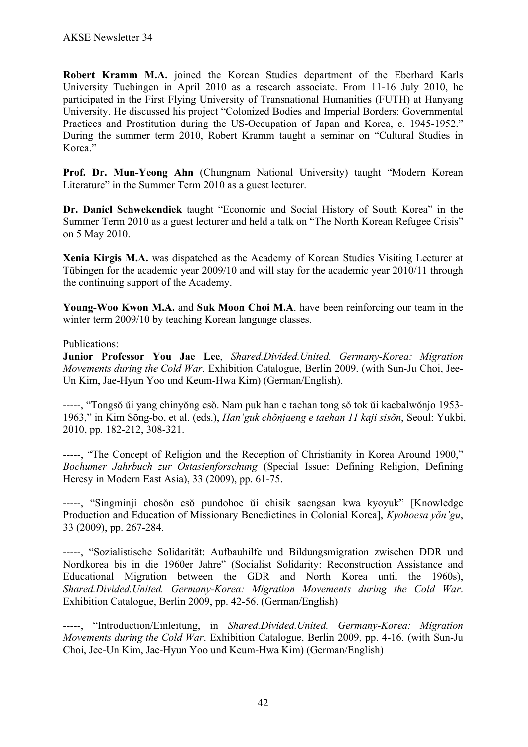**Robert Kramm M.A.** joined the Korean Studies department of the Eberhard Karls University Tuebingen in April 2010 as a research associate. From 11-16 July 2010, he participated in the First Flying University of Transnational Humanities (FUTH) at Hanyang University. He discussed his project "Colonized Bodies and Imperial Borders: Governmental Practices and Prostitution during the US-Occupation of Japan and Korea, c. 1945-1952." During the summer term 2010, Robert Kramm taught a seminar on "Cultural Studies in Korea."

**Prof. Dr. Mun-Yeong Ahn** (Chungnam National University) taught "Modern Korean Literature" in the Summer Term 2010 as a guest lecturer.

**Dr. Daniel Schwekendiek** taught "Economic and Social History of South Korea" in the Summer Term 2010 as a guest lecturer and held a talk on "The North Korean Refugee Crisis" on 5 May 2010.

**Xenia Kirgis M.A.** was dispatched as the Academy of Korean Studies Visiting Lecturer at Tübingen for the academic year 2009/10 and will stay for the academic year 2010/11 through the continuing support of the Academy.

**Young-Woo Kwon M.A.** and **Suk Moon Choi M.A**. have been reinforcing our team in the winter term 2009/10 by teaching Korean language classes.

Publications:

**Junior Professor You Jae Lee**, *Shared.Divided.United. Germany-Korea: Migration Movements during the Cold War*. Exhibition Catalogue, Berlin 2009. (with Sun-Ju Choi, Jee-Un Kim, Jae-Hyun Yoo und Keum-Hwa Kim) (German/English).

-----, "Tongsŏ ŭi yang chinyŏng esŏ. Nam puk han e taehan tong sŏ tok ŭi kaebalwŏnjo 1953-1963," in Kim Sŏng-bo, et al. (eds.), *Han'guk chŏnjaeng e taehan 11 kaji sisŏn*, Seoul: Yukbi, 2010, pp. 182-212, 308-321.

-----, "The Concept of Religion and the Reception of Christianity in Korea Around 1900," *Bochumer Jahrbuch zur Ostasienforschung* (Special Issue: Defining Religion, Defining Heresy in Modern East Asia), 33 (2009), pp. 61-75.

-----, "Singminji chosŏn esŏ pundohoe ŭi chisik saengsan kwa kyoyuk" [Knowledge Production and Education of Missionary Benedictines in Colonial Korea], *Kyohoesa yŏn'gu*, 33 (2009), pp. 267-284.

-----, "Sozialistische Solidarität: Aufbauhilfe und Bildungsmigration zwischen DDR und Nordkorea bis in die 1960er Jahre" (Socialist Solidarity: Reconstruction Assistance and Educational Migration between the GDR and North Korea until the 1960s), *Shared.Divided.United. Germany-Korea: Migration Movements during the Cold War*. Exhibition Catalogue, Berlin 2009, pp. 42-56. (German/English)

-----, "Introduction/Einleitung, in *Shared.Divided.United. Germany-Korea: Migration Movements during the Cold War*. Exhibition Catalogue, Berlin 2009, pp. 4-16. (with Sun-Ju Choi, Jee-Un Kim, Jae-Hyun Yoo und Keum-Hwa Kim) (German/English)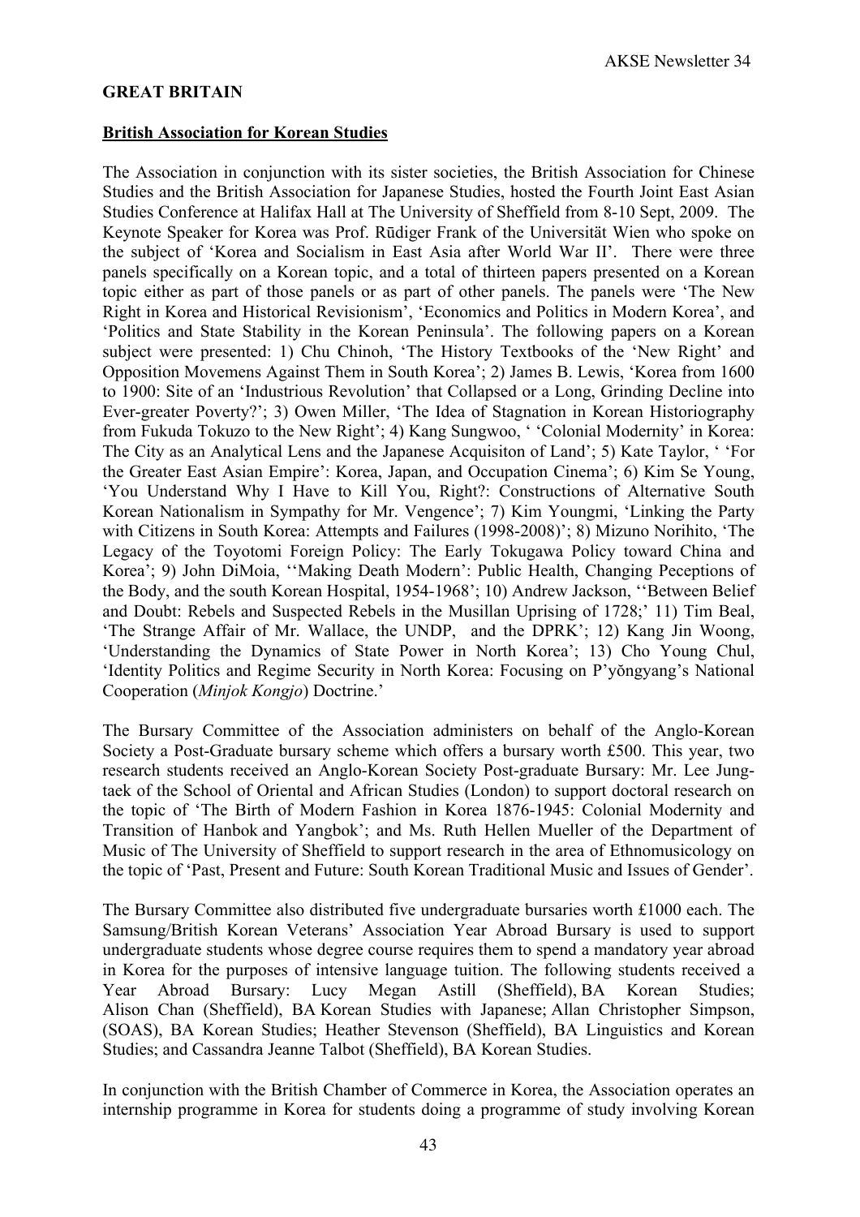## GREAT BRITAIN

### British Association for Korean Studies

The Association in conjunction with its sister societies, the British Association for Chinese Studies and the British Association for Japanese Studies, hosted the Fourth Joint East Asian Studies Conference at Halifax Hall at The University of Sheffield from 8-10 Sept, 2009. The Keynote Speaker for Korea was Prof. Rūdiger Frank of the Universität Wien who spoke on the subject of 'Korea and Socialism in East Asia after World War II'. There were three panels specifically on a Korean topic, and a total of thirteen papers presented on a Korean topic either as part of those panels or as part of other panels. The panels were 'The New Right in Korea and Historical Revisionism', 'Economics and Politics in Modern Korea', and 'Politics and State Stability in the Korean Peninsula'. The following papers on a Korean subject were presented: 1) Chu Chinoh, 'The History Textbooks of the 'New Right' and Opposition Movemens Against Them in South Korea'; 2) James B. Lewis, 'Korea from 1600 to 1900: Site of an 'Industrious Revolution' that Collapsed or a Long, Grinding Decline into Ever-greater Poverty?'; 3) Owen Miller, 'The Idea of Stagnation in Korean Historiography from Fukuda Tokuzo to the New Right'; 4) Kang Sungwoo, ' 'Colonial Modernity' in Korea: The City as an Analytical Lens and the Japanese Acquisiton of Land'; 5) Kate Taylor, ' 'For the Greater East Asian Empire': Korea, Japan, and Occupation Cinema'; 6) Kim Se Young, 'You Understand Why I Have to Kill You, Right?: Constructions of Alternative South Korean Nationalism in Sympathy for Mr. Vengence'; 7) Kim Youngmi, 'Linking the Party with Citizens in South Korea: Attempts and Failures (1998-2008)'; 8) Mizuno Norihito, 'The Legacy of the Toyotomi Foreign Policy: The Early Tokugawa Policy toward China and Korea'; 9) John DiMoia, ''Making Death Modern': Public Health, Changing Peceptions of the Body, and the south Korean Hospital, 1954-1968'; 10) Andrew Jackson, ''Between Belief and Doubt: Rebels and Suspected Rebels in the Musillan Uprising of 1728;' 11) Tim Beal, 'The Strange Affair of Mr. Wallace, the UNDP, and the DPRK'; 12) Kang Jin Woong, 'Understanding the Dynamics of State Power in North Korea'; 13) Cho Young Chul, 'Identity Politics and Regime Security in North Korea: Focusing on P'yŏngyang's National Cooperation (*Minjok Kongjo*) Doctrine.'

The Bursary Committee of the Association administers on behalf of the Anglo-Korean Society a Post-Graduate bursary scheme which offers a bursary worth £500. This year, two research students received an Anglo-Korean Society Post-graduate Bursary: Mr. Lee Jung-taek of the School of Oriental and African Studies (London) to support doctoral research on the topic of 'The Birth of Modern Fashion in Korea 1876-1945: Colonial Modernity and Transition of Hanbok and Yangbok'; and Ms. Ruth Hellen Mueller of the Department of Music of The University of Sheffield to support research in the area of Ethnomusicology on the topic of 'Past, Present and Future: South Korean Traditional Music and Issues of Gender'.

The Bursary Committee also distributed five undergraduate bursaries worth £1000 each. The Samsung/British Korean Veterans' Association Year Abroad Bursary is used to support undergraduate students whose degree course requires them to spend a mandatory year abroad in Korea for the purposes of intensive language tuition. The following students received a Year Abroad Bursary: Lucy Megan Astill (Sheffield), BA Korean Studies; Alison Chan (Sheffield), BA Korean Studies with Japanese; Allan Christopher Simpson, (SOAS), BA Korean Studies; Heather Stevenson (Sheffield), BA Linguistics and Korean Studies; and Cassandra Jeanne Talbot (Sheffield), BA Korean Studies.

In conjunction with the British Chamber of Commerce in Korea, the Association operates an internship programme in Korea for students doing a programme of study involving Korean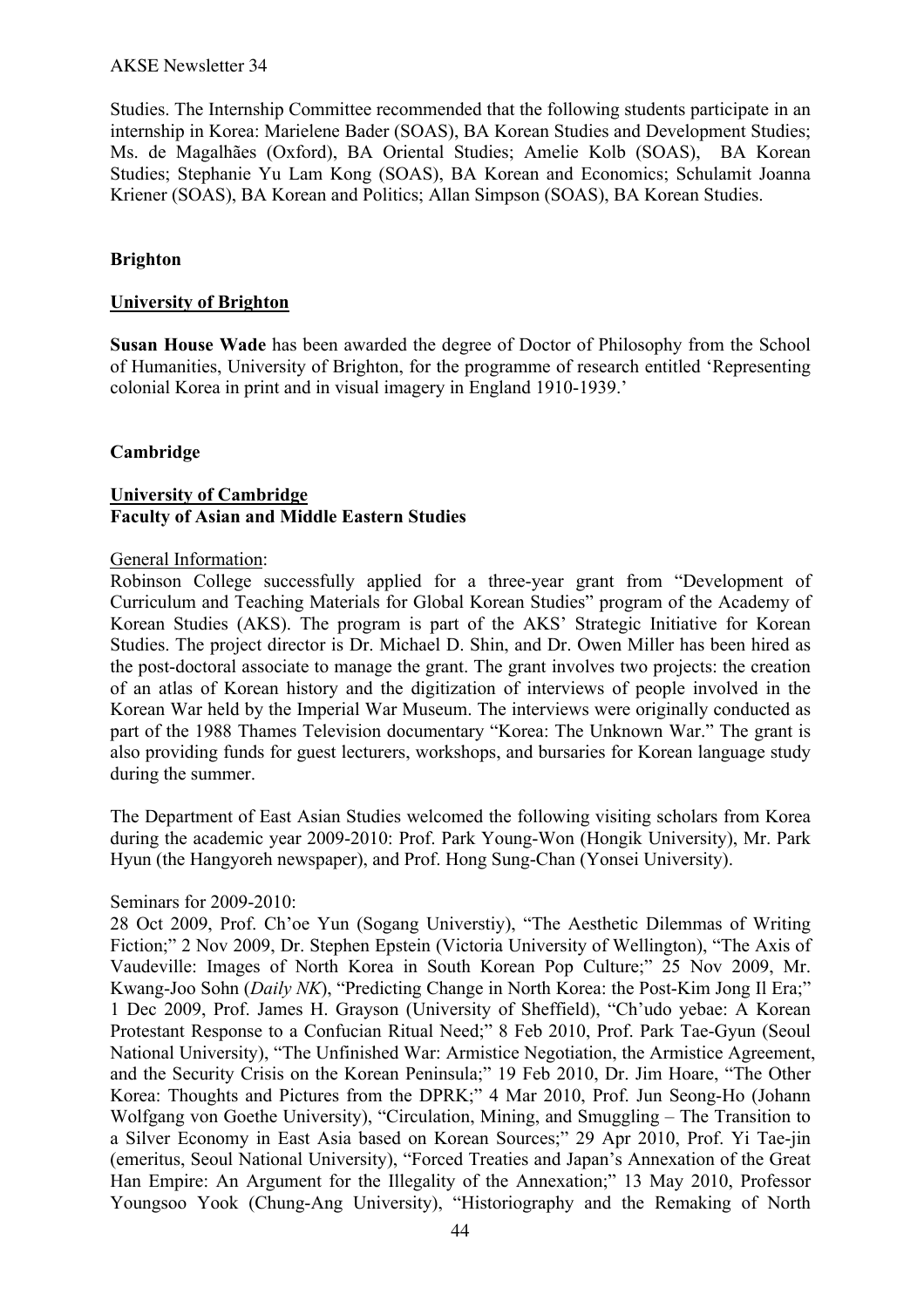Studies. The Internship Committee recommended that the following students participate in an internship in Korea: Marielene Bader (SOAS), BA Korean Studies and Development Studies; Ms. de Magalhães (Oxford), BA Oriental Studies; Amelie Kolb (SOAS), BA Korean Studies; Stephanie Yu Lam Kong (SOAS), BA Korean and Economics; Schulamit Joanna Kriener (SOAS), BA Korean and Politics; Allan Simpson (SOAS), BA Korean Studies.

## Brighton

### University of Brighton

**Susan House Wade** has been awarded the degree of Doctor of Philosophy from the School of Humanities, University of Brighton, for the programme of research entitled 'Representing colonial Korea in print and in visual imagery in England 1910-1939.'

## Cambridge

### University of Cambridge
**Faculty of Asian and Middle Eastern Studies**

General Information:

Robinson College successfully applied for a three-year grant from "Development of Curriculum and Teaching Materials for Global Korean Studies" program of the Academy of Korean Studies (AKS). The program is part of the AKS' Strategic Initiative for Korean Studies. The project director is Dr. Michael D. Shin, and Dr. Owen Miller has been hired as the post-doctoral associate to manage the grant. The grant involves two projects: the creation of an atlas of Korean history and the digitization of interviews of people involved in the Korean War held by the Imperial War Museum. The interviews were originally conducted as part of the 1988 Thames Television documentary "Korea: The Unknown War." The grant is also providing funds for guest lecturers, workshops, and bursaries for Korean language study during the summer.

The Department of East Asian Studies welcomed the following visiting scholars from Korea during the academic year 2009-2010: Prof. Park Young-Won (Hongik University), Mr. Park Hyun (the Hangyoreh newspaper), and Prof. Hong Sung-Chan (Yonsei University).

Seminars for 2009-2010:

28 Oct 2009, Prof. Ch'oe Yun (Sogang Universtiy), "The Aesthetic Dilemmas of Writing Fiction;" 2 Nov 2009, Dr. Stephen Epstein (Victoria University of Wellington), "The Axis of Vaudeville: Images of North Korea in South Korean Pop Culture;" 25 Nov 2009, Mr. Kwang-Joo Sohn (*Daily NK*), "Predicting Change in North Korea: the Post-Kim Jong Il Era;" 1 Dec 2009, Prof. James H. Grayson (University of Sheffield), "Ch'udo yebae: A Korean Protestant Response to a Confucian Ritual Need;" 8 Feb 2010, Prof. Park Tae-Gyun (Seoul National University), "The Unfinished War: Armistice Negotiation, the Armistice Agreement, and the Security Crisis on the Korean Peninsula;" 19 Feb 2010, Dr. Jim Hoare, "The Other Korea: Thoughts and Pictures from the DPRK;" 4 Mar 2010, Prof. Jun Seong-Ho (Johann Wolfgang von Goethe University), "Circulation, Mining, and Smuggling – The Transition to a Silver Economy in East Asia based on Korean Sources;" 29 Apr 2010, Prof. Yi Tae-jin (emeritus, Seoul National University), "Forced Treaties and Japan's Annexation of the Great Han Empire: An Argument for the Illegality of the Annexation;" 13 May 2010, Professor Youngsoo Yook (Chung-Ang University), "Historiography and the Remaking of North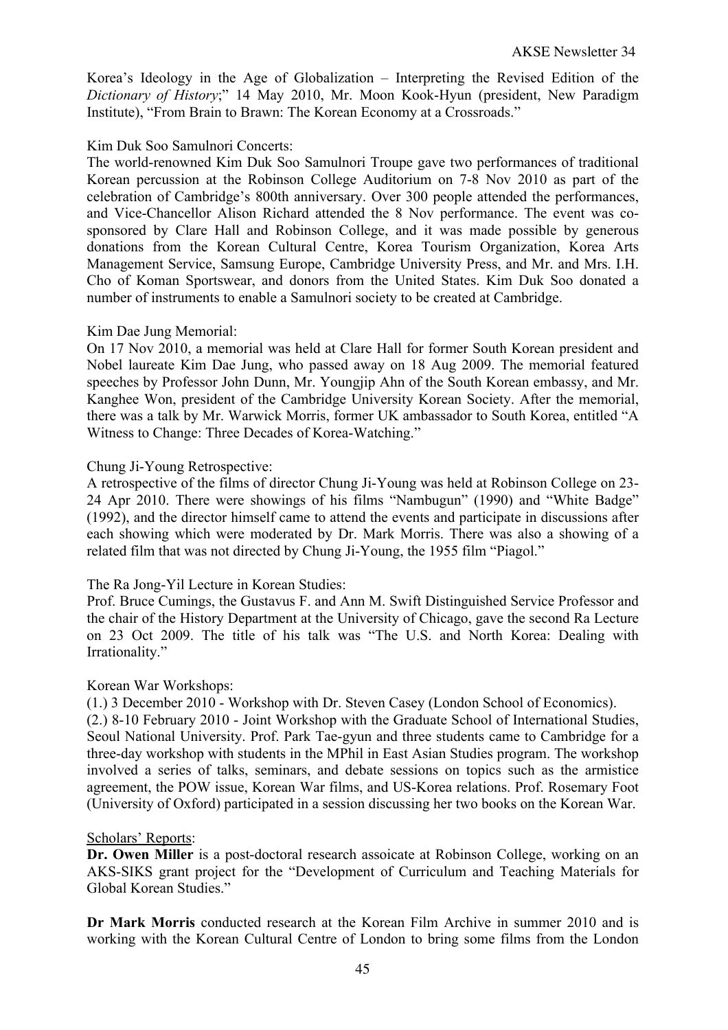Korea's Ideology in the Age of Globalization – Interpreting the Revised Edition of the *Dictionary of History*;" 14 May 2010, Mr. Moon Kook-Hyun (president, New Paradigm Institute), "From Brain to Brawn: The Korean Economy at a Crossroads."

Kim Duk Soo Samulnori Concerts:
The world-renowned Kim Duk Soo Samulnori Troupe gave two performances of traditional Korean percussion at the Robinson College Auditorium on 7-8 Nov 2010 as part of the celebration of Cambridge's 800th anniversary. Over 300 people attended the performances, and Vice-Chancellor Alison Richard attended the 8 Nov performance. The event was co-sponsored by Clare Hall and Robinson College, and it was made possible by generous donations from the Korean Cultural Centre, Korea Tourism Organization, Korea Arts Management Service, Samsung Europe, Cambridge University Press, and Mr. and Mrs. I.H. Cho of Koman Sportswear, and donors from the United States. Kim Duk Soo donated a number of instruments to enable a Samulnori society to be created at Cambridge.

Kim Dae Jung Memorial:
On 17 Nov 2010, a memorial was held at Clare Hall for former South Korean president and Nobel laureate Kim Dae Jung, who passed away on 18 Aug 2009. The memorial featured speeches by Professor John Dunn, Mr. Youngjip Ahn of the South Korean embassy, and Mr. Kanghee Won, president of the Cambridge University Korean Society. After the memorial, there was a talk by Mr. Warwick Morris, former UK ambassador to South Korea, entitled "A Witness to Change: Three Decades of Korea-Watching."

Chung Ji-Young Retrospective:
A retrospective of the films of director Chung Ji-Young was held at Robinson College on 23-24 Apr 2010. There were showings of his films "Nambugun" (1990) and "White Badge" (1992), and the director himself came to attend the events and participate in discussions after each showing which were moderated by Dr. Mark Morris. There was also a showing of a related film that was not directed by Chung Ji-Young, the 1955 film "Piagol."

The Ra Jong-Yil Lecture in Korean Studies:
Prof. Bruce Cumings, the Gustavus F. and Ann M. Swift Distinguished Service Professor and the chair of the History Department at the University of Chicago, gave the second Ra Lecture on 23 Oct 2009. The title of his talk was "The U.S. and North Korea: Dealing with Irrationality."

Korean War Workshops:
(1.) 3 December 2010 - Workshop with Dr. Steven Casey (London School of Economics).
(2.) 8-10 February 2010 - Joint Workshop with the Graduate School of International Studies, Seoul National University. Prof. Park Tae-gyun and three students came to Cambridge for a three-day workshop with students in the MPhil in East Asian Studies program. The workshop involved a series of talks, seminars, and debate sessions on topics such as the armistice agreement, the POW issue, Korean War films, and US-Korea relations. Prof. Rosemary Foot (University of Oxford) participated in a session discussing her two books on the Korean War.

Scholars' Reports:

**Dr. Owen Miller** is a post-doctoral research assoicate at Robinson College, working on an AKS-SIKS grant project for the "Development of Curriculum and Teaching Materials for Global Korean Studies."

**Dr Mark Morris** conducted research at the Korean Film Archive in summer 2010 and is working with the Korean Cultural Centre of London to bring some films from the London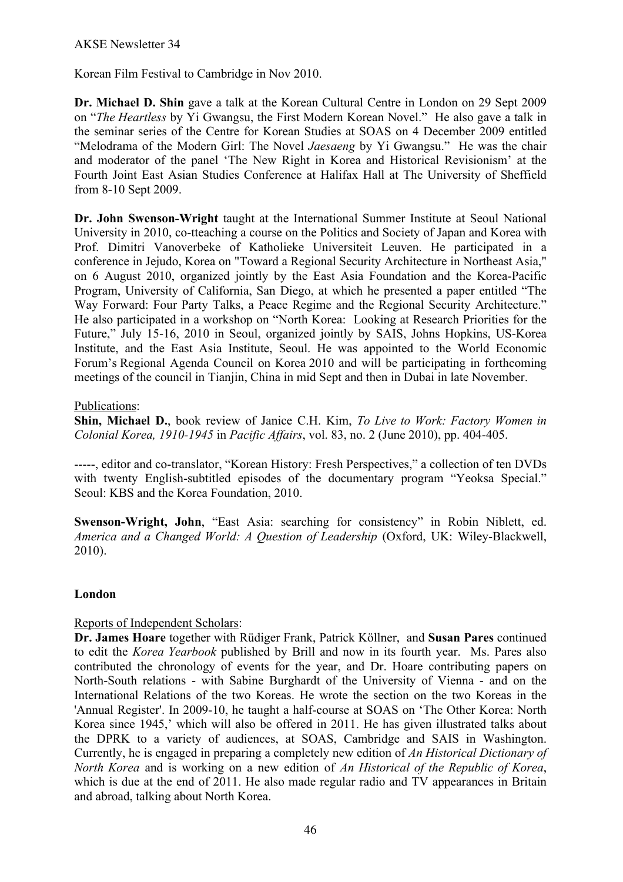Korean Film Festival to Cambridge in Nov 2010.

**Dr. Michael D. Shin** gave a talk at the Korean Cultural Centre in London on 29 Sept 2009 on "*The Heartless* by Yi Gwangsu, the First Modern Korean Novel." He also gave a talk in the seminar series of the Centre for Korean Studies at SOAS on 4 December 2009 entitled "Melodrama of the Modern Girl: The Novel *Jaesaeng* by Yi Gwangsu." He was the chair and moderator of the panel 'The New Right in Korea and Historical Revisionism' at the Fourth Joint East Asian Studies Conference at Halifax Hall at The University of Sheffield from 8-10 Sept 2009.

**Dr. John Swenson-Wright** taught at the International Summer Institute at Seoul National University in 2010, co-tteaching a course on the Politics and Society of Japan and Korea with Prof. Dimitri Vanoverbeke of Katholieke Universiteit Leuven. He participated in a conference in Jejudo, Korea on "Toward a Regional Security Architecture in Northeast Asia," on 6 August 2010, organized jointly by the East Asia Foundation and the Korea-Pacific Program, University of California, San Diego, at which he presented a paper entitled "The Way Forward: Four Party Talks, a Peace Regime and the Regional Security Architecture." He also participated in a workshop on "North Korea: Looking at Research Priorities for the Future," July 15-16, 2010 in Seoul, organized jointly by SAIS, Johns Hopkins, US-Korea Institute, and the East Asia Institute, Seoul. He was appointed to the World Economic Forum's Regional Agenda Council on Korea 2010 and will be participating in forthcoming meetings of the council in Tianjin, China in mid Sept and then in Dubai in late November.

Publications:

**Shin, Michael D.**, book review of Janice C.H. Kim, *To Live to Work: Factory Women in Colonial Korea, 1910-1945* in *Pacific Affairs*, vol. 83, no. 2 (June 2010), pp. 404-405.

-----, editor and co-translator, "Korean History: Fresh Perspectives," a collection of ten DVDs with twenty English-subtitled episodes of the documentary program "Yeoksa Special." Seoul: KBS and the Korea Foundation, 2010.

**Swenson-Wright, John**, "East Asia: searching for consistency" in Robin Niblett, ed. *America and a Changed World: A Question of Leadership* (Oxford, UK: Wiley-Blackwell, 2010).

**London**

Reports of Independent Scholars:

**Dr. James Hoare** together with Rüdiger Frank, Patrick Köllner, and **Susan Pares** continued to edit the *Korea Yearbook* published by Brill and now in its fourth year. Ms. Pares also contributed the chronology of events for the year, and Dr. Hoare contributing papers on North-South relations - with Sabine Burghardt of the University of Vienna - and on the International Relations of the two Koreas. He wrote the section on the two Koreas in the 'Annual Register'. In 2009-10, he taught a half-course at SOAS on 'The Other Korea: North Korea since 1945,' which will also be offered in 2011. He has given illustrated talks about the DPRK to a variety of audiences, at SOAS, Cambridge and SAIS in Washington. Currently, he is engaged in preparing a completely new edition of *An Historical Dictionary of North Korea* and is working on a new edition of *An Historical of the Republic of Korea*, which is due at the end of 2011. He also made regular radio and TV appearances in Britain and abroad, talking about North Korea.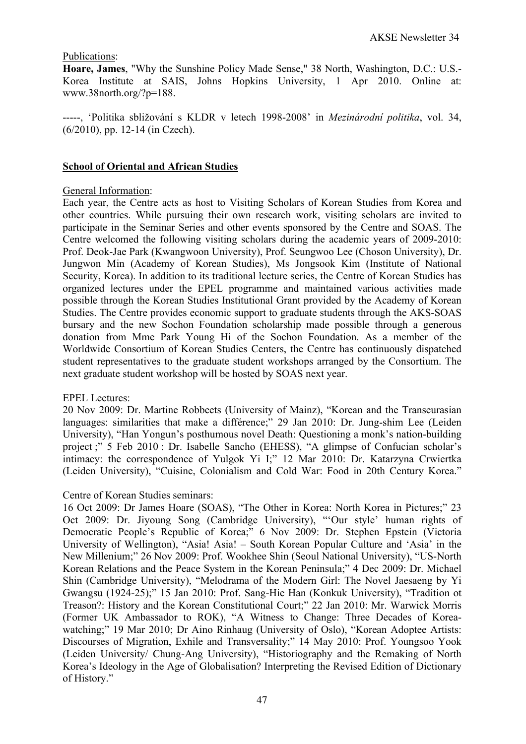Publications:

**Hoare, James**, "Why the Sunshine Policy Made Sense," 38 North, Washington, D.C.: U.S.-Korea Institute at SAIS, Johns Hopkins University, 1 Apr 2010. Online at: www.38north.org/?p=188.

-----, 'Politika sbližování s KLDR v letech 1998-2008' in *Mezinárodní politika*, vol. 34, (6/2010), pp. 12-14 (in Czech).

## School of Oriental and African Studies

General Information:

Each year, the Centre acts as host to Visiting Scholars of Korean Studies from Korea and other countries. While pursuing their own research work, visiting scholars are invited to participate in the Seminar Series and other events sponsored by the Centre and SOAS. The Centre welcomed the following visiting scholars during the academic years of 2009-2010: Prof. Deok-Jae Park (Kwangwoon University), Prof. Seungwoo Lee (Choson University), Dr. Jungwon Min (Academy of Korean Studies), Ms Jongsook Kim (Institute of National Security, Korea). In addition to its traditional lecture series, the Centre of Korean Studies has organized lectures under the EPEL programme and maintained various activities made possible through the Korean Studies Institutional Grant provided by the Academy of Korean Studies. The Centre provides economic support to graduate students through the AKS-SOAS bursary and the new Sochon Foundation scholarship made possible through a generous donation from Mme Park Young Hi of the Sochon Foundation. As a member of the Worldwide Consortium of Korean Studies Centers, the Centre has continuously dispatched student representatives to the graduate student workshops arranged by the Consortium. The next graduate student workshop will be hosted by SOAS next year.

EPEL Lectures:

20 Nov 2009: Dr. Martine Robbeets (University of Mainz), "Korean and the Transeurasian languages: similarities that make a différence;" 29 Jan 2010: Dr. Jung-shim Lee (Leiden University), "Han Yongun's posthumous novel Death: Questioning a monk's nation-building project ;" 5 Feb 2010 : Dr. Isabelle Sancho (EHESS), "A glimpse of Confucian scholar's intimacy: the correspondence of Yulgok Yi I;" 12 Mar 2010: Dr. Katarzyna Crwiertka (Leiden University), "Cuisine, Colonialism and Cold War: Food in 20th Century Korea."

Centre of Korean Studies seminars:

16 Oct 2009: Dr James Hoare (SOAS), "The Other in Korea: North Korea in Pictures;" 23 Oct 2009: Dr. Jiyoung Song (Cambridge University), "'Our style' human rights of Democratic People's Republic of Korea;" 6 Nov 2009: Dr. Stephen Epstein (Victoria University of Wellington), "Asia! Asia! – South Korean Popular Culture and 'Asia' in the New Millenium;" 26 Nov 2009: Prof. Wookhee Shin (Seoul National University), "US-North Korean Relations and the Peace System in the Korean Peninsula;" 4 Dec 2009: Dr. Michael Shin (Cambridge University), "Melodrama of the Modern Girl: The Novel Jaesaeng by Yi Gwangsu (1924-25);" 15 Jan 2010: Prof. Sang-Hie Han (Konkuk University), "Tradition ot Treason?: History and the Korean Constitutional Court;" 22 Jan 2010: Mr. Warwick Morris (Former UK Ambassador to ROK), "A Witness to Change: Three Decades of Korea-watching;" 19 Mar 2010; Dr Aino Rinhaug (University of Oslo), "Korean Adoptee Artists: Discourses of Migration, Exhile and Transversality;" 14 May 2010: Prof. Youngsoo Yook (Leiden University/ Chung-Ang University), "Historiography and the Remaking of North Korea's Ideology in the Age of Globalisation? Interpreting the Revised Edition of Dictionary of History."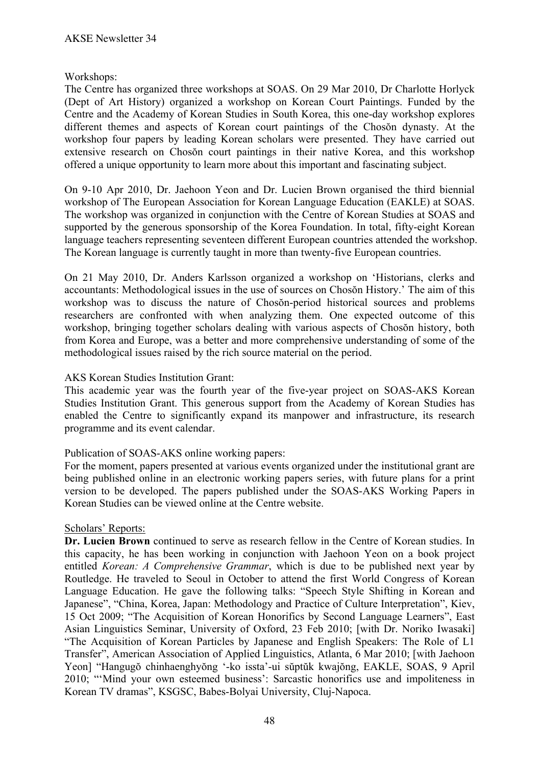Workshops:

The Centre has organized three workshops at SOAS. On 29 Mar 2010, Dr Charlotte Horlyck (Dept of Art History) organized a workshop on Korean Court Paintings. Funded by the Centre and the Academy of Korean Studies in South Korea, this one-day workshop explores different themes and aspects of Korean court paintings of the Chosŏn dynasty. At the workshop four papers by leading Korean scholars were presented. They have carried out extensive research on Chosŏn court paintings in their native Korea, and this workshop offered a unique opportunity to learn more about this important and fascinating subject.

On 9-10 Apr 2010, Dr. Jaehoon Yeon and Dr. Lucien Brown organised the third biennial workshop of The European Association for Korean Language Education (EAKLE) at SOAS. The workshop was organized in conjunction with the Centre of Korean Studies at SOAS and supported by the generous sponsorship of the Korea Foundation. In total, fifty-eight Korean language teachers representing seventeen different European countries attended the workshop. The Korean language is currently taught in more than twenty-five European countries.

On 21 May 2010, Dr. Anders Karlsson organized a workshop on 'Historians, clerks and accountants: Methodological issues in the use of sources on Chosŏn History.' The aim of this workshop was to discuss the nature of Chosŏn-period historical sources and problems researchers are confronted with when analyzing them. One expected outcome of this workshop, bringing together scholars dealing with various aspects of Chosŏn history, both from Korea and Europe, was a better and more comprehensive understanding of some of the methodological issues raised by the rich source material on the period.

AKS Korean Studies Institution Grant:

This academic year was the fourth year of the five-year project on SOAS-AKS Korean Studies Institution Grant. This generous support from the Academy of Korean Studies has enabled the Centre to significantly expand its manpower and infrastructure, its research programme and its event calendar.

Publication of SOAS-AKS online working papers:

For the moment, papers presented at various events organized under the institutional grant are being published online in an electronic working papers series, with future plans for a print version to be developed. The papers published under the SOAS-AKS Working Papers in Korean Studies can be viewed online at the Centre website.

Scholars' Reports:

**Dr. Lucien Brown** continued to serve as research fellow in the Centre of Korean studies. In this capacity, he has been working in conjunction with Jaehoon Yeon on a book project entitled *Korean: A Comprehensive Grammar*, which is due to be published next year by Routledge. He traveled to Seoul in October to attend the first World Congress of Korean Language Education. He gave the following talks: "Speech Style Shifting in Korean and Japanese", "China, Korea, Japan: Methodology and Practice of Culture Interpretation", Kiev, 15 Oct 2009; "The Acquisition of Korean Honorifics by Second Language Learners", East Asian Linguistics Seminar, University of Oxford, 23 Feb 2010; [with Dr. Noriko Iwasaki] "The Acquisition of Korean Particles by Japanese and English Speakers: The Role of L1 Transfer", American Association of Applied Linguistics, Atlanta, 6 Mar 2010; [with Jaehoon Yeon] "Hangugŏ chinhaenghyŏng '-ko issta'-ui sŭptŭk kwajŏng, EAKLE, SOAS, 9 April 2010; "'Mind your own esteemed business': Sarcastic honorifics use and impoliteness in Korean TV dramas", KSGSC, Babes-Bolyai University, Cluj-Napoca.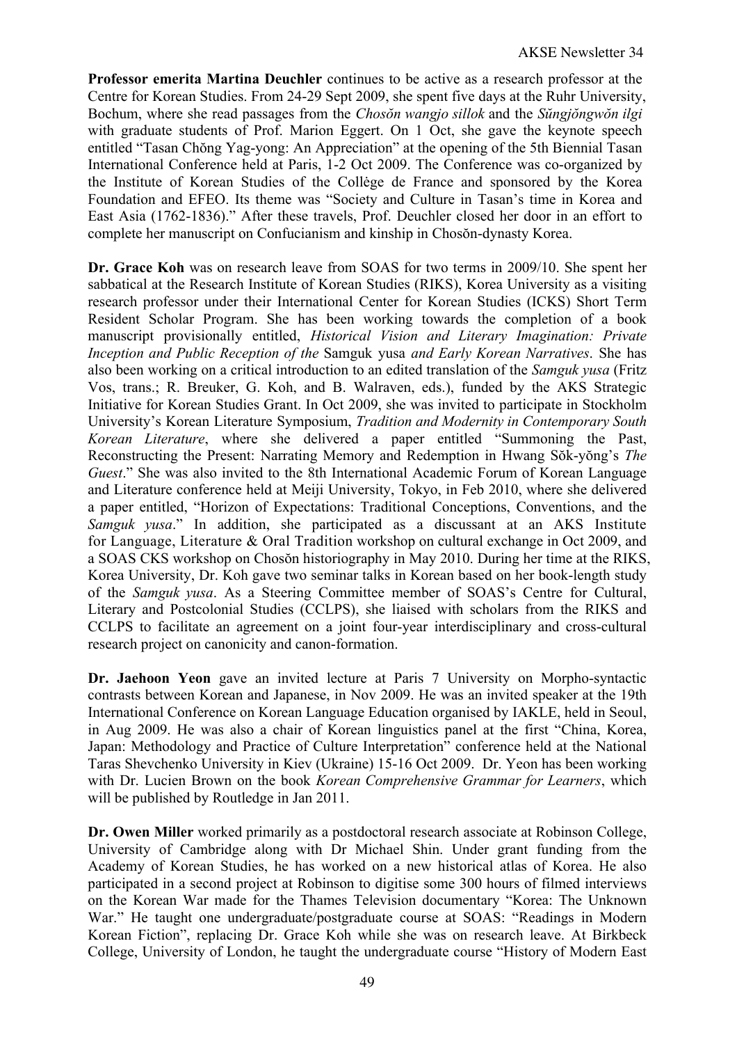**Professor emerita Martina Deuchler** continues to be active as a research professor at the Centre for Korean Studies. From 24-29 Sept 2009, she spent five days at the Ruhr University, Bochum, where she read passages from the *Chosŏn wangjo sillok* and the *Sŭngjŏngwŏn ilgi* with graduate students of Prof. Marion Eggert. On 1 Oct, she gave the keynote speech entitled "Tasan Chŏng Yag-yong: An Appreciation" at the opening of the 5th Biennial Tasan International Conference held at Paris, 1-2 Oct 2009. The Conference was co-organized by the Institute of Korean Studies of the Collège de France and sponsored by the Korea Foundation and EFEO. Its theme was "Society and Culture in Tasan's time in Korea and East Asia (1762-1836)." After these travels, Prof. Deuchler closed her door in an effort to complete her manuscript on Confucianism and kinship in Chosŏn-dynasty Korea.

**Dr. Grace Koh** was on research leave from SOAS for two terms in 2009/10. She spent her sabbatical at the Research Institute of Korean Studies (RIKS), Korea University as a visiting research professor under their International Center for Korean Studies (ICKS) Short Term Resident Scholar Program. She has been working towards the completion of a book manuscript provisionally entitled, *Historical Vision and Literary Imagination: Private Inception and Public Reception of the* Samguk yusa *and Early Korean Narratives*. She has also been working on a critical introduction to an edited translation of the *Samguk yusa* (Fritz Vos, trans.; R. Breuker, G. Koh, and B. Walraven, eds.), funded by the AKS Strategic Initiative for Korean Studies Grant. In Oct 2009, she was invited to participate in Stockholm University's Korean Literature Symposium, *Tradition and Modernity in Contemporary South Korean Literature*, where she delivered a paper entitled "Summoning the Past, Reconstructing the Present: Narrating Memory and Redemption in Hwang Sŏk-yŏng's *The Guest*." She was also invited to the 8th International Academic Forum of Korean Language and Literature conference held at Meiji University, Tokyo, in Feb 2010, where she delivered a paper entitled, "Horizon of Expectations: Traditional Conceptions, Conventions, and the *Samguk yusa*." In addition, she participated as a discussant at an AKS Institute for Language, Literature & Oral Tradition workshop on cultural exchange in Oct 2009, and a SOAS CKS workshop on Chosŏn historiography in May 2010. During her time at the RIKS, Korea University, Dr. Koh gave two seminar talks in Korean based on her book-length study of the *Samguk yusa*. As a Steering Committee member of SOAS's Centre for Cultural, Literary and Postcolonial Studies (CCLPS), she liaised with scholars from the RIKS and CCLPS to facilitate an agreement on a joint four-year interdisciplinary and cross-cultural research project on canonicity and canon-formation.

**Dr. Jaehoon Yeon** gave an invited lecture at Paris 7 University on Morpho-syntactic contrasts between Korean and Japanese, in Nov 2009. He was an invited speaker at the 19th International Conference on Korean Language Education organised by IAKLE, held in Seoul, in Aug 2009. He was also a chair of Korean linguistics panel at the first "China, Korea, Japan: Methodology and Practice of Culture Interpretation" conference held at the National Taras Shevchenko University in Kiev (Ukraine) 15-16 Oct 2009. Dr. Yeon has been working with Dr. Lucien Brown on the book *Korean Comprehensive Grammar for Learners*, which will be published by Routledge in Jan 2011.

**Dr. Owen Miller** worked primarily as a postdoctoral research associate at Robinson College, University of Cambridge along with Dr Michael Shin. Under grant funding from the Academy of Korean Studies, he has worked on a new historical atlas of Korea. He also participated in a second project at Robinson to digitise some 300 hours of filmed interviews on the Korean War made for the Thames Television documentary "Korea: The Unknown War." He taught one undergraduate/postgraduate course at SOAS: "Readings in Modern Korean Fiction", replacing Dr. Grace Koh while she was on research leave. At Birkbeck College, University of London, he taught the undergraduate course "History of Modern East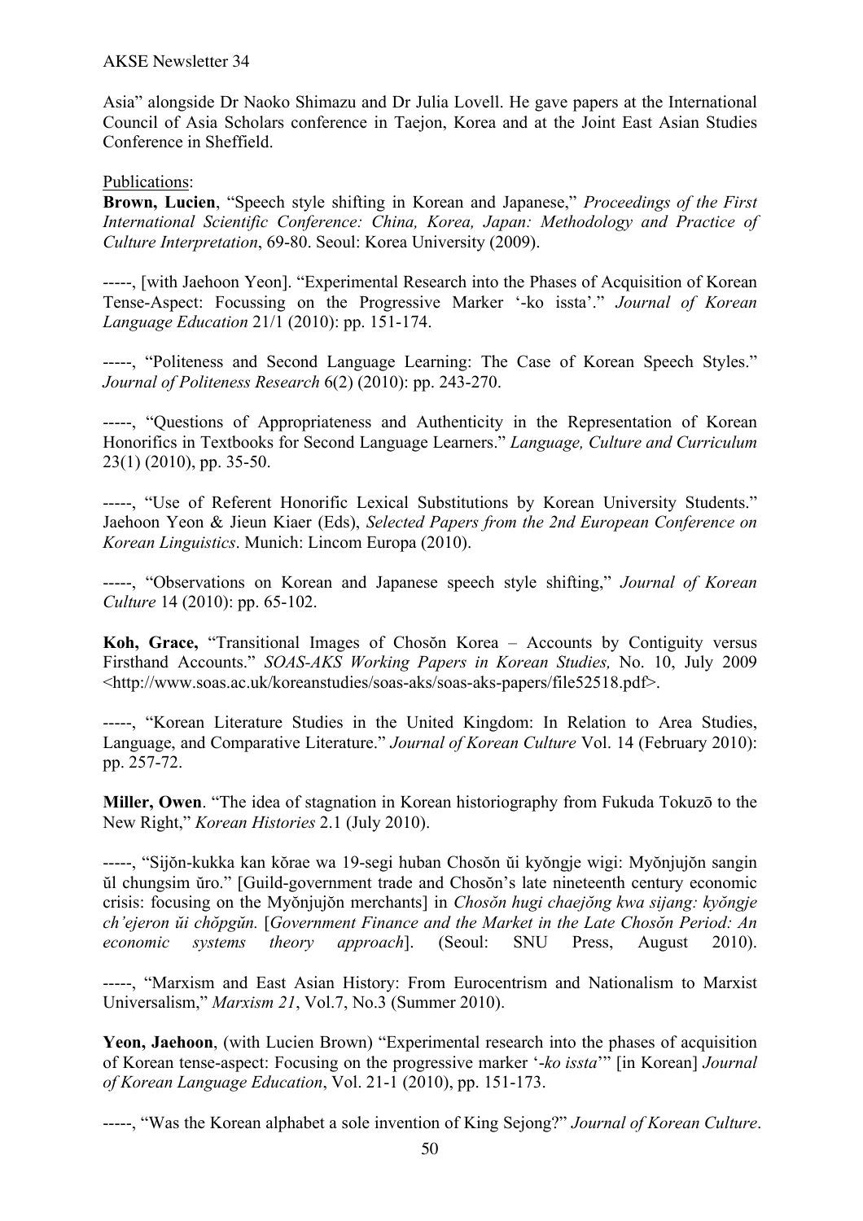Asia" alongside Dr Naoko Shimazu and Dr Julia Lovell. He gave papers at the International Council of Asia Scholars conference in Taejon, Korea and at the Joint East Asian Studies Conference in Sheffield.

Publications:

**Brown, Lucien**, "Speech style shifting in Korean and Japanese," *Proceedings of the First International Scientific Conference: China, Korea, Japan: Methodology and Practice of Culture Interpretation*, 69-80. Seoul: Korea University (2009).

-----, [with Jaehoon Yeon]. "Experimental Research into the Phases of Acquisition of Korean Tense-Aspect: Focussing on the Progressive Marker '-ko issta'." *Journal of Korean Language Education* 21/1 (2010): pp. 151-174.

-----, "Politeness and Second Language Learning: The Case of Korean Speech Styles." *Journal of Politeness Research* 6(2) (2010): pp. 243-270.

-----, "Questions of Appropriateness and Authenticity in the Representation of Korean Honorifics in Textbooks for Second Language Learners." *Language, Culture and Curriculum* 23(1) (2010), pp. 35-50.

-----, "Use of Referent Honorific Lexical Substitutions by Korean University Students." Jaehoon Yeon & Jieun Kiaer (Eds), *Selected Papers from the 2nd European Conference on Korean Linguistics*. Munich: Lincom Europa (2010).

-----, "Observations on Korean and Japanese speech style shifting," *Journal of Korean Culture* 14 (2010): pp. 65-102.

**Koh, Grace,** "Transitional Images of Chosŏn Korea – Accounts by Contiguity versus Firsthand Accounts." *SOAS-AKS Working Papers in Korean Studies,* No. 10, July 2009 <http://www.soas.ac.uk/koreanstudies/soas-aks/soas-aks-papers/file52518.pdf>.

-----, "Korean Literature Studies in the United Kingdom: In Relation to Area Studies, Language, and Comparative Literature." *Journal of Korean Culture* Vol. 14 (February 2010): pp. 257-72.

**Miller, Owen**. "The idea of stagnation in Korean historiography from Fukuda Tokuzō to the New Right," *Korean Histories* 2.1 (July 2010).

-----, "Sijŏn-kukka kan kŏrae wa 19-segi huban Chosŏn ŭi kyŏngje wigi: Myŏnjujŏn sangin ŭl chungsim ŭro." [Guild-government trade and Chosŏn's late nineteenth century economic crisis: focusing on the Myŏnjujŏn merchants] in *Chosŏn hugi chaejŏng kwa sijang: kyŏngje ch'ejeron ŭi chŏpgŭn.* [*Government Finance and the Market in the Late Chosŏn Period: An economic systems theory approach*]. (Seoul: SNU Press, August 2010).

-----, "Marxism and East Asian History: From Eurocentrism and Nationalism to Marxist Universalism," *Marxism 21*, Vol.7, No.3 (Summer 2010).

**Yeon, Jaehoon**, (with Lucien Brown) "Experimental research into the phases of acquisition of Korean tense-aspect: Focusing on the progressive marker '*-ko issta*'" [in Korean] *Journal of Korean Language Education*, Vol. 21-1 (2010), pp. 151-173.

-----, "Was the Korean alphabet a sole invention of King Sejong?" *Journal of Korean Culture*.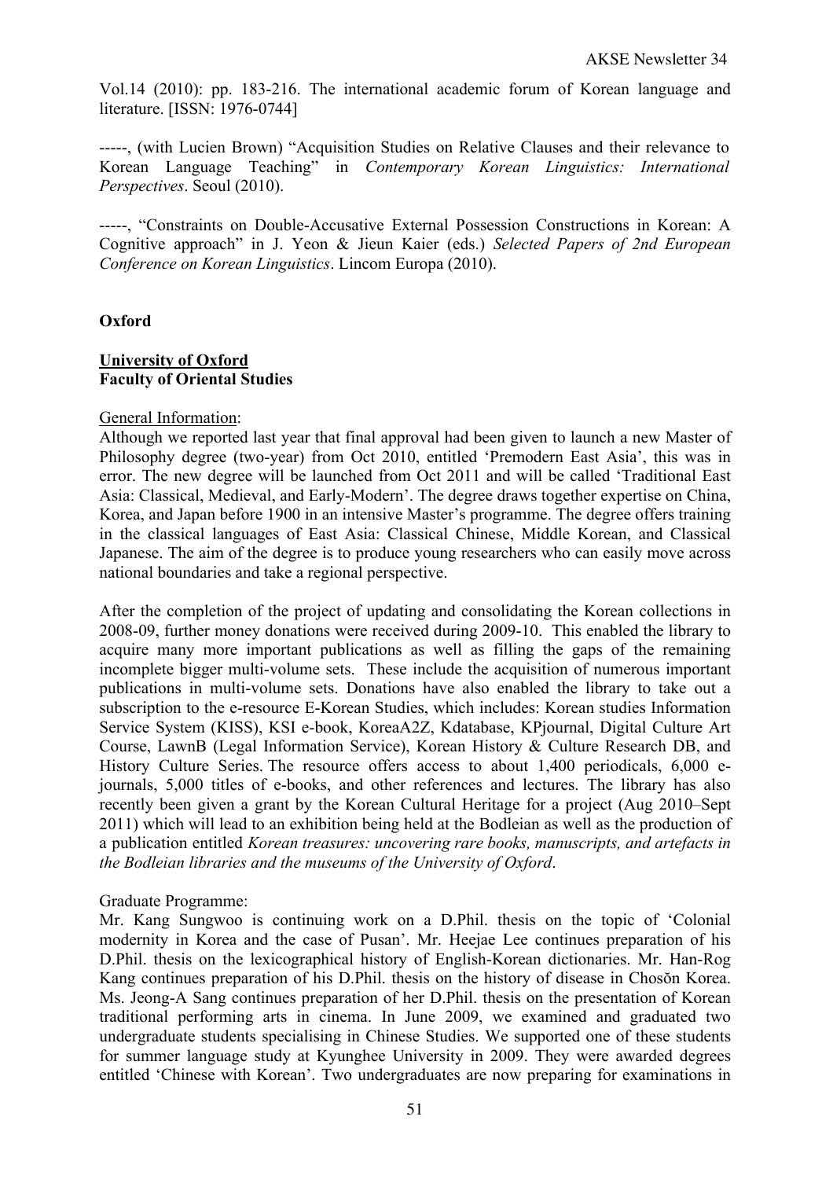Vol.14 (2010): pp. 183-216. The international academic forum of Korean language and literature. [ISSN: 1976-0744]

-----, (with Lucien Brown) “Acquisition Studies on Relative Clauses and their relevance to Korean Language Teaching” in *Contemporary Korean Linguistics: International Perspectives*. Seoul (2010).

-----, “Constraints on Double-Accusative External Possession Constructions in Korean: A Cognitive approach” in J. Yeon & Jieun Kaier (eds.) *Selected Papers of 2nd European Conference on Korean Linguistics*. Lincom Europa (2010).

**Oxford**

**University of Oxford**
**Faculty of Oriental Studies**

General Information:
Although we reported last year that final approval had been given to launch a new Master of Philosophy degree (two-year) from Oct 2010, entitled ‘Premodern East Asia’, this was in error. The new degree will be launched from Oct 2011 and will be called ‘Traditional East Asia: Classical, Medieval, and Early-Modern’. The degree draws together expertise on China, Korea, and Japan before 1900 in an intensive Master’s programme. The degree offers training in the classical languages of East Asia: Classical Chinese, Middle Korean, and Classical Japanese. The aim of the degree is to produce young researchers who can easily move across national boundaries and take a regional perspective.

After the completion of the project of updating and consolidating the Korean collections in 2008-09, further money donations were received during 2009-10. This enabled the library to acquire many more important publications as well as filling the gaps of the remaining incomplete bigger multi-volume sets. These include the acquisition of numerous important publications in multi-volume sets. Donations have also enabled the library to take out a subscription to the e-resource E-Korean Studies, which includes: Korean studies Information Service System (KISS), KSI e-book, KoreaA2Z, Kdatabase, KPjournal, Digital Culture Art Course, LawnB (Legal Information Service), Korean History & Culture Research DB, and History Culture Series. The resource offers access to about 1,400 periodicals, 6,000 e-journals, 5,000 titles of e-books, and other references and lectures. The library has also recently been given a grant by the Korean Cultural Heritage for a project (Aug 2010–Sept 2011) which will lead to an exhibition being held at the Bodleian as well as the production of a publication entitled *Korean treasures: uncovering rare books, manuscripts, and artefacts in the Bodleian libraries and the museums of the University of Oxford*.

Graduate Programme:
Mr. Kang Sungwoo is continuing work on a D.Phil. thesis on the topic of ‘Colonial modernity in Korea and the case of Pusan’. Mr. Heejae Lee continues preparation of his D.Phil. thesis on the lexicographical history of English-Korean dictionaries. Mr. Han-Rog Kang continues preparation of his D.Phil. thesis on the history of disease in Chosŏn Korea. Ms. Jeong-A Sang continues preparation of her D.Phil. thesis on the presentation of Korean traditional performing arts in cinema. In June 2009, we examined and graduated two undergraduate students specialising in Chinese Studies. We supported one of these students for summer language study at Kyunghee University in 2009. They were awarded degrees entitled ‘Chinese with Korean’. Two undergraduates are now preparing for examinations in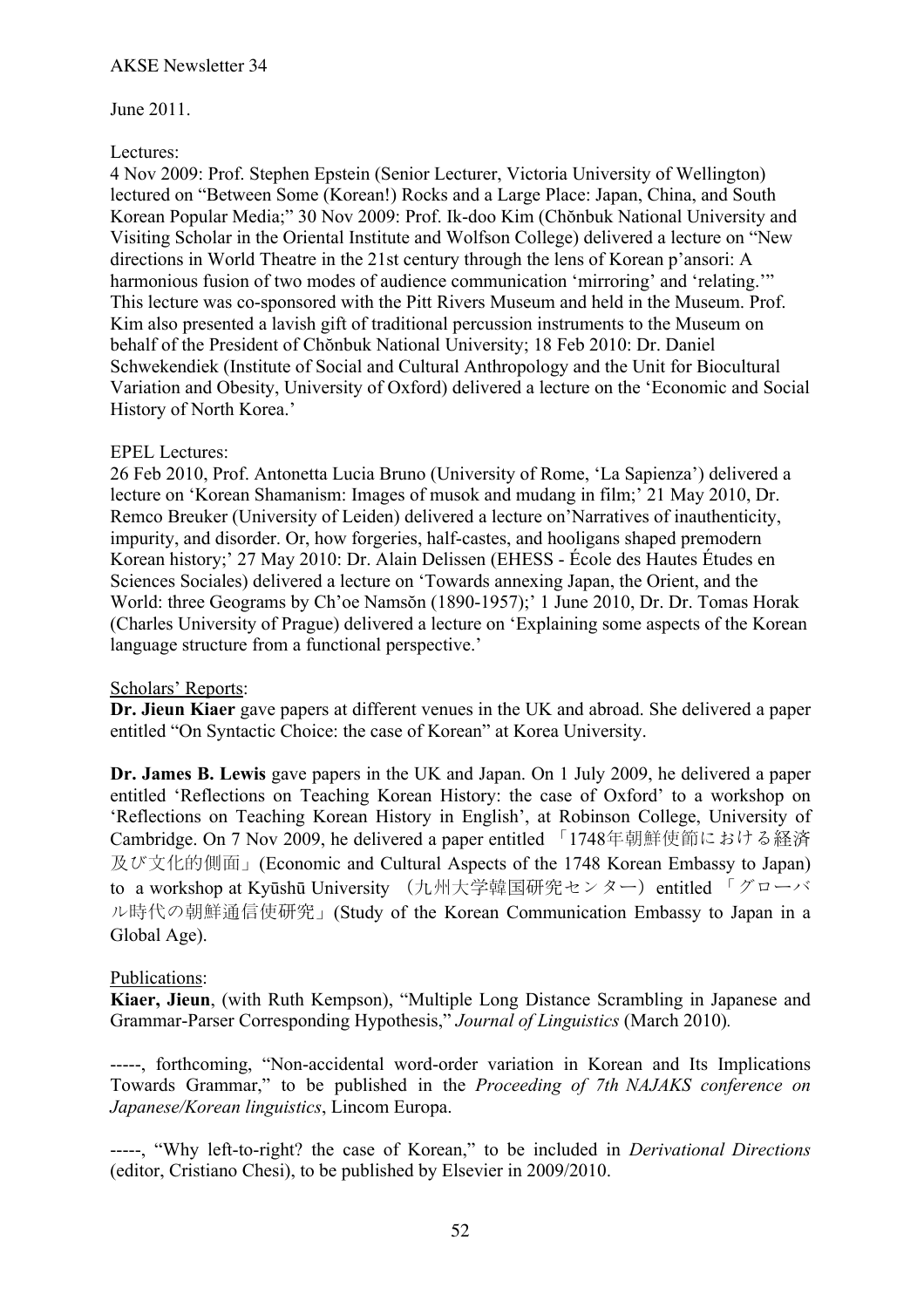AKSE Newsletter 34

June 2011.

Lectures:
4 Nov 2009: Prof. Stephen Epstein (Senior Lecturer, Victoria University of Wellington) lectured on "Between Some (Korean!) Rocks and a Large Place: Japan, China, and South Korean Popular Media;" 30 Nov 2009: Prof. Ik-doo Kim (Chŏnbuk National University and Visiting Scholar in the Oriental Institute and Wolfson College) delivered a lecture on "New directions in World Theatre in the 21st century through the lens of Korean p'ansori: A harmonious fusion of two modes of audience communication 'mirroring' and 'relating.'" This lecture was co-sponsored with the Pitt Rivers Museum and held in the Museum. Prof. Kim also presented a lavish gift of traditional percussion instruments to the Museum on behalf of the President of Chŏnbuk National University; 18 Feb 2010: Dr. Daniel Schwekendiek (Institute of Social and Cultural Anthropology and the Unit for Biocultural Variation and Obesity, University of Oxford) delivered a lecture on the 'Economic and Social History of North Korea.'

EPEL Lectures:
26 Feb 2010, Prof. Antonetta Lucia Bruno (University of Rome, 'La Sapienza') delivered a lecture on 'Korean Shamanism: Images of musok and mudang in film;' 21 May 2010, Dr. Remco Breuker (University of Leiden) delivered a lecture on'Narratives of inauthenticity, impurity, and disorder. Or, how forgeries, half-castes, and hooligans shaped premodern Korean history;' 27 May 2010: Dr. Alain Delissen (EHESS - École des Hautes Études en Sciences Sociales) delivered a lecture on 'Towards annexing Japan, the Orient, and the World: three Geograms by Ch'oe Namsŏn (1890-1957);' 1 June 2010, Dr. Dr. Tomas Horak (Charles University of Prague) delivered a lecture on 'Explaining some aspects of the Korean language structure from a functional perspective.'

Scholars' Reports:

**Dr. Jieun Kiaer** gave papers at different venues in the UK and abroad. She delivered a paper entitled "On Syntactic Choice: the case of Korean" at Korea University.

**Dr. James B. Lewis** gave papers in the UK and Japan. On 1 July 2009, he delivered a paper entitled 'Reflections on Teaching Korean History: the case of Oxford' to a workshop on 'Reflections on Teaching Korean History in English', at Robinson College, University of Cambridge. On 7 Nov 2009, he delivered a paper entitled 「1748年朝鮮使節における経済及び文化的側面」(Economic and Cultural Aspects of the 1748 Korean Embassy to Japan) to a workshop at Kyūshū University （九州大学韓国研究センター）entitled 「グローバル時代の朝鮮通信使研究」(Study of the Korean Communication Embassy to Japan in a Global Age).

Publications:

**Kiaer, Jieun**, (with Ruth Kempson), "Multiple Long Distance Scrambling in Japanese and Grammar-Parser Corresponding Hypothesis," *Journal of Linguistics* (March 2010).

-----, forthcoming, "Non-accidental word-order variation in Korean and Its Implications Towards Grammar," to be published in the *Proceeding of 7th NAJAKS conference on Japanese/Korean linguistics*, Lincom Europa.

-----, "Why left-to-right? the case of Korean," to be included in *Derivational Directions* (editor, Cristiano Chesi), to be published by Elsevier in 2009/2010.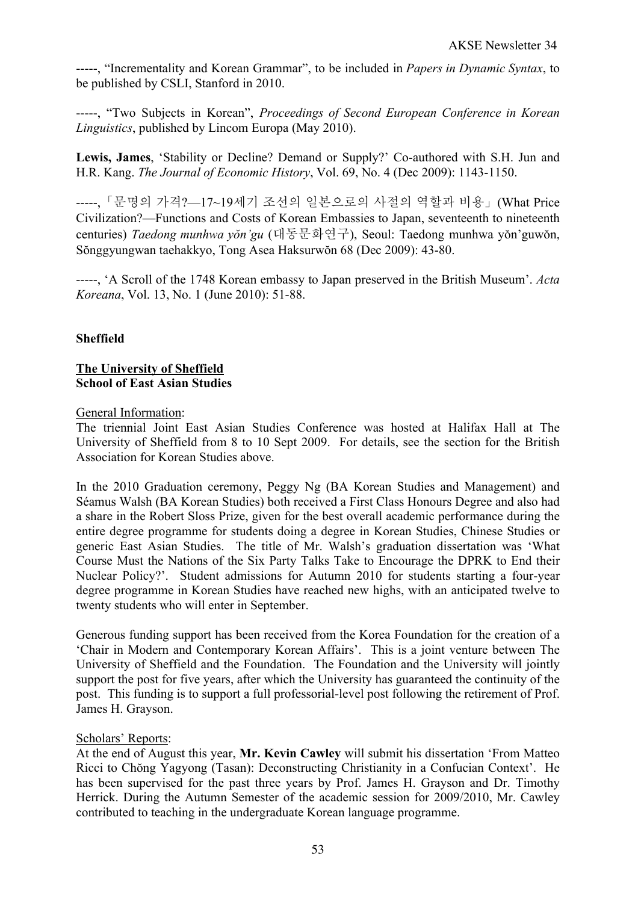-----, "Incrementality and Korean Grammar", to be included in *Papers in Dynamic Syntax*, to be published by CSLI, Stanford in 2010.

-----, "Two Subjects in Korean", *Proceedings of Second European Conference in Korean Linguistics*, published by Lincom Europa (May 2010).

**Lewis, James**, 'Stability or Decline? Demand or Supply?' Co-authored with S.H. Jun and H.R. Kang. *The Journal of Economic History*, Vol. 69, No. 4 (Dec 2009): 1143-1150.

-----, 「문명의 가격?—17~19세기 조선의 일본으로의 사절의 역할과 비용」(What Price Civilization?—Functions and Costs of Korean Embassies to Japan, seventeenth to nineteenth centuries) *Taedong munhwa yŏn'gu* (대동문화연구), Seoul: Taedong munhwa yŏn'guwŏn, Sŏnggyungwan taehakkyo, Tong Asea Haksurwŏn 68 (Dec 2009): 43-80.

-----, 'A Scroll of the 1748 Korean embassy to Japan preserved in the British Museum'. *Acta Koreana*, Vol. 13, No. 1 (June 2010): 51-88.

**Sheffield**

**The University of Sheffield**
**School of East Asian Studies**

General Information:
The triennial Joint East Asian Studies Conference was hosted at Halifax Hall at The University of Sheffield from 8 to 10 Sept 2009. For details, see the section for the British Association for Korean Studies above.

In the 2010 Graduation ceremony, Peggy Ng (BA Korean Studies and Management) and Séamus Walsh (BA Korean Studies) both received a First Class Honours Degree and also had a share in the Robert Sloss Prize, given for the best overall academic performance during the entire degree programme for students doing a degree in Korean Studies, Chinese Studies or generic East Asian Studies. The title of Mr. Walsh's graduation dissertation was 'What Course Must the Nations of the Six Party Talks Take to Encourage the DPRK to End their Nuclear Policy?'. Student admissions for Autumn 2010 for students starting a four-year degree programme in Korean Studies have reached new highs, with an anticipated twelve to twenty students who will enter in September.

Generous funding support has been received from the Korea Foundation for the creation of a 'Chair in Modern and Contemporary Korean Affairs'. This is a joint venture between The University of Sheffield and the Foundation. The Foundation and the University will jointly support the post for five years, after which the University has guaranteed the continuity of the post. This funding is to support a full professorial-level post following the retirement of Prof. James H. Grayson.

Scholars' Reports:
At the end of August this year, **Mr. Kevin Cawley** will submit his dissertation 'From Matteo Ricci to Chŏng Yagyong (Tasan): Deconstructing Christianity in a Confucian Context'. He has been supervised for the past three years by Prof. James H. Grayson and Dr. Timothy Herrick. During the Autumn Semester of the academic session for 2009/2010, Mr. Cawley contributed to teaching in the undergraduate Korean language programme.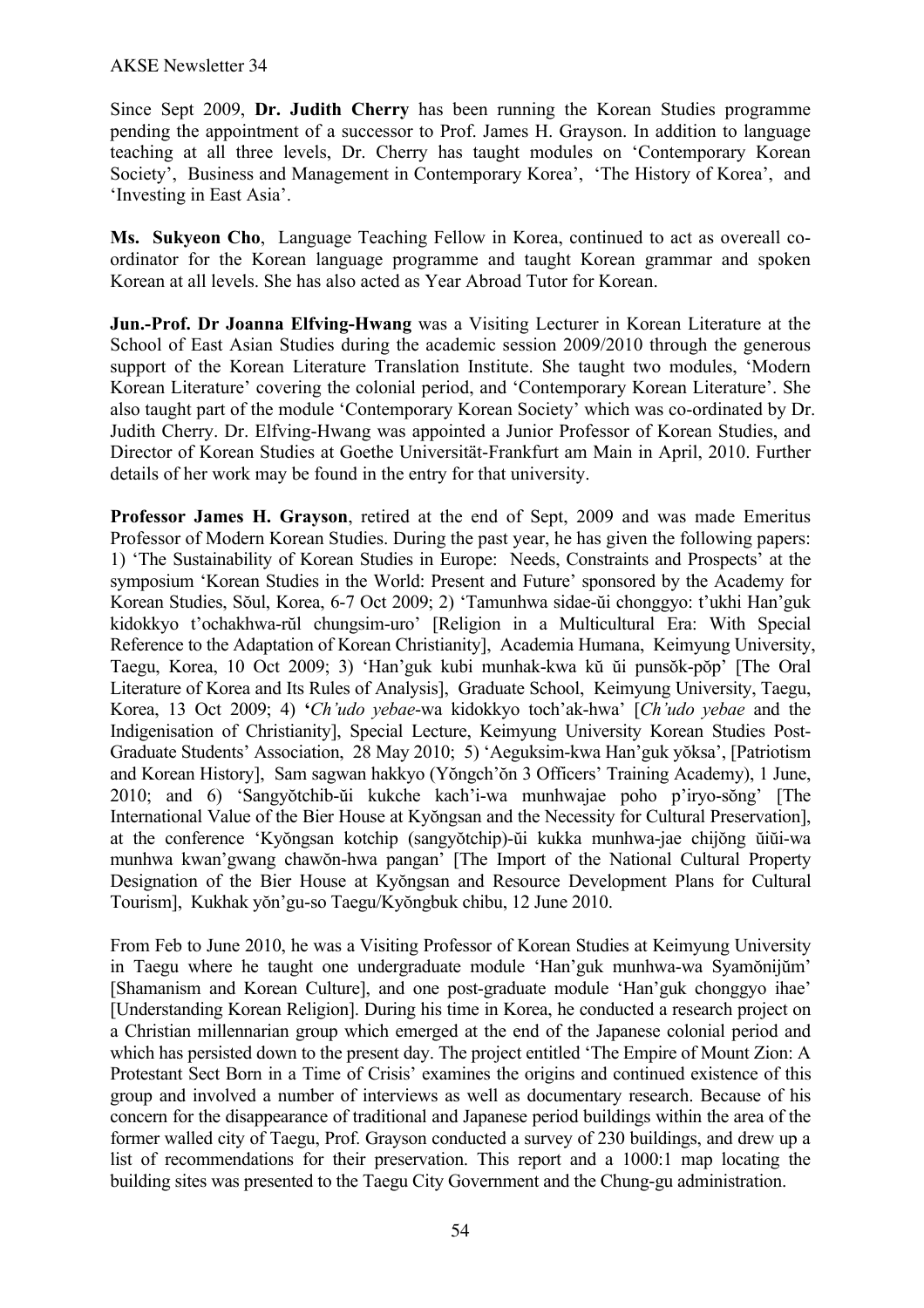Since Sept 2009, **Dr. Judith Cherry** has been running the Korean Studies programme pending the appointment of a successor to Prof. James H. Grayson. In addition to language teaching at all three levels, Dr. Cherry has taught modules on 'Contemporary Korean Society', Business and Management in Contemporary Korea', 'The History of Korea', and 'Investing in East Asia'.

**Ms. Sukyeon Cho**, Language Teaching Fellow in Korea, continued to act as overeall co-ordinator for the Korean language programme and taught Korean grammar and spoken Korean at all levels. She has also acted as Year Abroad Tutor for Korean.

**Jun.-Prof. Dr Joanna Elfving-Hwang** was a Visiting Lecturer in Korean Literature at the School of East Asian Studies during the academic session 2009/2010 through the generous support of the Korean Literature Translation Institute. She taught two modules, 'Modern Korean Literature' covering the colonial period, and 'Contemporary Korean Literature'. She also taught part of the module 'Contemporary Korean Society' which was co-ordinated by Dr. Judith Cherry. Dr. Elfving-Hwang was appointed a Junior Professor of Korean Studies, and Director of Korean Studies at Goethe Universität-Frankfurt am Main in April, 2010. Further details of her work may be found in the entry for that university.

**Professor James H. Grayson**, retired at the end of Sept, 2009 and was made Emeritus Professor of Modern Korean Studies. During the past year, he has given the following papers: 1) 'The Sustainability of Korean Studies in Europe: Needs, Constraints and Prospects' at the symposium 'Korean Studies in the World: Present and Future' sponsored by the Academy for Korean Studies, Sŏul, Korea, 6-7 Oct 2009; 2) 'Tamunhwa sidae-ŭi chonggyo: t'ukhi Han'guk kidokkyo t'ochakhwa-rŭl chungsim-uro' [Religion in a Multicultural Era: With Special Reference to the Adaptation of Korean Christianity], Academia Humana, Keimyung University, Taegu, Korea, 10 Oct 2009; 3) 'Han'guk kubi munhak-kwa kŭ ŭi punsŏk-pŏp' [The Oral Literature of Korea and Its Rules of Analysis], Graduate School, Keimyung University, Taegu, Korea, 13 Oct 2009; 4) '*Ch'udo yebae*-wa kidokkyo toch'ak-hwa' [*Ch'udo yebae* and the Indigenisation of Christianity], Special Lecture, Keimyung University Korean Studies Post-Graduate Students' Association, 28 May 2010; 5) 'Aeguksim-kwa Han'guk yŏksa', [Patriotism and Korean History], Sam sagwan hakkyo (Yŏngch'ŏn 3 Officers' Training Academy), 1 June, 2010; and 6) 'Sangyŏtchib-ŭi kukche kach'i-wa munhwajae poho p'iryo-sŏng' [The International Value of the Bier House at Kyŏngsan and the Necessity for Cultural Preservation], at the conference 'Kyŏngsan kotchip (sangyŏtchip)-ŭi kukka munhwa-jae chijŏng ŭiŭi-wa munhwa kwan'gwang chawŏn-hwa pangan' [The Import of the National Cultural Property Designation of the Bier House at Kyŏngsan and Resource Development Plans for Cultural Tourism], Kukhak yŏn'gu-so Taegu/Kyŏngbuk chibu, 12 June 2010.

From Feb to June 2010, he was a Visiting Professor of Korean Studies at Keimyung University in Taegu where he taught one undergraduate module 'Han'guk munhwa-wa Syamŏnijŭm' [Shamanism and Korean Culture], and one post-graduate module 'Han'guk chonggyo ihae' [Understanding Korean Religion]. During his time in Korea, he conducted a research project on a Christian millennarian group which emerged at the end of the Japanese colonial period and which has persisted down to the present day. The project entitled 'The Empire of Mount Zion: A Protestant Sect Born in a Time of Crisis' examines the origins and continued existence of this group and involved a number of interviews as well as documentary research. Because of his concern for the disappearance of traditional and Japanese period buildings within the area of the former walled city of Taegu, Prof. Grayson conducted a survey of 230 buildings, and drew up a list of recommendations for their preservation. This report and a 1000:1 map locating the building sites was presented to the Taegu City Government and the Chung-gu administration.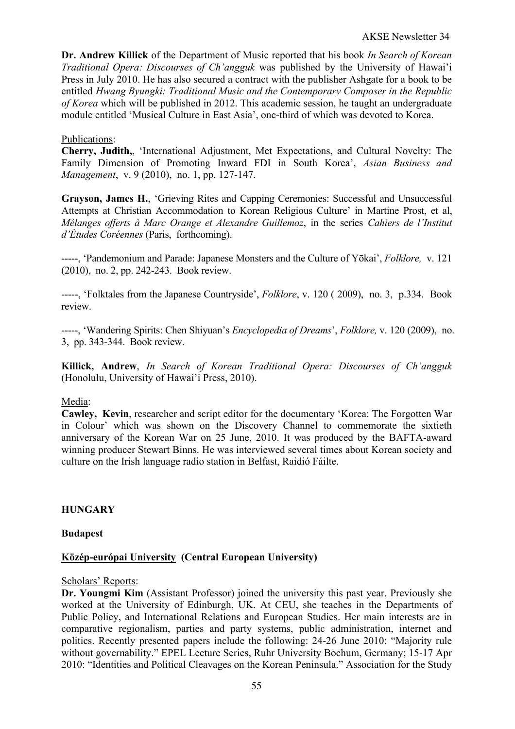**Dr. Andrew Killick** of the Department of Music reported that his book *In Search of Korean Traditional Opera: Discourses of Ch'angguk* was published by the University of Hawai'i Press in July 2010. He has also secured a contract with the publisher Ashgate for a book to be entitled *Hwang Byungki: Traditional Music and the Contemporary Composer in the Republic of Korea* which will be published in 2012. This academic session, he taught an undergraduate module entitled 'Musical Culture in East Asia', one-third of which was devoted to Korea.

Publications:

**Cherry, Judith,**, 'International Adjustment, Met Expectations, and Cultural Novelty: The Family Dimension of Promoting Inward FDI in South Korea', *Asian Business and Management*, v. 9 (2010), no. 1, pp. 127-147.

**Grayson, James H.**, 'Grieving Rites and Capping Ceremonies: Successful and Unsuccessful Attempts at Christian Accommodation to Korean Religious Culture' in Martine Prost, et al, *Mélanges offerts à Marc Orange et Alexandre Guillemoz*, in the series *Cahiers de l'Institut d'Ètudes Coréennes* (Paris, forthcoming).

-----, 'Pandemonium and Parade: Japanese Monsters and the Culture of Yōkai', *Folklore,* v. 121 (2010), no. 2, pp. 242-243. Book review.

-----, 'Folktales from the Japanese Countryside', *Folklore*, v. 120 ( 2009), no. 3, p.334. Book review.

-----, 'Wandering Spirits: Chen Shiyuan's *Encyclopedia of Dreams*', *Folklore,* v. 120 (2009), no. 3, pp. 343-344. Book review.

**Killick, Andrew**, *In Search of Korean Traditional Opera: Discourses of Ch'angguk* (Honolulu, University of Hawai'i Press, 2010).

Media:

**Cawley, Kevin**, researcher and script editor for the documentary 'Korea: The Forgotten War in Colour' which was shown on the Discovery Channel to commemorate the sixtieth anniversary of the Korean War on 25 June, 2010. It was produced by the BAFTA-award winning producer Stewart Binns. He was interviewed several times about Korean society and culture on the Irish language radio station in Belfast, Raidió Fáilte.

## HUNGARY

### Budapest

#### Közép-európai University (Central European University)

Scholars' Reports:

**Dr. Youngmi Kim** (Assistant Professor) joined the university this past year. Previously she worked at the University of Edinburgh, UK. At CEU, she teaches in the Departments of Public Policy, and International Relations and European Studies. Her main interests are in comparative regionalism, parties and party systems, public administration, internet and politics. Recently presented papers include the following: 24-26 June 2010: "Majority rule without governability." EPEL Lecture Series, Ruhr University Bochum, Germany; 15-17 Apr 2010: "Identities and Political Cleavages on the Korean Peninsula." Association for the Study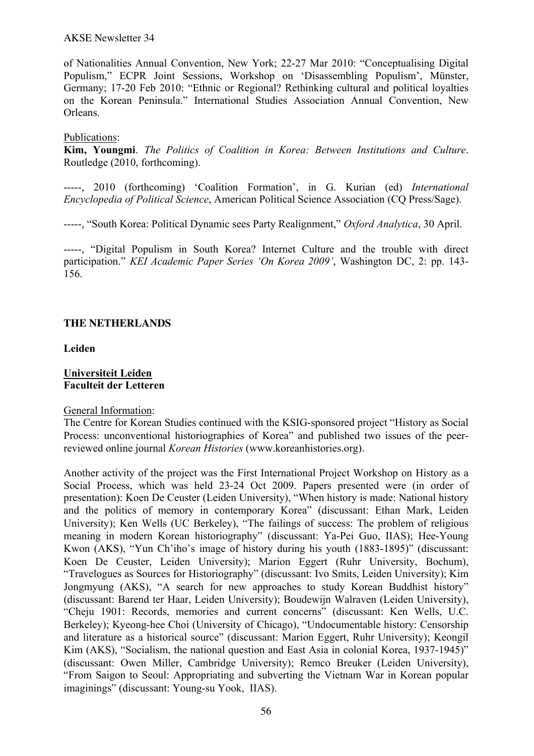of Nationalities Annual Convention, New York; 22-27 Mar 2010: "Conceptualising Digital Populism," ECPR Joint Sessions, Workshop on 'Disassembling Populism', Münster, Germany; 17-20 Feb 2010: "Ethnic or Regional? Rethinking cultural and political loyalties on the Korean Peninsula." International Studies Association Annual Convention, New Orleans.

Publications:

**Kim, Youngmi**. *The Politics of Coalition in Korea: Between Institutions and Culture*. Routledge (2010, forthcoming).

-----, 2010 (forthcoming) 'Coalition Formation', in G. Kurian (ed) *International Encyclopedia of Political Science*, American Political Science Association (CQ Press/Sage).

-----, "South Korea: Political Dynamic sees Party Realignment," *Oxford Analytica*, 30 April.

-----, "Digital Populism in South Korea? Internet Culture and the trouble with direct participation." *KEI Academic Paper Series 'On Korea 2009'*, Washington DC, 2: pp. 143-156.

## THE NETHERLANDS

### Leiden

**Universiteit Leiden**
**Faculteit der Letteren**

General Information:

The Centre for Korean Studies continued with the KSIG-sponsored project "History as Social Process: unconventional historiographies of Korea" and published two issues of the peer-reviewed online journal *Korean Histories* (www.koreanhistories.org).

Another activity of the project was the First International Project Workshop on History as a Social Process, which was held 23-24 Oct 2009. Papers presented were (in order of presentation): Koen De Ceuster (Leiden University), "When history is made: National history and the politics of memory in contemporary Korea" (discussant: Ethan Mark, Leiden University); Ken Wells (UC Berkeley), "The failings of success: The problem of religious meaning in modern Korean historiography" (discussant: Ya-Pei Guo, IIAS); Hee-Young Kwon (AKS), "Yun Ch'iho's image of history during his youth (1883-1895)" (discussant: Koen De Ceuster, Leiden University); Marion Eggert (Ruhr University, Bochum), "Travelogues as Sources for Historiography" (discussant: Ivo Smits, Leiden University); Kim Jongmyung (AKS), "A search for new approaches to study Korean Buddhist history" (discussant: Barend ter Haar, Leiden University); Boudewijn Walraven (Leiden University), "Cheju 1901: Records, memories and current concerns" (discussant: Ken Wells, U.C. Berkeley); Kyeong-hee Choi (University of Chicago), "Undocumentable history: Censorship and literature as a historical source" (discussant: Marion Eggert, Ruhr University); Keongil Kim (AKS), "Socialism, the national question and East Asia in colonial Korea, 1937-1945)" (discussant: Owen Miller, Cambridge University); Remco Breuker (Leiden University), "From Saigon to Seoul: Appropriating and subverting the Vietnam War in Korean popular imaginings" (discussant: Young-su Yook, IIAS).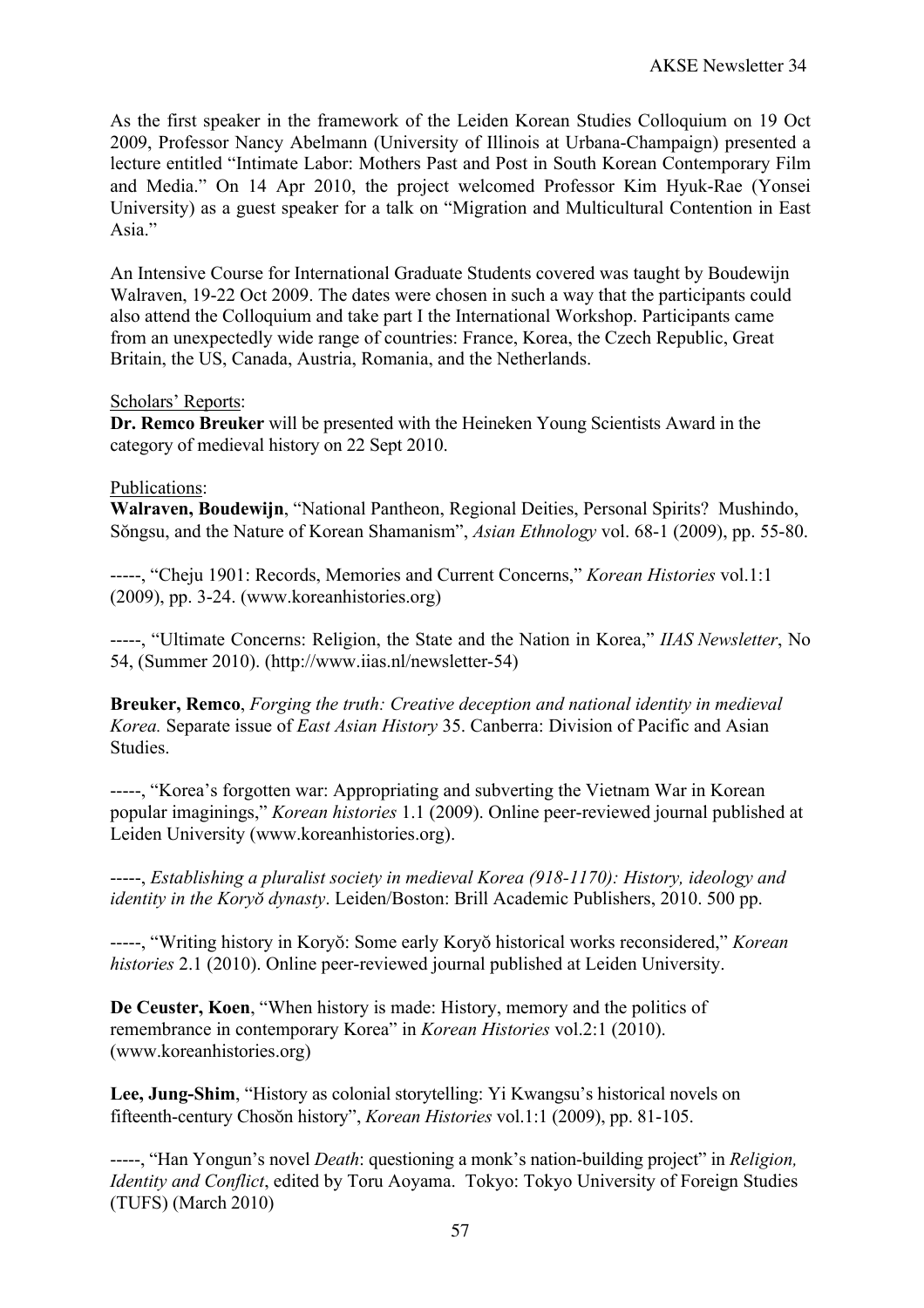As the first speaker in the framework of the Leiden Korean Studies Colloquium on 19 Oct 2009, Professor Nancy Abelmann (University of Illinois at Urbana-Champaign) presented a lecture entitled "Intimate Labor: Mothers Past and Post in South Korean Contemporary Film and Media." On 14 Apr 2010, the project welcomed Professor Kim Hyuk-Rae (Yonsei University) as a guest speaker for a talk on "Migration and Multicultural Contention in East Asia."

An Intensive Course for International Graduate Students covered was taught by Boudewijn Walraven, 19-22 Oct 2009. The dates were chosen in such a way that the participants could also attend the Colloquium and take part I the International Workshop. Participants came from an unexpectedly wide range of countries: France, Korea, the Czech Republic, Great Britain, the US, Canada, Austria, Romania, and the Netherlands.

Scholars' Reports:

**Dr. Remco Breuker** will be presented with the Heineken Young Scientists Award in the category of medieval history on 22 Sept 2010.

Publications:

**Walraven, Boudewijn**, "National Pantheon, Regional Deities, Personal Spirits? Mushindo, Sŏngsu, and the Nature of Korean Shamanism", *Asian Ethnology* vol. 68-1 (2009), pp. 55-80.

-----, "Cheju 1901: Records, Memories and Current Concerns," *Korean Histories* vol.1:1 (2009), pp. 3-24. (www.koreanhistories.org)

-----, "Ultimate Concerns: Religion, the State and the Nation in Korea," *IIAS Newsletter*, No 54, (Summer 2010). (http://www.iias.nl/newsletter-54)

**Breuker, Remco**, *Forging the truth: Creative deception and national identity in medieval Korea.* Separate issue of *East Asian History* 35. Canberra: Division of Pacific and Asian Studies.

-----, "Korea's forgotten war: Appropriating and subverting the Vietnam War in Korean popular imaginings," *Korean histories* 1.1 (2009). Online peer-reviewed journal published at Leiden University (www.koreanhistories.org).

-----, *Establishing a pluralist society in medieval Korea (918-1170): History, ideology and identity in the Koryŏ dynasty*. Leiden/Boston: Brill Academic Publishers, 2010. 500 pp.

-----, "Writing history in Koryŏ: Some early Koryŏ historical works reconsidered," *Korean histories* 2.1 (2010). Online peer-reviewed journal published at Leiden University.

**De Ceuster, Koen**, "When history is made: History, memory and the politics of remembrance in contemporary Korea" in *Korean Histories* vol.2:1 (2010). (www.koreanhistories.org)

**Lee, Jung-Shim**, "History as colonial storytelling: Yi Kwangsu's historical novels on fifteenth-century Chosŏn history", *Korean Histories* vol.1:1 (2009), pp. 81-105.

-----, "Han Yongun's novel *Death*: questioning a monk's nation-building project" in *Religion, Identity and Conflict*, edited by Toru Aoyama. Tokyo: Tokyo University of Foreign Studies (TUFS) (March 2010)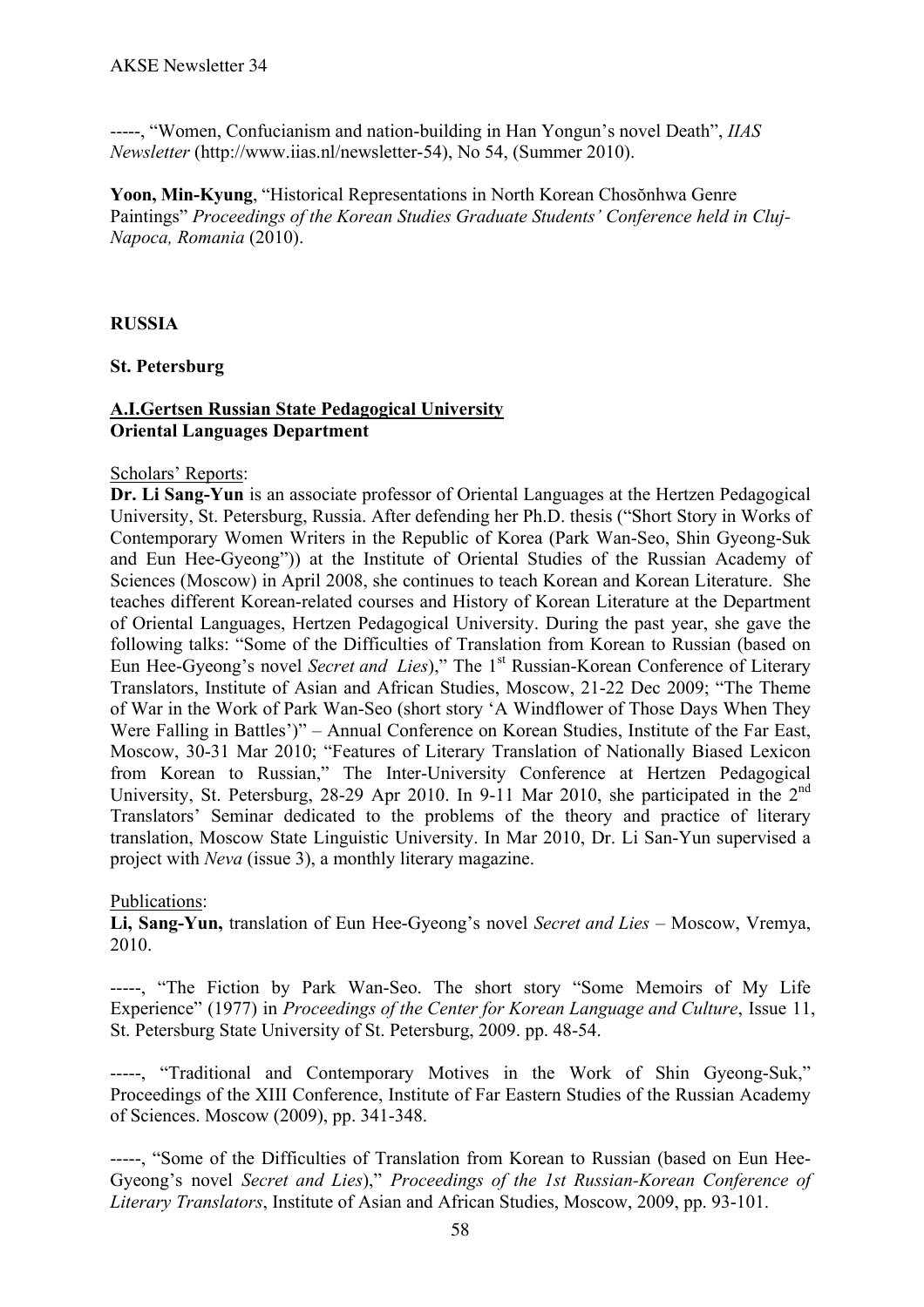-----, "Women, Confucianism and nation-building in Han Yongun's novel Death", *IIAS Newsletter* (http://www.iias.nl/newsletter-54), No 54, (Summer 2010).

**Yoon, Min-Kyung**, "Historical Representations in North Korean Chosŏnhwa Genre Paintings" *Proceedings of the Korean Studies Graduate Students' Conference held in Cluj-Napoca, Romania* (2010).

**RUSSIA**

**St. Petersburg**

**A.I.Gertsen Russian State Pedagogical University**
**Oriental Languages Department**

Scholars' Reports:

**Dr. Li Sang-Yun** is an associate professor of Oriental Languages at the Hertzen Pedagogical University, St. Petersburg, Russia. After defending her Ph.D. thesis ("Short Story in Works of Contemporary Women Writers in the Republic of Korea (Park Wan-Seo, Shin Gyeong-Suk and Eun Hee-Gyeong")) at the Institute of Oriental Studies of the Russian Academy of Sciences (Moscow) in April 2008, she continues to teach Korean and Korean Literature. She teaches different Korean-related courses and History of Korean Literature at the Department of Oriental Languages, Hertzen Pedagogical University. During the past year, she gave the following talks: "Some of the Difficulties of Translation from Korean to Russian (based on Eun Hee-Gyeong's novel *Secret and Lies*)," The 1st Russian-Korean Conference of Literary Translators, Institute of Asian and African Studies, Moscow, 21-22 Dec 2009; "The Theme of War in the Work of Park Wan-Seo (short story 'A Windflower of Those Days When They Were Falling in Battles')" – Annual Conference on Korean Studies, Institute of the Far East, Moscow, 30-31 Mar 2010; "Features of Literary Translation of Nationally Biased Lexicon from Korean to Russian," The Inter-University Conference at Hertzen Pedagogical University, St. Petersburg, 28-29 Apr 2010. In 9-11 Mar 2010, she participated in the 2nd Translators' Seminar dedicated to the problems of the theory and practice of literary translation, Moscow State Linguistic University. In Mar 2010, Dr. Li San-Yun supervised a project with *Neva* (issue 3), a monthly literary magazine.

Publications:

**Li, Sang-Yun,** translation of Eun Hee-Gyeong's novel *Secret and Lies* – Moscow, Vremya, 2010.

-----, "The Fiction by Park Wan-Seo. The short story "Some Memoirs of My Life Experience" (1977) in *Proceedings of the Center for Korean Language and Culture*, Issue 11, St. Petersburg State University of St. Petersburg, 2009. pp. 48-54.

-----, "Traditional and Contemporary Motives in the Work of Shin Gyeong-Suk," Proceedings of the XIII Conference, Institute of Far Eastern Studies of the Russian Academy of Sciences. Moscow (2009), pp. 341-348.

-----, "Some of the Difficulties of Translation from Korean to Russian (based on Eun Hee-Gyeong's novel *Secret and Lies*)," *Proceedings of the 1st Russian-Korean Conference of Literary Translators*, Institute of Asian and African Studies, Moscow, 2009, pp. 93-101.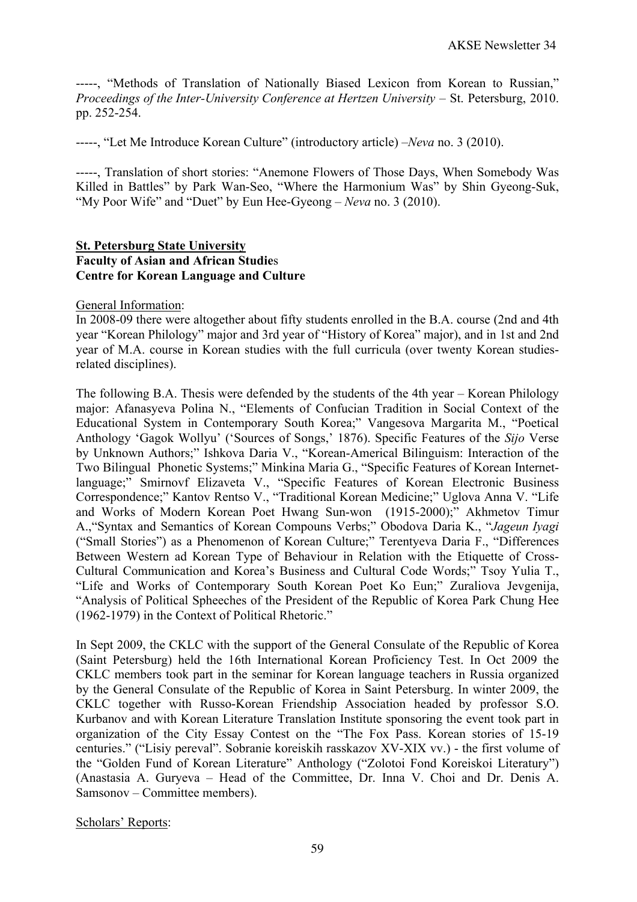-----, "Methods of Translation of Nationally Biased Lexicon from Korean to Russian," *Proceedings of the Inter-University Conference at Hertzen University* – St. Petersburg, 2010. pp. 252-254.

-----, "Let Me Introduce Korean Culture" (introductory article) –*Neva* no. 3 (2010).

-----, Translation of short stories: "Anemone Flowers of Those Days, When Somebody Was Killed in Battles" by Park Wan-Seo, "Where the Harmonium Was" by Shin Gyeong-Suk, "My Poor Wife" and "Duet" by Eun Hee-Gyeong – *Neva* no. 3 (2010).

**St. Petersburg State University**
**Faculty of Asian and African Studie**s
**Centre for Korean Language and Culture**

General Information:
In 2008-09 there were altogether about fifty students enrolled in the B.A. course (2nd and 4th year "Korean Philology" major and 3rd year of "History of Korea" major), and in 1st and 2nd year of M.A. course in Korean studies with the full curricula (over twenty Korean studies-related disciplines).

The following B.A. Thesis were defended by the students of the 4th year – Korean Philology major: Afanasyeva Polina N., "Elements of Confucian Tradition in Social Context of the Educational System in Contemporary South Korea;" Vangesova Margarita M., "Poetical Anthology 'Gagok Wollyu' ('Sources of Songs,' 1876). Specific Features of the *Sijo* Verse by Unknown Authors;" Ishkova Daria V., "Korean-Americal Bilinguism: Interaction of the Two Bilingual Phonetic Systems;" Minkina Maria G., "Specific Features of Korean Internet-language;" Smirnovf Elizaveta V., "Specific Features of Korean Electronic Business Correspondence;" Kantov Rentso V., "Traditional Korean Medicine;" Uglova Anna V. "Life and Works of Modern Korean Poet Hwang Sun-won (1915-2000);" Akhmetov Timur A.,"Syntax and Semantics of Korean Compouns Verbs;" Obodova Daria K., "*Jageun Iyagi* ("Small Stories") as a Phenomenon of Korean Culture;" Terentyeva Daria F., "Differences Between Western ad Korean Type of Behaviour in Relation with the Etiquette of Cross-Cultural Communication and Korea's Business and Cultural Code Words;" Tsoy Yulia T., "Life and Works of Contemporary South Korean Poet Ko Eun;" Zuraliova Jevgenija, "Analysis of Political Spheeches of the President of the Republic of Korea Park Chung Hee (1962-1979) in the Context of Political Rhetoric."

In Sept 2009, the CKLC with the support of the General Consulate of the Republic of Korea (Saint Petersburg) held the 16th International Korean Proficiency Test. In Oct 2009 the CKLC members took part in the seminar for Korean language teachers in Russia organized by the General Consulate of the Republic of Korea in Saint Petersburg. In winter 2009, the CKLC together with Russo-Korean Friendship Association headed by professor S.O. Kurbanov and with Korean Literature Translation Institute sponsoring the event took part in organization of the City Essay Contest on the "The Fox Pass. Korean stories of 15-19 centuries." ("Lisiy pereval". Sobranie koreiskih rasskazov XV-XIX vv.) - the first volume of the "Golden Fund of Korean Literature" Anthology ("Zolotoi Fond Koreiskoi Literatury") (Anastasia A. Guryeva – Head of the Committee, Dr. Inna V. Choi and Dr. Denis A. Samsonov – Committee members).

Scholars' Reports: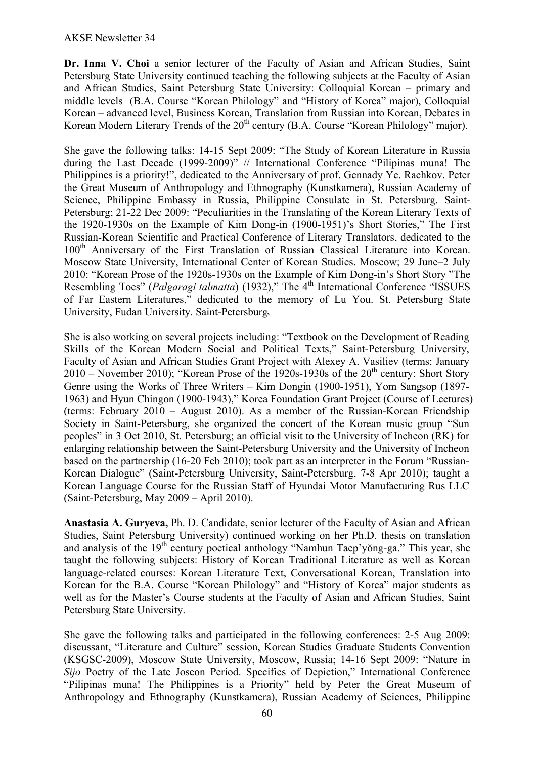**Dr. Inna V. Choi** a senior lecturer of the Faculty of Asian and African Studies, Saint Petersburg State University continued teaching the following subjects at the Faculty of Asian and African Studies, Saint Petersburg State University: Colloquial Korean – primary and middle levels (B.A. Course "Korean Philology" and "History of Korea" major), Colloquial Korean – advanced level, Business Korean, Translation from Russian into Korean, Debates in Korean Modern Literary Trends of the 20th century (B.A. Course "Korean Philology" major).

She gave the following talks: 14-15 Sept 2009: "The Study of Korean Literature in Russia during the Last Decade (1999-2009)" // International Conference "Pilipinas muna! The Philippines is a priority!", dedicated to the Anniversary of prof. Gennady Ye. Rachkov. Peter the Great Museum of Anthropology and Ethnography (Kunstkamera), Russian Academy of Science, Philippine Embassy in Russia, Philippine Consulate in St. Petersburg. Saint-Petersburg; 21-22 Dec 2009: "Peculiarities in the Translating of the Korean Literary Texts of the 1920-1930s on the Example of Kim Dong-in (1900-1951)'s Short Stories," The First Russian-Korean Scientific and Practical Conference of Literary Translators, dedicated to the 100th Anniversary of the First Translation of Russian Classical Literature into Korean. Moscow State University, International Center of Korean Studies. Moscow; 29 June–2 July 2010: "Korean Prose of the 1920s-1930s on the Example of Kim Dong-in's Short Story "The Resembling Toes" (*Palgaragi talmatta*) (1932)," The 4th International Conference "ISSUES of Far Eastern Literatures," dedicated to the memory of Lu You. St. Petersburg State University, Fudan University. Saint-Petersburg.

She is also working on several projects including: "Textbook on the Development of Reading Skills of the Korean Modern Social and Political Texts," Saint-Petersburg University, Faculty of Asian and African Studies Grant Project with Alexey A. Vasiliev (terms: January 2010 – November 2010); "Korean Prose of the 1920s-1930s of the 20th century: Short Story Genre using the Works of Three Writers – Kim Dongin (1900-1951), Yom Sangsop (1897-1963) and Hyun Chingon (1900-1943)," Korea Foundation Grant Project (Course of Lectures) (terms: February 2010 – August 2010). As a member of the Russian-Korean Friendship Society in Saint-Petersburg, she organized the concert of the Korean music group "Sun peoples" in 3 Oct 2010, St. Petersburg; an official visit to the University of Incheon (RK) for enlarging relationship between the Saint-Petersburg University and the University of Incheon based on the partnership (16-20 Feb 2010); took part as an interpreter in the Forum "Russian-Korean Dialogue" (Saint-Petersburg University, Saint-Petersburg, 7-8 Apr 2010); taught a Korean Language Course for the Russian Staff of Hyundai Motor Manufacturing Rus LLC (Saint-Petersburg, May 2009 – April 2010).

**Anastasia A. Guryeva,** Ph. D. Candidate, senior lecturer of the Faculty of Asian and African Studies, Saint Petersburg University) continued working on her Ph.D. thesis on translation and analysis of the 19th century poetical anthology "Namhun Taep'yŏng-ga." This year, she taught the following subjects: History of Korean Traditional Literature as well as Korean language-related courses: Korean Literature Text, Conversational Korean, Translation into Korean for the B.A. Course "Korean Philology" and "History of Korea" major students as well as for the Master's Course students at the Faculty of Asian and African Studies, Saint Petersburg State University.

She gave the following talks and participated in the following conferences: 2-5 Aug 2009: discussant, "Literature and Culture" session, Korean Studies Graduate Students Convention (KSGSC-2009), Moscow State University, Moscow, Russia; 14-16 Sept 2009: "Nature in *Sijo* Poetry of the Late Joseon Period. Specifics of Depiction," International Conference "Pilipinas muna! The Philippines is a Priority" held by Peter the Great Museum of Anthropology and Ethnography (Kunstkamera), Russian Academy of Sciences, Philippine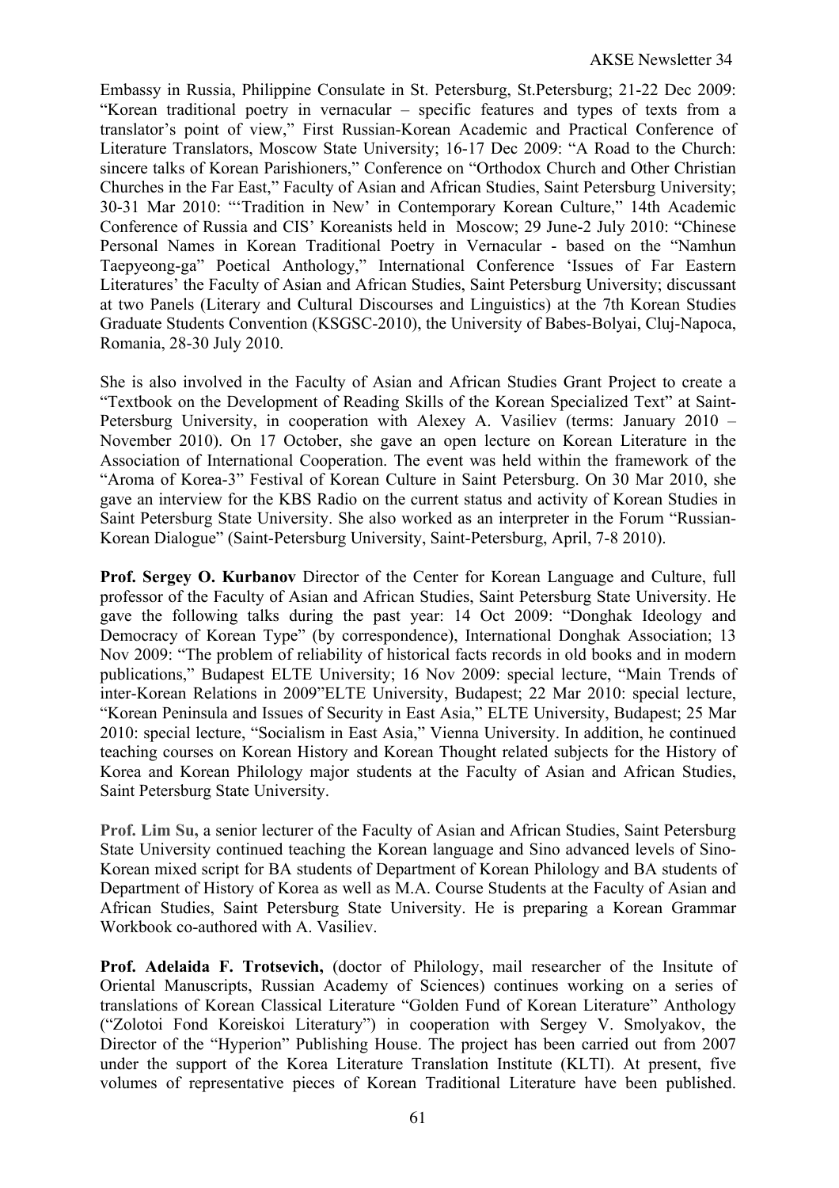Embassy in Russia, Philippine Consulate in St. Petersburg, St.Petersburg; 21-22 Dec 2009: "Korean traditional poetry in vernacular – specific features and types of texts from a translator's point of view," First Russian-Korean Academic and Practical Conference of Literature Translators, Moscow State University; 16-17 Dec 2009: "A Road to the Church: sincere talks of Korean Parishioners," Conference on "Orthodox Church and Other Christian Churches in the Far East," Faculty of Asian and African Studies, Saint Petersburg University; 30-31 Mar 2010: "'Tradition in New' in Contemporary Korean Culture," 14th Academic Conference of Russia and CIS' Koreanists held in Moscow; 29 June-2 July 2010: "Chinese Personal Names in Korean Traditional Poetry in Vernacular - based on the "Namhun Taepyeong-ga" Poetical Anthology," International Conference 'Issues of Far Eastern Literatures' the Faculty of Asian and African Studies, Saint Petersburg University; discussant at two Panels (Literary and Cultural Discourses and Linguistics) at the 7th Korean Studies Graduate Students Convention (KSGSC-2010), the University of Babes-Bolyai, Cluj-Napoca, Romania, 28-30 July 2010.

She is also involved in the Faculty of Asian and African Studies Grant Project to create a "Textbook on the Development of Reading Skills of the Korean Specialized Text" at Saint-Petersburg University, in cooperation with Alexey A. Vasiliev (terms: January 2010 – November 2010). On 17 October, she gave an open lecture on Korean Literature in the Association of International Cooperation. The event was held within the framework of the "Aroma of Korea-3" Festival of Korean Culture in Saint Petersburg. On 30 Mar 2010, she gave an interview for the KBS Radio on the current status and activity of Korean Studies in Saint Petersburg State University. She also worked as an interpreter in the Forum "Russian-Korean Dialogue" (Saint-Petersburg University, Saint-Petersburg, April, 7-8 2010).

**Prof. Sergey O. Kurbanov** Director of the Center for Korean Language and Culture, full professor of the Faculty of Asian and African Studies, Saint Petersburg State University. He gave the following talks during the past year: 14 Oct 2009: "Donghak Ideology and Democracy of Korean Type" (by correspondence), International Donghak Association; 13 Nov 2009: "The problem of reliability of historical facts records in old books and in modern publications," Budapest ELTE University; 16 Nov 2009: special lecture, "Main Trends of inter-Korean Relations in 2009"ELTE University, Budapest; 22 Mar 2010: special lecture, "Korean Peninsula and Issues of Security in East Asia," ELTE University, Budapest; 25 Mar 2010: special lecture, "Socialism in East Asia," Vienna University. In addition, he continued teaching courses on Korean History and Korean Thought related subjects for the History of Korea and Korean Philology major students at the Faculty of Asian and African Studies, Saint Petersburg State University.

**Prof. Lim Su,** a senior lecturer of the Faculty of Asian and African Studies, Saint Petersburg State University continued teaching the Korean language and Sino advanced levels of Sino-Korean mixed script for BA students of Department of Korean Philology and BA students of Department of History of Korea as well as M.A. Course Students at the Faculty of Asian and African Studies, Saint Petersburg State University. He is preparing a Korean Grammar Workbook co-authored with A. Vasiliev.

**Prof. Adelaida F. Trotsevich,** (doctor of Philology, mail researcher of the Insitute of Oriental Manuscripts, Russian Academy of Sciences) continues working on a series of translations of Korean Classical Literature "Golden Fund of Korean Literature" Anthology ("Zolotoi Fond Koreiskoi Literatury") in cooperation with Sergey V. Smolyakov, the Director of the "Hyperion" Publishing House. The project has been carried out from 2007 under the support of the Korea Literature Translation Institute (KLTI). At present, five volumes of representative pieces of Korean Traditional Literature have been published.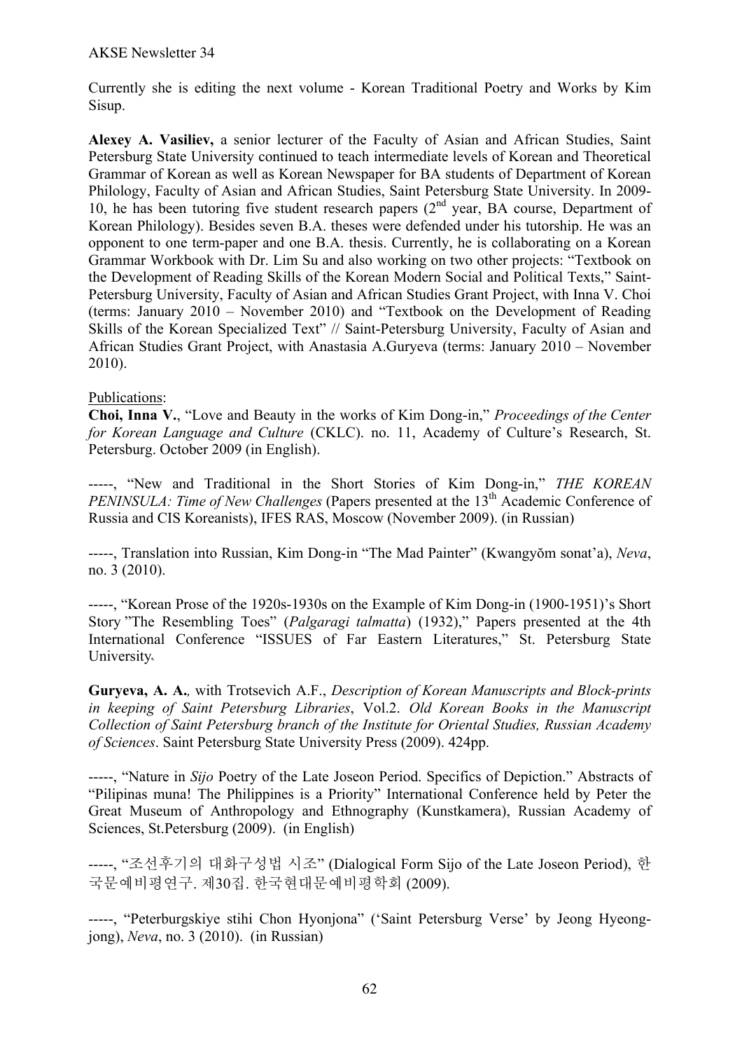Currently she is editing the next volume - Korean Traditional Poetry and Works by Kim Sisup.

**Alexey A. Vasiliev,** a senior lecturer of the Faculty of Asian and African Studies, Saint Petersburg State University continued to teach intermediate levels of Korean and Theoretical Grammar of Korean as well as Korean Newspaper for BA students of Department of Korean Philology, Faculty of Asian and African Studies, Saint Petersburg State University. In 2009-10, he has been tutoring five student research papers (2nd year, BA course, Department of Korean Philology). Besides seven B.A. theses were defended under his tutorship. He was an opponent to one term-paper and one B.A. thesis. Currently, he is collaborating on a Korean Grammar Workbook with Dr. Lim Su and also working on two other projects: "Textbook on the Development of Reading Skills of the Korean Modern Social and Political Texts," Saint-Petersburg University, Faculty of Asian and African Studies Grant Project, with Inna V. Choi (terms: January 2010 – November 2010) and "Textbook on the Development of Reading Skills of the Korean Specialized Text" // Saint-Petersburg University, Faculty of Asian and African Studies Grant Project, with Anastasia A.Guryeva (terms: January 2010 – November 2010).

Publications:

**Choi, Inna V.**, "Love and Beauty in the works of Kim Dong-in," *Proceedings of the Center for Korean Language and Culture* (CKLC). no. 11, Academy of Culture's Research, St. Petersburg. October 2009 (in English).

-----, "New and Traditional in the Short Stories of Kim Dong-in," *THE KOREAN PENINSULA: Time of New Challenges* (Papers presented at the 13th Academic Conference of Russia and CIS Koreanists), IFES RAS, Moscow (November 2009). (in Russian)

-----, Translation into Russian, Kim Dong-in "The Mad Painter" (Kwangyŏm sonat'a), *Neva*, no. 3 (2010).

-----, "Korean Prose of the 1920s-1930s on the Example of Kim Dong-in (1900-1951)'s Short Story "The Resembling Toes" (*Palgaragi talmatta*) (1932)," Papers presented at the 4th International Conference "ISSUES of Far Eastern Literatures," St. Petersburg State University.

**Guryeva, A. A.**, with Trotsevich A.F., *Description of Korean Manuscripts and Block-prints in keeping of Saint Petersburg Libraries*, Vol.2. *Old Korean Books in the Manuscript Collection of Saint Petersburg branch of the Institute for Oriental Studies, Russian Academy of Sciences*. Saint Petersburg State University Press (2009). 424pp.

-----, "Nature in *Sijo* Poetry of the Late Joseon Period. Specifics of Depiction." Abstracts of "Pilipinas muna! The Philippines is a Priority" International Conference held by Peter the Great Museum of Anthropology and Ethnography (Kunstkamera), Russian Academy of Sciences, St.Petersburg (2009). (in English)

-----, "조선후기의 대화구성법 시조" (Dialogical Form Sijo of the Late Joseon Period), 한국문예비평연구. 제30집. 한국현대문예비평학회 (2009).

-----, "Peterburgskiye stihi Chon Hyonjona" ('Saint Petersburg Verse' by Jeong Hyeong-jong), *Neva*, no. 3 (2010). (in Russian)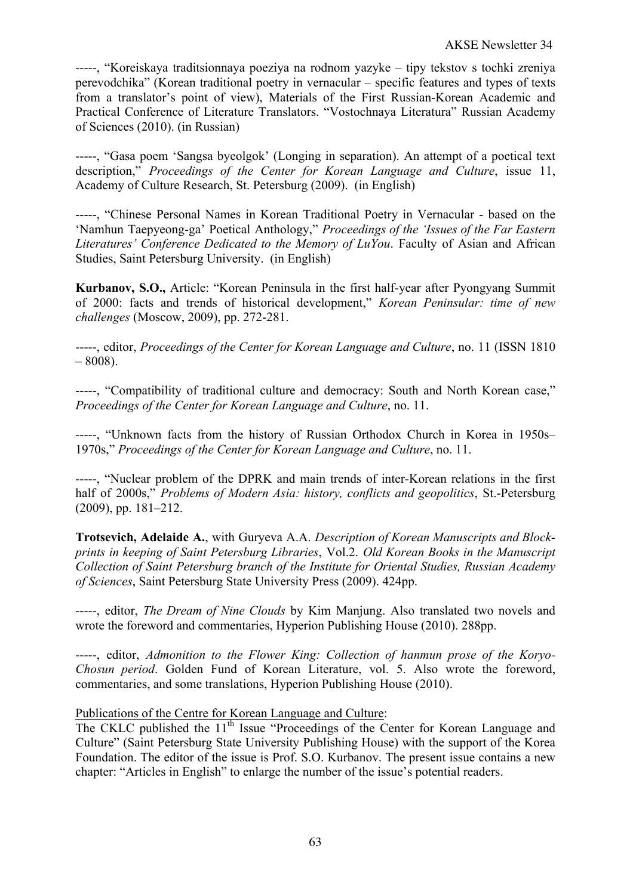-----, "Koreiskaya traditsionnaya poeziya na rodnom yazyke – tipy tekstov s tochki zreniya perevodchika" (Korean traditional poetry in vernacular – specific features and types of texts from a translator's point of view), Materials of the First Russian-Korean Academic and Practical Conference of Literature Translators. "Vostochnaya Literatura" Russian Academy of Sciences (2010). (in Russian)

-----, "Gasa poem 'Sangsa byeolgok' (Longing in separation). An attempt of a poetical text description," *Proceedings of the Center for Korean Language and Culture*, issue 11, Academy of Culture Research, St. Petersburg (2009). (in English)

-----, "Chinese Personal Names in Korean Traditional Poetry in Vernacular - based on the 'Namhun Taepyeong-ga' Poetical Anthology," *Proceedings of the 'Issues of the Far Eastern Literatures' Conference Dedicated to the Memory of LuYou*. Faculty of Asian and African Studies, Saint Petersburg University. (in English)

**Kurbanov, S.O.,** Article: "Korean Peninsula in the first half-year after Pyongyang Summit of 2000: facts and trends of historical development," *Korean Peninsular: time of new challenges* (Moscow, 2009), pp. 272-281.

-----, editor, *Proceedings of the Center for Korean Language and Culture*, no. 11 (ISSN 1810 – 8008).

-----, "Compatibility of traditional culture and democracy: South and North Korean case," *Proceedings of the Center for Korean Language and Culture*, no. 11.

-----, "Unknown facts from the history of Russian Orthodox Church in Korea in 1950s–1970s," *Proceedings of the Center for Korean Language and Culture*, no. 11.

-----, "Nuclear problem of the DPRK and main trends of inter-Korean relations in the first half of 2000s," *Problems of Modern Asia: history, conflicts and geopolitics*, St.-Petersburg (2009), pp. 181–212.

**Trotsevich, Adelaide A.**, with Guryeva A.A. *Description of Korean Manuscripts and Block-prints in keeping of Saint Petersburg Libraries*, Vol.2. *Old Korean Books in the Manuscript Collection of Saint Petersburg branch of the Institute for Oriental Studies, Russian Academy of Sciences*, Saint Petersburg State University Press (2009). 424pp.

-----, editor, *The Dream of Nine Clouds* by Kim Manjung. Also translated two novels and wrote the foreword and commentaries, Hyperion Publishing House (2010). 288pp.

-----, editor, *Admonition to the Flower King: Collection of hanmun prose of the Koryo-Chosun period*. Golden Fund of Korean Literature, vol. 5. Also wrote the foreword, commentaries, and some translations, Hyperion Publishing House (2010).

Publications of the Centre for Korean Language and Culture:

The CKLC published the 11th Issue "Proceedings of the Center for Korean Language and Culture" (Saint Petersburg State University Publishing House) with the support of the Korea Foundation. The editor of the issue is Prof. S.O. Kurbanov. The present issue contains a new chapter: "Articles in English" to enlarge the number of the issue's potential readers.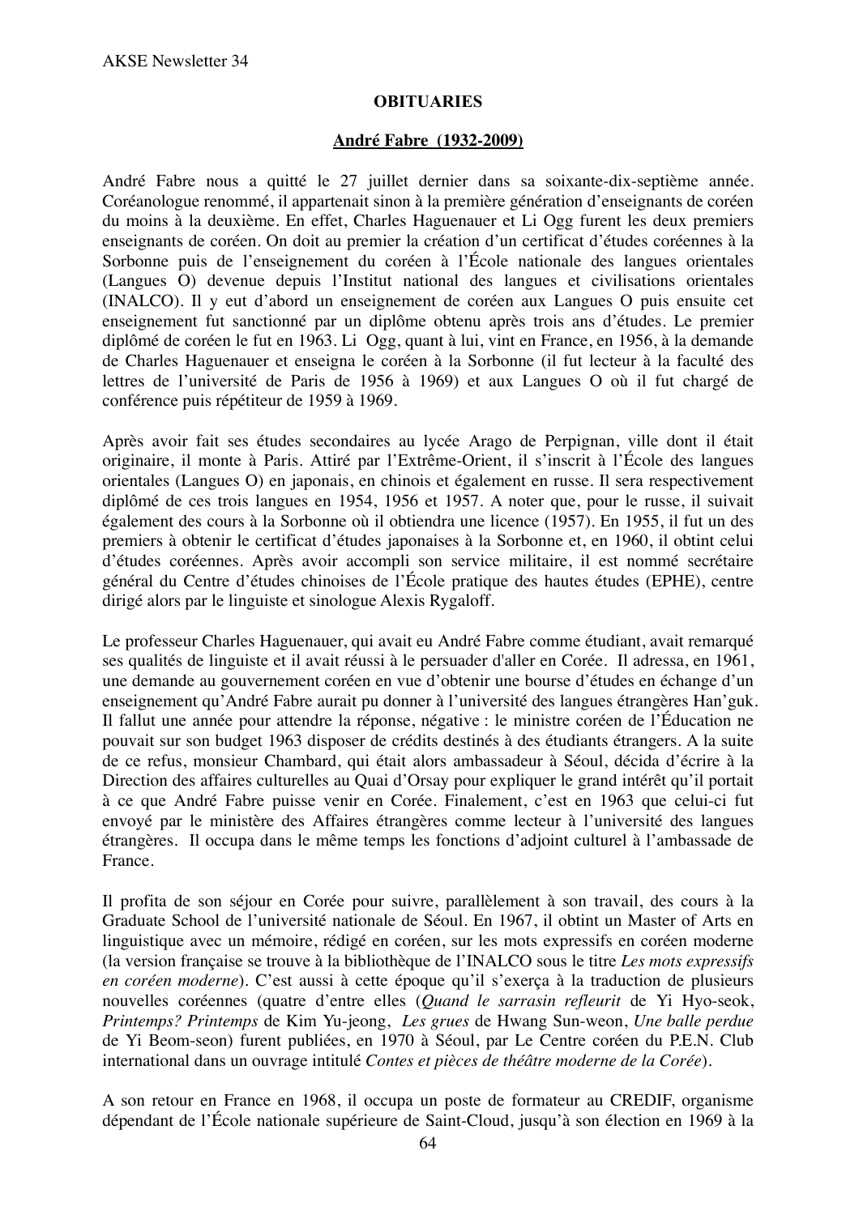## OBITUARIES

### André Fabre (1932-2009)

André Fabre nous a quitté le 27 juillet dernier dans sa soixante-dix-septième année. Coréanologue renommé, il appartenait sinon à la première génération d'enseignants de coréen du moins à la deuxième. En effet, Charles Haguenauer et Li Ogg furent les deux premiers enseignants de coréen. On doit au premier la création d'un certificat d'études coréennes à la Sorbonne puis de l'enseignement du coréen à l'École nationale des langues orientales (Langues O) devenue depuis l'Institut national des langues et civilisations orientales (INALCO). Il y eut d'abord un enseignement de coréen aux Langues O puis ensuite cet enseignement fut sanctionné par un diplôme obtenu après trois ans d'études. Le premier diplômé de coréen le fut en 1963. Li Ogg, quant à lui, vint en France, en 1956, à la demande de Charles Haguenauer et enseigna le coréen à la Sorbonne (il fut lecteur à la faculté des lettres de l'université de Paris de 1956 à 1969) et aux Langues O où il fut chargé de conférence puis répétiteur de 1959 à 1969.

Après avoir fait ses études secondaires au lycée Arago de Perpignan, ville dont il était originaire, il monte à Paris. Attiré par l'Extrême-Orient, il s'inscrit à l'École des langues orientales (Langues O) en japonais, en chinois et également en russe. Il sera respectivement diplômé de ces trois langues en 1954, 1956 et 1957. A noter que, pour le russe, il suivait également des cours à la Sorbonne où il obtiendra une licence (1957). En 1955, il fut un des premiers à obtenir le certificat d'études japonaises à la Sorbonne et, en 1960, il obtint celui d'études coréennes. Après avoir accompli son service militaire, il est nommé secrétaire général du Centre d'études chinoises de l'École pratique des hautes études (EPHE), centre dirigé alors par le linguiste et sinologue Alexis Rygaloff.

Le professeur Charles Haguenauer, qui avait eu André Fabre comme étudiant, avait remarqué ses qualités de linguiste et il avait réussi à le persuader d'aller en Corée. Il adressa, en 1961, une demande au gouvernement coréen en vue d'obtenir une bourse d'études en échange d'un enseignement qu'André Fabre aurait pu donner à l'université des langues étrangères Han'guk. Il fallut une année pour attendre la réponse, négative : le ministre coréen de l'Éducation ne pouvait sur son budget 1963 disposer de crédits destinés à des étudiants étrangers. A la suite de ce refus, monsieur Chambard, qui était alors ambassadeur à Séoul, décida d'écrire à la Direction des affaires culturelles au Quai d'Orsay pour expliquer le grand intérêt qu'il portait à ce qu'André Fabre puisse venir en Corée. Finalement, c'est en 1963 que celui-ci fut envoyé par le ministère des Affaires étrangères comme lecteur à l'université des langues étrangères. Il occupa dans le même temps les fonctions d'adjoint culturel à l'ambassade de France.

Il profita de son séjour en Corée pour suivre, parallèlement à son travail, des cours à la Graduate School de l'université nationale de Séoul. En 1967, il obtint un Master of Arts en linguistique avec un mémoire, rédigé en coréen, sur les mots expressifs en coréen moderne (la version française se trouve à la bibliothèque de l'INALCO sous le titre *Les mots expressifs en coréen moderne*). C'est aussi à cette époque qu'il s'exerça à la traduction de plusieurs nouvelles coréennes (quatre d'entre elles (*Quand le sarrasin refleurit* de Yi Hyo-seok, *Printemps? Printemps* de Kim Yu-jeong, *Les grues* de Hwang Sun-weon, *Une balle perdue* de Yi Beom-seon) furent publiées, en 1970 à Séoul, par Le Centre coréen du P.E.N. Club international dans un ouvrage intitulé *Contes et pièces de théâtre moderne de la Corée*).

A son retour en France en 1968, il occupa un poste de formateur au CREDIF, organisme dépendant de l'École nationale supérieure de Saint-Cloud, jusqu'à son élection en 1969 à la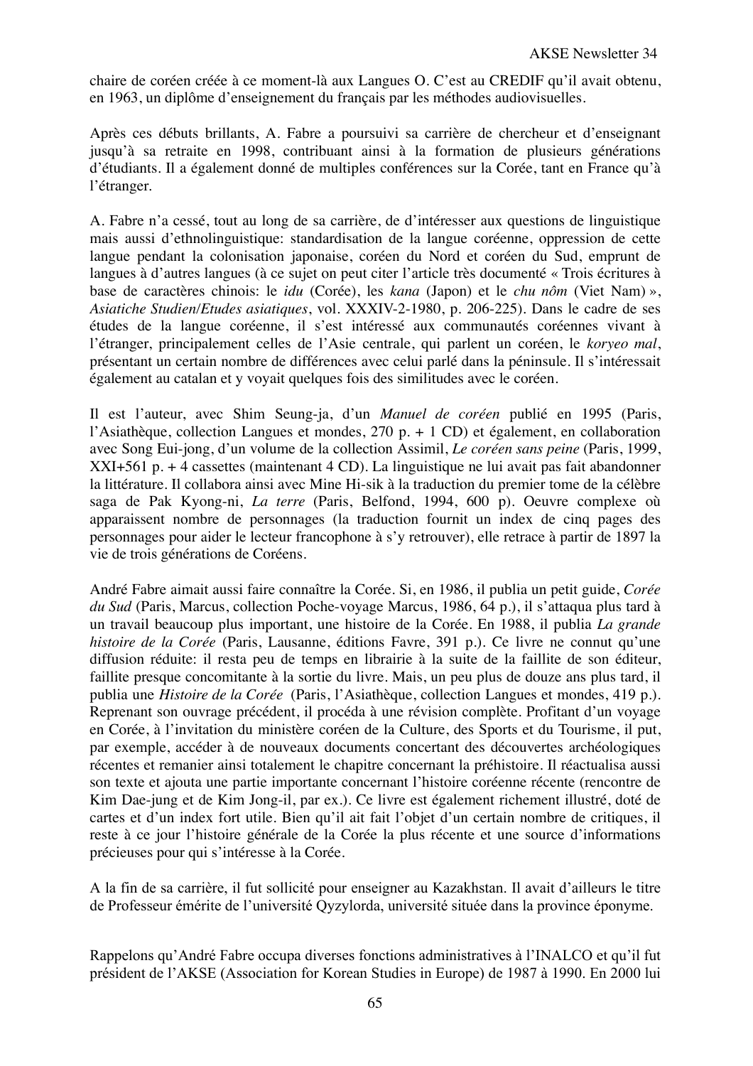chaire de coréen créée à ce moment-là aux Langues O. C'est au CREDIF qu'il avait obtenu, en 1963, un diplôme d'enseignement du français par les méthodes audiovisuelles.

Après ces débuts brillants, A. Fabre a poursuivi sa carrière de chercheur et d'enseignant jusqu'à sa retraite en 1998, contribuant ainsi à la formation de plusieurs générations d'étudiants. Il a également donné de multiples conférences sur la Corée, tant en France qu'à l'étranger.

A. Fabre n'a cessé, tout au long de sa carrière, de d'intéresser aux questions de linguistique mais aussi d'ethnolinguistique: standardisation de la langue coréenne, oppression de cette langue pendant la colonisation japonaise, coréen du Nord et coréen du Sud, emprunt de langues à d'autres langues (à ce sujet on peut citer l'article très documenté « Trois écritures à base de caractères chinois: le *idu* (Corée), les *kana* (Japon) et le *chu nôm* (Viet Nam) », *Asiatiche Studien/Etudes asiatiques*, vol. XXXIV-2-1980, p. 206-225). Dans le cadre de ses études de la langue coréenne, il s'est intéressé aux communautés coréennes vivant à l'étranger, principalement celles de l'Asie centrale, qui parlent un coréen, le *koryeo mal*, présentant un certain nombre de différences avec celui parlé dans la péninsule. Il s'intéressait également au catalan et y voyait quelques fois des similitudes avec le coréen.

Il est l'auteur, avec Shim Seung-ja, d'un *Manuel de coréen* publié en 1995 (Paris, l'Asiathèque, collection Langues et mondes, 270 p. + 1 CD) et également, en collaboration avec Song Eui-jong, d'un volume de la collection Assimil, *Le coréen sans peine* (Paris, 1999, XXI+561 p. + 4 cassettes (maintenant 4 CD). La linguistique ne lui avait pas fait abandonner la littérature. Il collabora ainsi avec Mine Hi-sik à la traduction du premier tome de la célèbre saga de Pak Kyong-ni, *La terre* (Paris, Belfond, 1994, 600 p). Oeuvre complexe où apparaissent nombre de personnages (la traduction fournit un index de cinq pages des personnages pour aider le lecteur francophone à s'y retrouver), elle retrace à partir de 1897 la vie de trois générations de Coréens.

André Fabre aimait aussi faire connaître la Corée. Si, en 1986, il publia un petit guide, *Corée du Sud* (Paris, Marcus, collection Poche-voyage Marcus, 1986, 64 p.), il s'attaqua plus tard à un travail beaucoup plus important, une histoire de la Corée. En 1988, il publia *La grande histoire de la Corée* (Paris, Lausanne, éditions Favre, 391 p.). Ce livre ne connut qu'une diffusion réduite: il resta peu de temps en librairie à la suite de la faillite de son éditeur, faillite presque concomitante à la sortie du livre. Mais, un peu plus de douze ans plus tard, il publia une *Histoire de la Corée* (Paris, l'Asiathèque, collection Langues et mondes, 419 p.). Reprenant son ouvrage précédent, il procéda à une révision complète. Profitant d'un voyage en Corée, à l'invitation du ministère coréen de la Culture, des Sports et du Tourisme, il put, par exemple, accéder à de nouveaux documents concertant des découvertes archéologiques récentes et remanier ainsi totalement le chapitre concernant la préhistoire. Il réactualisa aussi son texte et ajouta une partie importante concernant l'histoire coréenne récente (rencontre de Kim Dae-jung et de Kim Jong-il, par ex.). Ce livre est également richement illustré, doté de cartes et d'un index fort utile. Bien qu'il ait fait l'objet d'un certain nombre de critiques, il reste à ce jour l'histoire générale de la Corée la plus récente et une source d'informations précieuses pour qui s'intéresse à la Corée.

A la fin de sa carrière, il fut sollicité pour enseigner au Kazakhstan. Il avait d'ailleurs le titre de Professeur émérite de l'université Qyzylorda, université située dans la province éponyme.

Rappelons qu'André Fabre occupa diverses fonctions administratives à l'INALCO et qu'il fut président de l'AKSE (Association for Korean Studies in Europe) de 1987 à 1990. En 2000 lui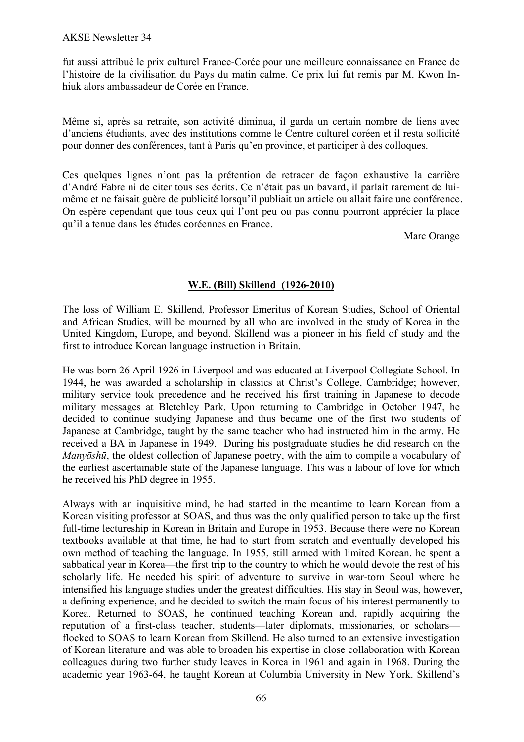fut aussi attribué le prix culturel France-Corée pour une meilleure connaissance en France de l'histoire de la civilisation du Pays du matin calme. Ce prix lui fut remis par M. Kwon In-hiuk alors ambassadeur de Corée en France.

Même si, après sa retraite, son activité diminua, il garda un certain nombre de liens avec d'anciens étudiants, avec des institutions comme le Centre culturel coréen et il resta sollicité pour donner des conférences, tant à Paris qu'en province, et participer à des colloques.

Ces quelques lignes n'ont pas la prétention de retracer de façon exhaustive la carrière d'André Fabre ni de citer tous ses écrits. Ce n'était pas un bavard, il parlait rarement de lui-même et ne faisait guère de publicité lorsqu'il publiait un article ou allait faire une conférence. On espère cependant que tous ceux qui l'ont peu ou pas connu pourront apprécier la place qu'il a tenue dans les études coréennes en France.

Marc Orange

## W.E. (Bill) Skillend (1926-2010)

The loss of William E. Skillend, Professor Emeritus of Korean Studies, School of Oriental and African Studies, will be mourned by all who are involved in the study of Korea in the United Kingdom, Europe, and beyond. Skillend was a pioneer in his field of study and the first to introduce Korean language instruction in Britain.

He was born 26 April 1926 in Liverpool and was educated at Liverpool Collegiate School. In 1944, he was awarded a scholarship in classics at Christ's College, Cambridge; however, military service took precedence and he received his first training in Japanese to decode military messages at Bletchley Park. Upon returning to Cambridge in October 1947, he decided to continue studying Japanese and thus became one of the first two students of Japanese at Cambridge, taught by the same teacher who had instructed him in the army. He received a BA in Japanese in 1949. During his postgraduate studies he did research on the *Manyōshū*, the oldest collection of Japanese poetry, with the aim to compile a vocabulary of the earliest ascertainable state of the Japanese language. This was a labour of love for which he received his PhD degree in 1955.

Always with an inquisitive mind, he had started in the meantime to learn Korean from a Korean visiting professor at SOAS, and thus was the only qualified person to take up the first full-time lectureship in Korean in Britain and Europe in 1953. Because there were no Korean textbooks available at that time, he had to start from scratch and eventually developed his own method of teaching the language. In 1955, still armed with limited Korean, he spent a sabbatical year in Korea—the first trip to the country to which he would devote the rest of his scholarly life. He needed his spirit of adventure to survive in war-torn Seoul where he intensified his language studies under the greatest difficulties. His stay in Seoul was, however, a defining experience, and he decided to switch the main focus of his interest permanently to Korea. Returned to SOAS, he continued teaching Korean and, rapidly acquiring the reputation of a first-class teacher, students—later diplomats, missionaries, or scholars—flocked to SOAS to learn Korean from Skillend. He also turned to an extensive investigation of Korean literature and was able to broaden his expertise in close collaboration with Korean colleagues during two further study leaves in Korea in 1961 and again in 1968. During the academic year 1963-64, he taught Korean at Columbia University in New York. Skillend's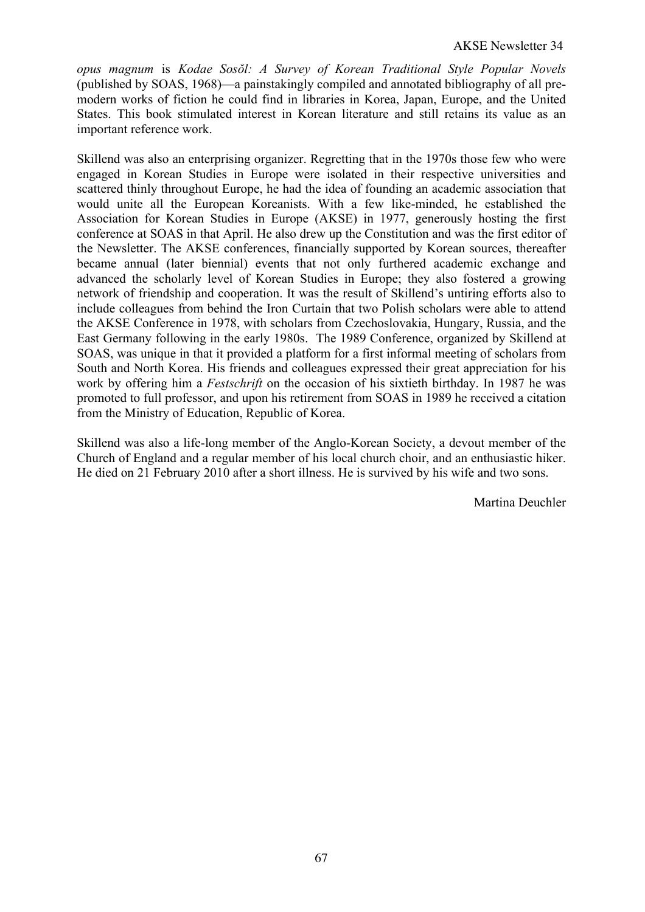*opus magnum* is *Kodae Sosŏl: A Survey of Korean Traditional Style Popular Novels* (published by SOAS, 1968)—a painstakingly compiled and annotated bibliography of all pre-modern works of fiction he could find in libraries in Korea, Japan, Europe, and the United States. This book stimulated interest in Korean literature and still retains its value as an important reference work.

Skillend was also an enterprising organizer. Regretting that in the 1970s those few who were engaged in Korean Studies in Europe were isolated in their respective universities and scattered thinly throughout Europe, he had the idea of founding an academic association that would unite all the European Koreanists. With a few like-minded, he established the Association for Korean Studies in Europe (AKSE) in 1977, generously hosting the first conference at SOAS in that April. He also drew up the Constitution and was the first editor of the Newsletter. The AKSE conferences, financially supported by Korean sources, thereafter became annual (later biennial) events that not only furthered academic exchange and advanced the scholarly level of Korean Studies in Europe; they also fostered a growing network of friendship and cooperation. It was the result of Skillend's untiring efforts also to include colleagues from behind the Iron Curtain that two Polish scholars were able to attend the AKSE Conference in 1978, with scholars from Czechoslovakia, Hungary, Russia, and the East Germany following in the early 1980s. The 1989 Conference, organized by Skillend at SOAS, was unique in that it provided a platform for a first informal meeting of scholars from South and North Korea. His friends and colleagues expressed their great appreciation for his work by offering him a *Festschrift* on the occasion of his sixtieth birthday. In 1987 he was promoted to full professor, and upon his retirement from SOAS in 1989 he received a citation from the Ministry of Education, Republic of Korea.

Skillend was also a life-long member of the Anglo-Korean Society, a devout member of the Church of England and a regular member of his local church choir, and an enthusiastic hiker. He died on 21 February 2010 after a short illness. He is survived by his wife and two sons.

Martina Deuchler